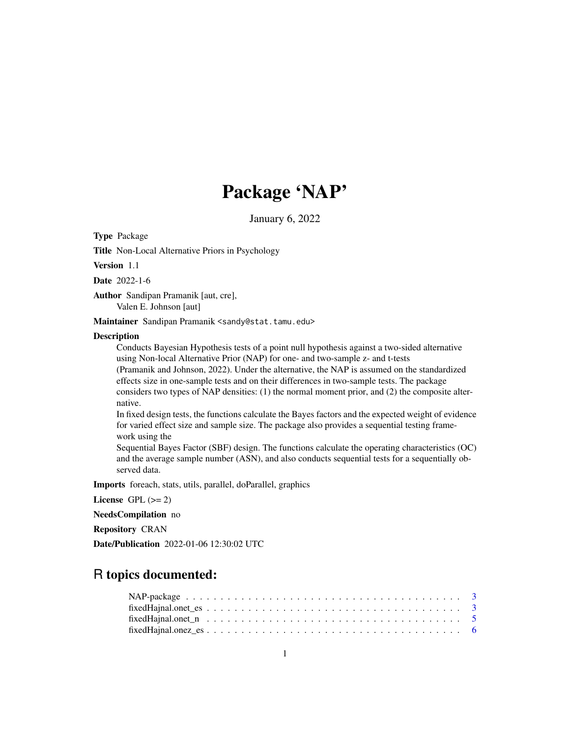# Package 'NAP'

January 6, 2022

**Type** Package

**Title** Non-Local Alternative Priors in Psychology

**Version** 1.1

**Date** 2022-1-6

**Author** Sandipan Pramanik [aut, cre],
Valen E. Johnson [aut]

**Maintainer** Sandipan Pramanik <sandy@stat.tamu.edu>

**Description**
Conducts Bayesian Hypothesis tests of a point null hypothesis against a two-sided alternative using Non-local Alternative Prior (NAP) for one- and two-sample z- and t-tests (Pramanik and Johnson, 2022). Under the alternative, the NAP is assumed on the standardized effects size in one-sample tests and on their differences in two-sample tests. The package considers two types of NAP densities: (1) the normal moment prior, and (2) the composite alternative.
In fixed design tests, the functions calculate the Bayes factors and the expected weight of evidence for varied effect size and sample size. The package also provides a sequential testing framework using the
Sequential Bayes Factor (SBF) design. The functions calculate the operating characteristics (OC) and the average sample number (ASN), and also conducts sequential tests for a sequentially observed data.

**Imports** foreach, stats, utils, parallel, doParallel, graphics

**License** GPL (>= 2)

**NeedsCompilation** no

**Repository** CRAN

**Date/Publication** 2022-01-06 12:30:02 UTC

## R topics documented:

| | |
|---|---|
| NAP-package | 3 |
| fixedHajnal.onet_es | 3 |
| fixedHajnal.onet_n | 5 |
| fixedHajnal.onez_es | 6 |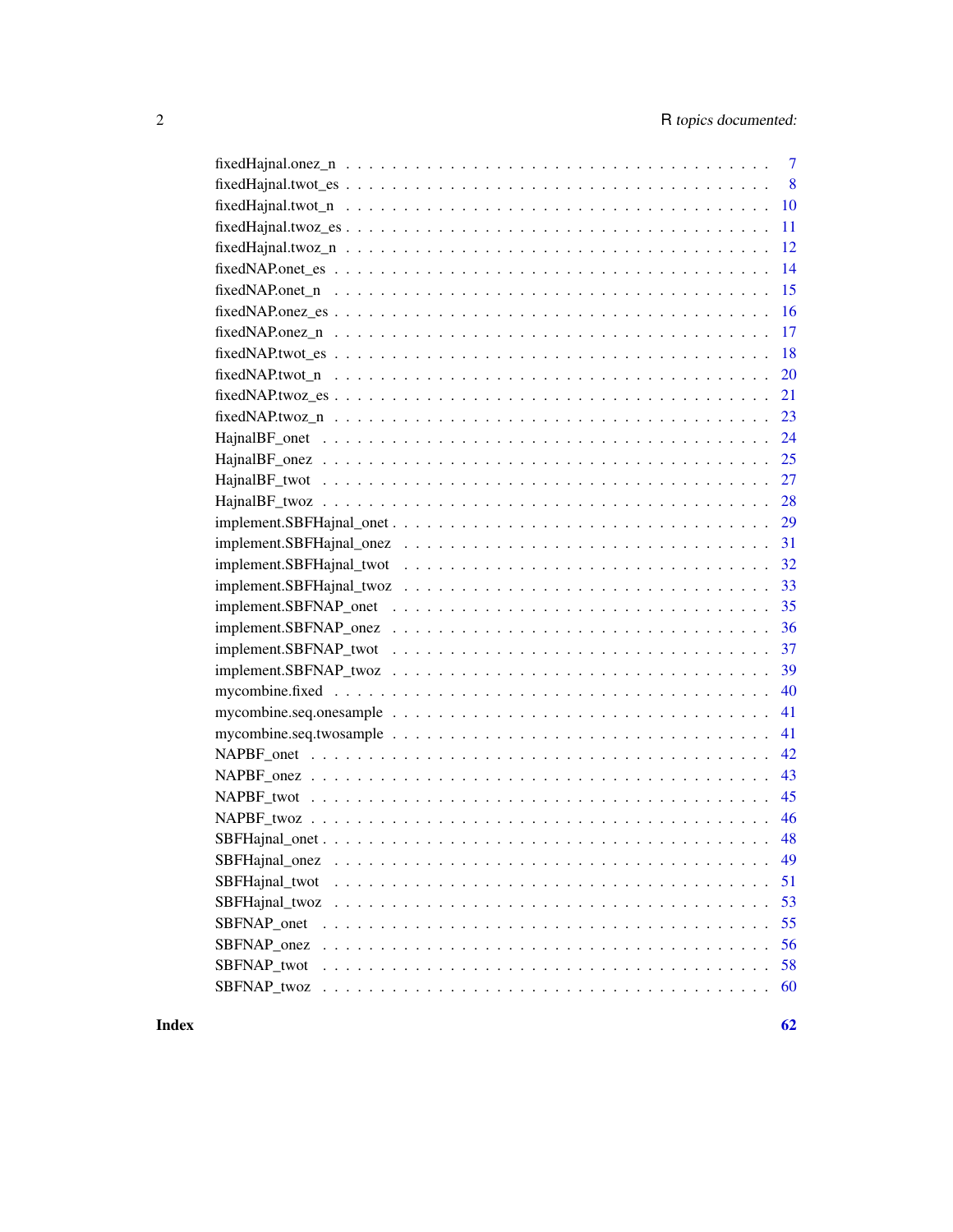| | |
|---|---|
| fixedHajnal.onez_n | 7 |
| fixedHajnal.twot_es | 8 |
| fixedHajnal.twot_n | 10 |
| fixedHajnal.twoz_es | 11 |
| fixedHajnal.twoz_n | 12 |
| fixedNAP.onet_es | 14 |
| fixedNAP.onet_n | 15 |
| fixedNAP.onez_es | 16 |
| fixedNAP.onez_n | 17 |
| fixedNAP.twot_es | 18 |
| fixedNAP.twot_n | 20 |
| fixedNAP.twoz_es | 21 |
| fixedNAP.twoz_n | 23 |
| HajnalBF_onet | 24 |
| HajnalBF_onez | 25 |
| HajnalBF_twot | 27 |
| HajnalBF_twoz | 28 |
| implement.SBFHajnal_onet | 29 |
| implement.SBFHajnal_onez | 31 |
| implement.SBFHajnal_twot | 32 |
| implement.SBFHajnal_twoz | 33 |
| implement.SBFNAP_onet | 35 |
| implement.SBFNAP_onez | 36 |
| implement.SBFNAP_twot | 37 |
| implement.SBFNAP_twoz | 39 |
| mycombine.fixed | 40 |
| mycombine.seq.onesample | 41 |
| mycombine.seq.twosample | 41 |
| NAPBF_onet | 42 |
| NAPBF_onez | 43 |
| NAPBF_twot | 45 |
| NAPBF_twoz | 46 |
| SBFHajnal_onet | 48 |
| SBFHajnal_onez | 49 |
| SBFHajnal_twot | 51 |
| SBFHajnal_twoz | 53 |
| SBFNAP_onet | 55 |
| SBFNAP_onez | 56 |
| SBFNAP_twot | 58 |
| SBFNAP_twoz | 60 |

**Index** **62**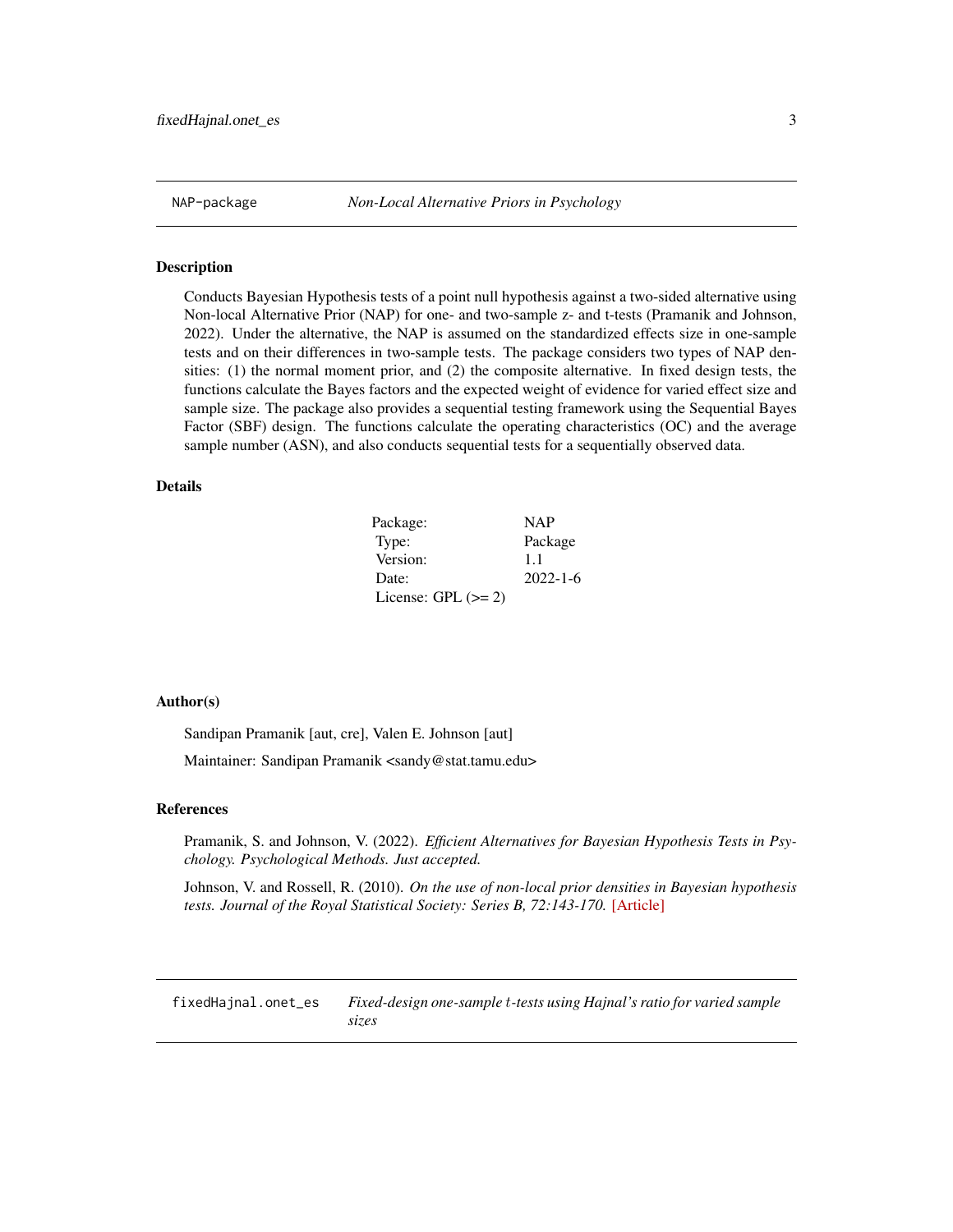NAP-package *Non-Local Alternative Priors in Psychology*

---

### Description

Conducts Bayesian Hypothesis tests of a point null hypothesis against a two-sided alternative using Non-local Alternative Prior (NAP) for one- and two-sample z- and t-tests (Pramanik and Johnson, 2022). Under the alternative, the NAP is assumed on the standardized effects size in one-sample tests and on their differences in two-sample tests. The package considers two types of NAP densities: (1) the normal moment prior, and (2) the composite alternative. In fixed design tests, the functions calculate the Bayes factors and the expected weight of evidence for varied effect size and sample size. The package also provides a sequential testing framework using the Sequential Bayes Factor (SBF) design. The functions calculate the operating characteristics (OC) and the average sample number (ASN), and also conducts sequential tests for a sequentially observed data.

### Details

| | |
|---|---|
| Package: | NAP |
| Type: | Package |
| Version: | 1.1 |
| Date: | 2022-1-6 |
| License: GPL (>= 2) | |

### Author(s)

Sandipan Pramanik [aut, cre], Valen E. Johnson [aut]

Maintainer: Sandipan Pramanik <sandy@stat.tamu.edu>

### References

Pramanik, S. and Johnson, V. (2022). *Efficient Alternatives for Bayesian Hypothesis Tests in Psychology. Psychological Methods. Just accepted.*

Johnson, V. and Rossell, R. (2010). *On the use of non-local prior densities in Bayesian hypothesis tests. Journal of the Royal Statistical Society: Series B, 72:143-170.* [Article]

---

fixedHajnal.onet_es *Fixed-design one-sample $t$-tests using Hajnal's ratio for varied sample sizes*

---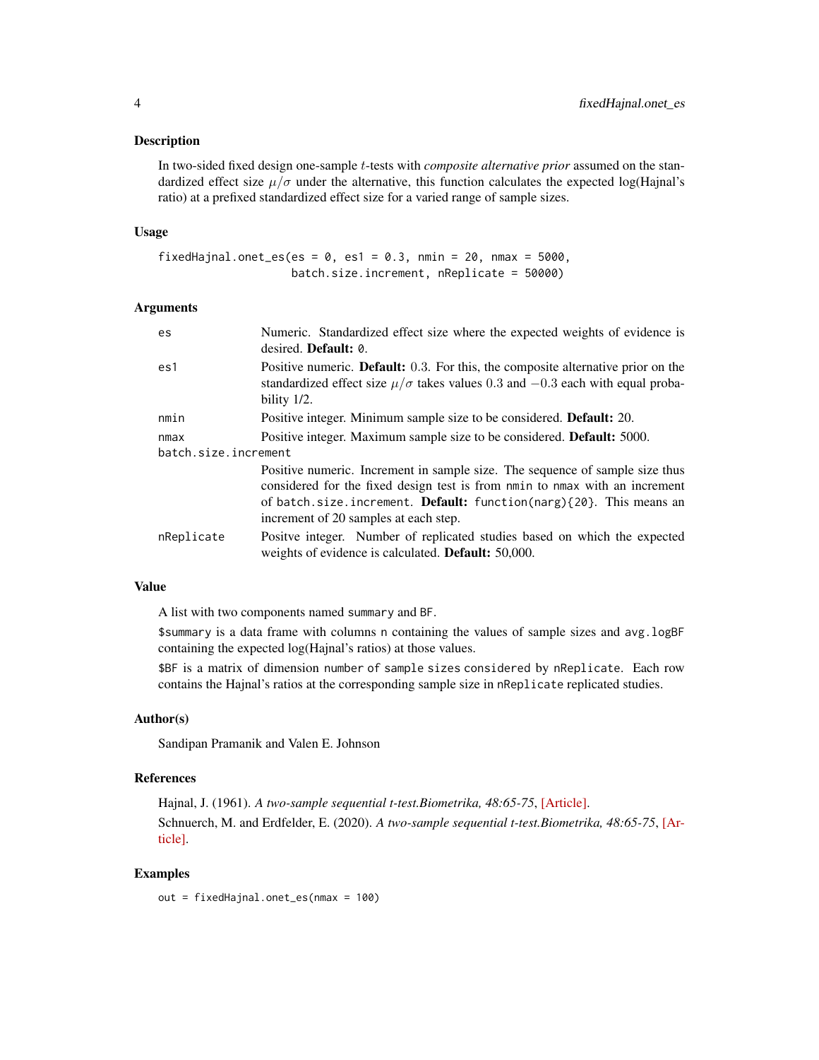## Description

In two-sided fixed design one-sample $t$-tests with *composite alternative prior* assumed on the standardized effect size $\mu/\sigma$ under the alternative, this function calculates the expected log(Hajnal's ratio) at a prefixed standardized effect size for a varied range of sample sizes.

## Usage

```
fixedHajnal.onet_es(es = 0, es1 = 0.3, nmin = 20, nmax = 5000,
                    batch.size.increment, nReplicate = 50000)
```

## Arguments

- `es` — Numeric. Standardized effect size where the expected weights of evidence is desired. **Default:** `0`.
- `es1` — Positive numeric. **Default:** 0.3. For this, the composite alternative prior on the standardized effect size $\mu/\sigma$ takes values $0.3$ and $-0.3$ each with equal probability 1/2.
- `nmin` — Positive integer. Minimum sample size to be considered. **Default:** 20.
- `nmax` — Positive integer. Maximum sample size to be considered. **Default:** 5000.
- `batch.size.increment` — Positive numeric. Increment in sample size. The sequence of sample size thus considered for the fixed design test is from `nmin` to `nmax` with an increment of `batch.size.increment`. **Default:** `function(narg){20}`. This means an increment of 20 samples at each step.
- `nReplicate` — Positve integer. Number of replicated studies based on which the expected weights of evidence is calculated. **Default:** 50,000.

## Value

A list with two components named `summary` and `BF`.

`$summary` is a data frame with columns `n` containing the values of sample sizes and `avg.logBF` containing the expected log(Hajnal's ratios) at those values.

`$BF` is a matrix of dimension `number of sample sizes considered` by `nReplicate`. Each row contains the Hajnal's ratios at the corresponding sample size in `nReplicate` replicated studies.

## Author(s)

Sandipan Pramanik and Valen E. Johnson

## References

Hajnal, J. (1961). *A two-sample sequential t-test.Biometrika, 48:65-75*, [Article].

Schnuerch, M. and Erdfelder, E. (2020). *A two-sample sequential t-test.Biometrika, 48:65-75*, [Article].

## Examples

```
out = fixedHajnal.onet_es(nmax = 100)
```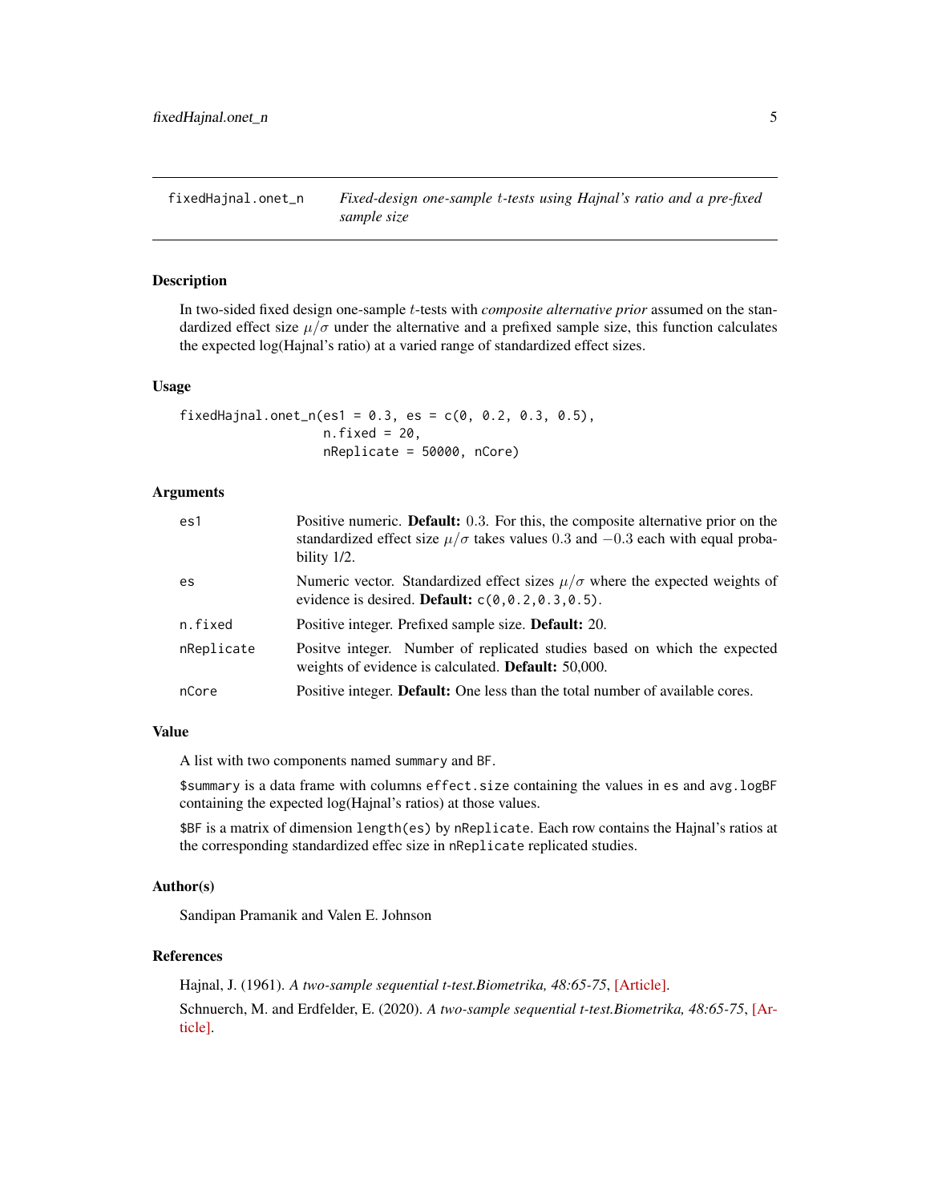## fixedHajnal.onet_n — *Fixed-design one-sample $t$-tests using Hajnal's ratio and a pre-fixed sample size*

### Description

In two-sided fixed design one-sample $t$-tests with *composite alternative prior* assumed on the standardized effect size $\mu/\sigma$ under the alternative and a prefixed sample size, this function calculates the expected log(Hajnal's ratio) at a varied range of standardized effect sizes.

### Usage

```
fixedHajnal.onet_n(es1 = 0.3, es = c(0, 0.2, 0.3, 0.5),
                   n.fixed = 20,
                   nReplicate = 50000, nCore)
```

### Arguments

| | |
|---|---|
| es1 | Positive numeric. **Default:** 0.3. For this, the composite alternative prior on the standardized effect size $\mu/\sigma$ takes values 0.3 and $-0.3$ each with equal probability 1/2. |
| es | Numeric vector. Standardized effect sizes $\mu/\sigma$ where the expected weights of evidence is desired. **Default:** `c(0,0.2,0.3,0.5)`. |
| n.fixed | Positive integer. Prefixed sample size. **Default:** 20. |
| nReplicate | Positve integer. Number of replicated studies based on which the expected weights of evidence is calculated. **Default:** 50,000. |
| nCore | Positive integer. **Default:** One less than the total number of available cores. |

### Value

A list with two components named `summary` and `BF`.

`$summary` is a data frame with columns `effect.size` containing the values in `es` and `avg.logBF` containing the expected log(Hajnal's ratios) at those values.

`$BF` is a matrix of dimension `length(es)` by `nReplicate`. Each row contains the Hajnal's ratios at the corresponding standardized effec size in `nReplicate` replicated studies.

### Author(s)

Sandipan Pramanik and Valen E. Johnson

### References

Hajnal, J. (1961). *A two-sample sequential t-test.Biometrika, 48:65-75*, [Article].

Schnuerch, M. and Erdfelder, E. (2020). *A two-sample sequential t-test.Biometrika, 48:65-75*, [Article].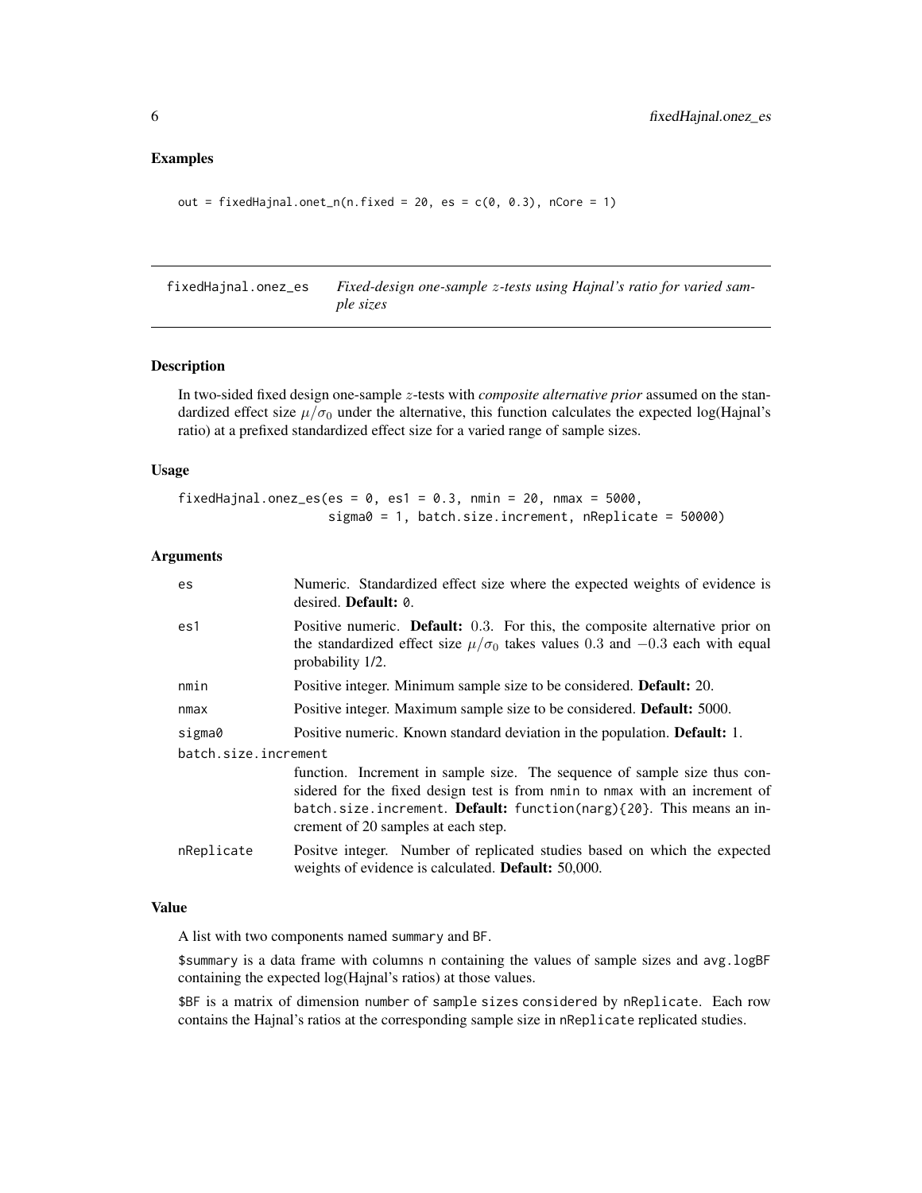### Examples

```
out = fixedHajnal.onet_n(n.fixed = 20, es = c(0, 0.3), nCore = 1)
```

---

## fixedHajnal.onez_es — *Fixed-design one-sample $z$-tests using Hajnal's ratio for varied sample sizes*

### Description

In two-sided fixed design one-sample $z$-tests with *composite alternative prior* assumed on the standardized effect size $\mu/\sigma_0$ under the alternative, this function calculates the expected log(Hajnal's ratio) at a prefixed standardized effect size for a varied range of sample sizes.

### Usage

```
fixedHajnal.onez_es(es = 0, es1 = 0.3, nmin = 20, nmax = 5000,
                    sigma0 = 1, batch.size.increment, nReplicate = 50000)
```

### Arguments

| | |
|---|---|
| es | Numeric. Standardized effect size where the expected weights of evidence is desired. **Default:** 0. |
| es1 | Positive numeric. **Default:** 0.3. For this, the composite alternative prior on the standardized effect size $\mu/\sigma_0$ takes values 0.3 and $-0.3$ each with equal probability 1/2. |
| nmin | Positive integer. Minimum sample size to be considered. **Default:** 20. |
| nmax | Positive integer. Maximum sample size to be considered. **Default:** 5000. |
| sigma0 | Positive numeric. Known standard deviation in the population. **Default:** 1. |
| batch.size.increment | function. Increment in sample size. The sequence of sample size thus considered for the fixed design test is from nmin to nmax with an increment of batch.size.increment. **Default:** function(narg){20}. This means an increment of 20 samples at each step. |
| nReplicate | Positve integer. Number of replicated studies based on which the expected weights of evidence is calculated. **Default:** 50,000. |

### Value

A list with two components named summary and BF.

$summary is a data frame with columns n containing the values of sample sizes and avg.logBF containing the expected log(Hajnal's ratios) at those values.

$BF is a matrix of dimension number of sample sizes considered by nReplicate. Each row contains the Hajnal's ratios at the corresponding sample size in nReplicate replicated studies.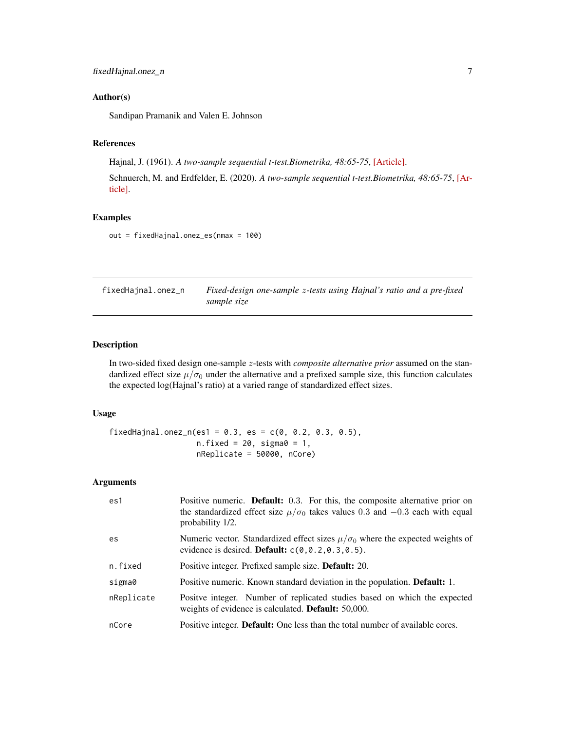## Author(s)

Sandipan Pramanik and Valen E. Johnson

## References

Hajnal, J. (1961). *A two-sample sequential t-test.Biometrika, 48:65-75*, [Article].

Schnuerch, M. and Erdfelder, E. (2020). *A two-sample sequential t-test.Biometrika, 48:65-75*, [Article].

## Examples

```
out = fixedHajnal.onez_es(nmax = 100)
```

---

# fixedHajnal.onez_n — *Fixed-design one-sample $z$-tests using Hajnal's ratio and a pre-fixed sample size*

---

## Description

In two-sided fixed design one-sample $z$-tests with *composite alternative prior* assumed on the standardized effect size $\mu/\sigma_0$ under the alternative and a prefixed sample size, this function calculates the expected log(Hajnal's ratio) at a varied range of standardized effect sizes.

## Usage

```
fixedHajnal.onez_n(es1 = 0.3, es = c(0, 0.2, 0.3, 0.5),
                   n.fixed = 20, sigma0 = 1,
                   nReplicate = 50000, nCore)
```

## Arguments

| | |
|---|---|
| `es1` | Positive numeric. **Default:** 0.3. For this, the composite alternative prior on the standardized effect size $\mu/\sigma_0$ takes values 0.3 and $-0.3$ each with equal probability 1/2. |
| `es` | Numeric vector. Standardized effect sizes $\mu/\sigma_0$ where the expected weights of evidence is desired. **Default:** `c(0,0.2,0.3,0.5)`. |
| `n.fixed` | Positive integer. Prefixed sample size. **Default:** 20. |
| `sigma0` | Positive numeric. Known standard deviation in the population. **Default:** 1. |
| `nReplicate` | Positve integer. Number of replicated studies based on which the expected weights of evidence is calculated. **Default:** 50,000. |
| `nCore` | Positive integer. **Default:** One less than the total number of available cores. |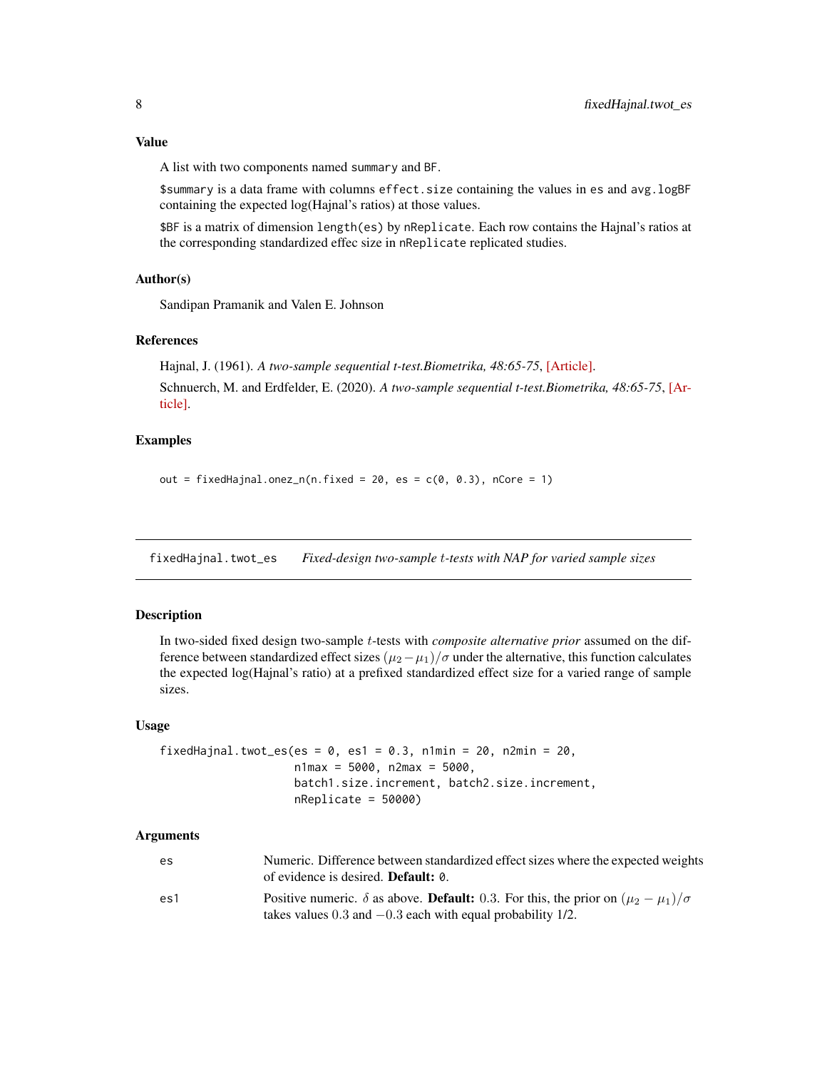### Value

A list with two components named `summary` and `BF`.

`$summary` is a data frame with columns `effect.size` containing the values in `es` and `avg.logBF` containing the expected log(Hajnal's ratios) at those values.

`$BF` is a matrix of dimension `length(es)` by `nReplicate`. Each row contains the Hajnal's ratios at the corresponding standardized effec size in `nReplicate` replicated studies.

### Author(s)

Sandipan Pramanik and Valen E. Johnson

### References

Hajnal, J. (1961). *A two-sample sequential t-test.Biometrika, 48:65-75*, [Article].

Schnuerch, M. and Erdfelder, E. (2020). *A two-sample sequential t-test.Biometrika, 48:65-75*, [Article].

### Examples

```
out = fixedHajnal.onez_n(n.fixed = 20, es = c(0, 0.3), nCore = 1)
```

---

## fixedHajnal.twot_es — *Fixed-design two-sample $t$-tests with NAP for varied sample sizes*

### Description

In two-sided fixed design two-sample $t$-tests with *composite alternative prior* assumed on the difference between standardized effect sizes $(\mu_2 - \mu_1)/\sigma$ under the alternative, this function calculates the expected log(Hajnal's ratio) at a prefixed standardized effect size for a varied range of sample sizes.

### Usage

```
fixedHajnal.twot_es(es = 0, es1 = 0.3, n1min = 20, n2min = 20,
                    n1max = 5000, n2max = 5000,
                    batch1.size.increment, batch2.size.increment,
                    nReplicate = 50000)
```

### Arguments

| | |
|---|---|
| `es` | Numeric. Difference between standardized effect sizes where the expected weights of evidence is desired. **Default:** `0`. |
| `es1` | Positive numeric. $\delta$ as above. **Default:** 0.3. For this, the prior on $(\mu_2 - \mu_1)/\sigma$ takes values 0.3 and $-0.3$ each with equal probability 1/2. |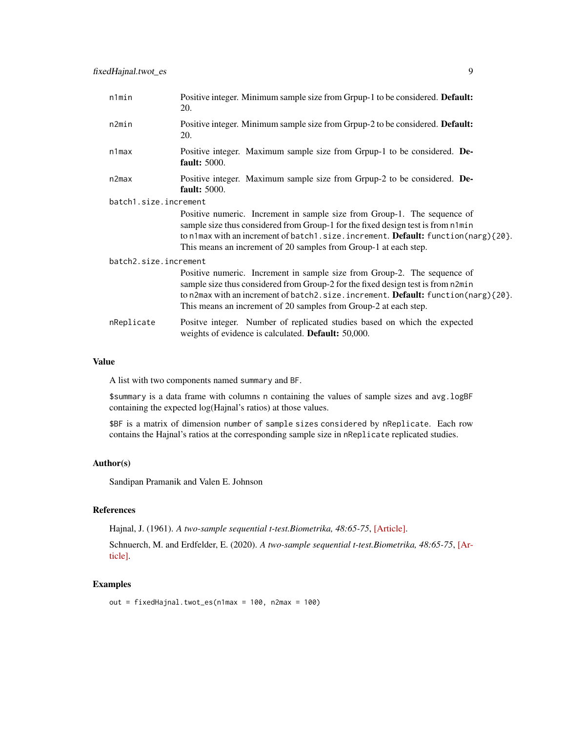| | |
|---|---|
| `n1min` | Positive integer. Minimum sample size from Grpup-1 to be considered. **Default:** 20. |
| `n2min` | Positive integer. Minimum sample size from Grpup-2 to be considered. **Default:** 20. |
| `n1max` | Positive integer. Maximum sample size from Grpup-1 to be considered. **Default:** 5000. |
| `n2max` | Positive integer. Maximum sample size from Grpup-2 to be considered. **Default:** 5000. |
| `batch1.size.increment` | Positive numeric. Increment in sample size from Group-1. The sequence of sample size thus considered from Group-1 for the fixed design test is from `n1min` to `n1max` with an increment of `batch1.size.increment`. **Default:** `function(narg){20}`. This means an increment of 20 samples from Group-1 at each step. |
| `batch2.size.increment` | Positive numeric. Increment in sample size from Group-2. The sequence of sample size thus considered from Group-2 for the fixed design test is from `n2min` to `n2max` with an increment of `batch2.size.increment`. **Default:** `function(narg){20}`. This means an increment of 20 samples from Group-2 at each step. |
| `nReplicate` | Positve integer. Number of replicated studies based on which the expected weights of evidence is calculated. **Default:** 50,000. |

## Value

A list with two components named `summary` and `BF`.

`$summary` is a data frame with columns `n` containing the values of sample sizes and `avg.logBF` containing the expected log(Hajnal's ratios) at those values.

`$BF` is a matrix of dimension `number of sample sizes considered` by `nReplicate`. Each row contains the Hajnal's ratios at the corresponding sample size in `nReplicate` replicated studies.

## Author(s)

Sandipan Pramanik and Valen E. Johnson

## References

Hajnal, J. (1961). *A two-sample sequential t-test.Biometrika, 48:65-75*, [Article].

Schnuerch, M. and Erdfelder, E. (2020). *A two-sample sequential t-test.Biometrika, 48:65-75*, [Article].

## Examples

```
out = fixedHajnal.twot_es(n1max = 100, n2max = 100)
```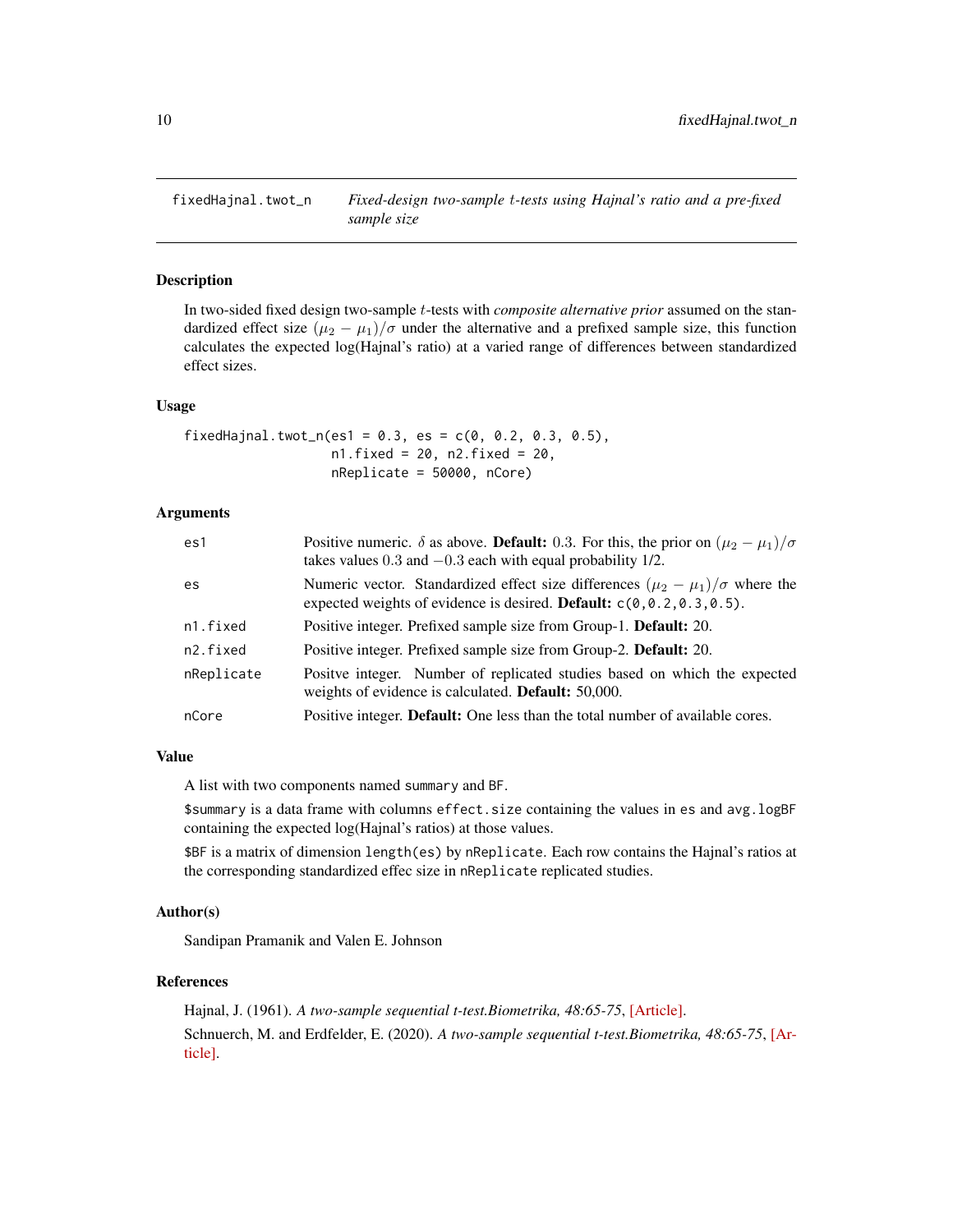# fixedHajnal.twot_n — *Fixed-design two-sample $t$-tests using Hajnal's ratio and a pre-fixed sample size*

## Description

In two-sided fixed design two-sample $t$-tests with *composite alternative prior* assumed on the standardized effect size $(\mu_2 - \mu_1)/\sigma$ under the alternative and a prefixed sample size, this function calculates the expected log(Hajnal's ratio) at a varied range of differences between standardized effect sizes.

## Usage

```
fixedHajnal.twot_n(es1 = 0.3, es = c(0, 0.2, 0.3, 0.5),
                   n1.fixed = 20, n2.fixed = 20,
                   nReplicate = 50000, nCore)
```

## Arguments

| | |
|---|---|
| `es1` | Positive numeric. $\delta$ as above. **Default:** 0.3. For this, the prior on $(\mu_2 - \mu_1)/\sigma$ takes values $0.3$ and $-0.3$ each with equal probability 1/2. |
| `es` | Numeric vector. Standardized effect size differences $(\mu_2 - \mu_1)/\sigma$ where the expected weights of evidence is desired. **Default:** `c(0,0.2,0.3,0.5)`. |
| `n1.fixed` | Positive integer. Prefixed sample size from Group-1. **Default:** 20. |
| `n2.fixed` | Positive integer. Prefixed sample size from Group-2. **Default:** 20. |
| `nReplicate` | Positve integer. Number of replicated studies based on which the expected weights of evidence is calculated. **Default:** 50,000. |
| `nCore` | Positive integer. **Default:** One less than the total number of available cores. |

## Value

A list with two components named `summary` and `BF`.

`$summary` is a data frame with columns `effect.size` containing the values in `es` and `avg.logBF` containing the expected log(Hajnal's ratios) at those values.

`$BF` is a matrix of dimension `length(es)` by `nReplicate`. Each row contains the Hajnal's ratios at the corresponding standardized effec size in `nReplicate` replicated studies.

## Author(s)

Sandipan Pramanik and Valen E. Johnson

## References

Hajnal, J. (1961). *A two-sample sequential t-test.Biometrika, 48:65-75*, [Article].

Schnuerch, M. and Erdfelder, E. (2020). *A two-sample sequential t-test.Biometrika, 48:65-75*, [Article].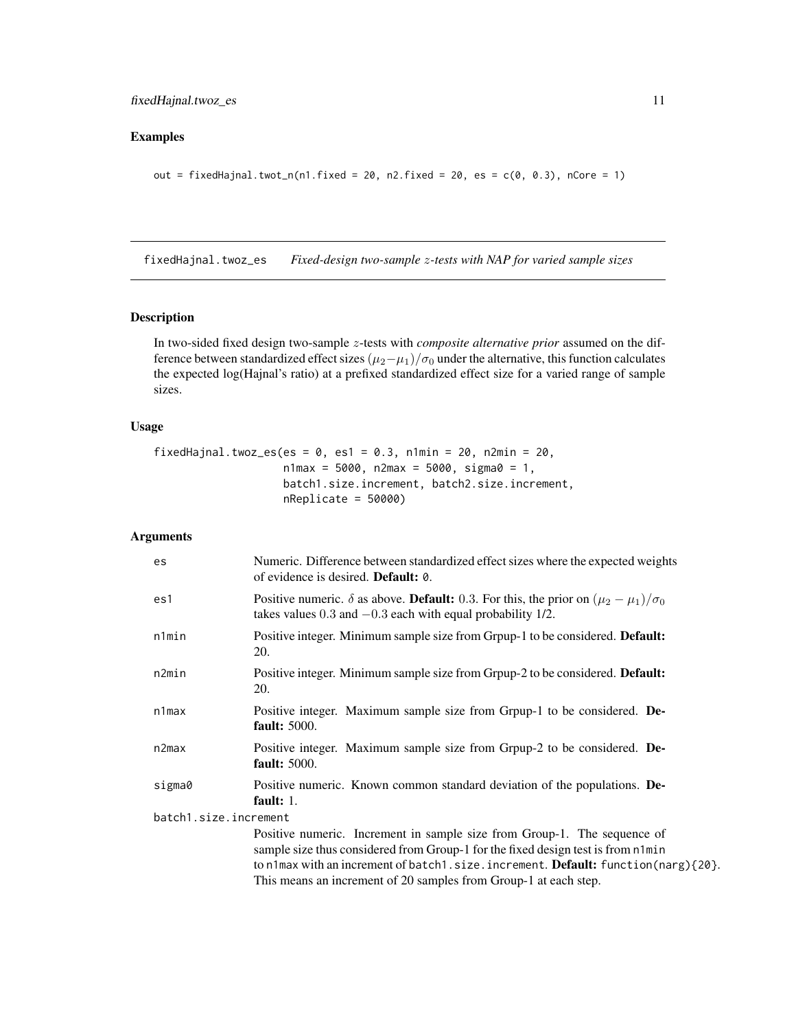## Examples

```
out = fixedHajnal.twot_n(n1.fixed = 20, n2.fixed = 20, es = c(0, 0.3), nCore = 1)
```

---

fixedHajnal.twoz_es *Fixed-design two-sample $z$-tests with NAP for varied sample sizes*

---

## Description

In two-sided fixed design two-sample $z$-tests with *composite alternative prior* assumed on the difference between standardized effect sizes $(\mu_2 - \mu_1)/\sigma_0$ under the alternative, this function calculates the expected log(Hajnal's ratio) at a prefixed standardized effect size for a varied range of sample sizes.

## Usage

```
fixedHajnal.twoz_es(es = 0, es1 = 0.3, n1min = 20, n2min = 20,
                    n1max = 5000, n2max = 5000, sigma0 = 1,
                    batch1.size.increment, batch2.size.increment,
                    nReplicate = 50000)
```

## Arguments

| | |
|---|---|
| es | Numeric. Difference between standardized effect sizes where the expected weights of evidence is desired. **Default:** 0. |
| es1 | Positive numeric. $\delta$ as above. **Default:** 0.3. For this, the prior on $(\mu_2 - \mu_1)/\sigma_0$ takes values 0.3 and $-0.3$ each with equal probability 1/2. |
| n1min | Positive integer. Minimum sample size from Grpup-1 to be considered. **Default:** 20. |
| n2min | Positive integer. Minimum sample size from Grpup-2 to be considered. **Default:** 20. |
| n1max | Positive integer. Maximum sample size from Grpup-1 to be considered. **Default:** 5000. |
| n2max | Positive integer. Maximum sample size from Grpup-2 to be considered. **Default:** 5000. |
| sigma0 | Positive numeric. Known common standard deviation of the populations. **Default:** 1. |
| batch1.size.increment | Positive numeric. Increment in sample size from Group-1. The sequence of sample size thus considered from Group-1 for the fixed design test is from n1min to n1max with an increment of batch1.size.increment. **Default:** function(narg){20}. This means an increment of 20 samples from Group-1 at each step. |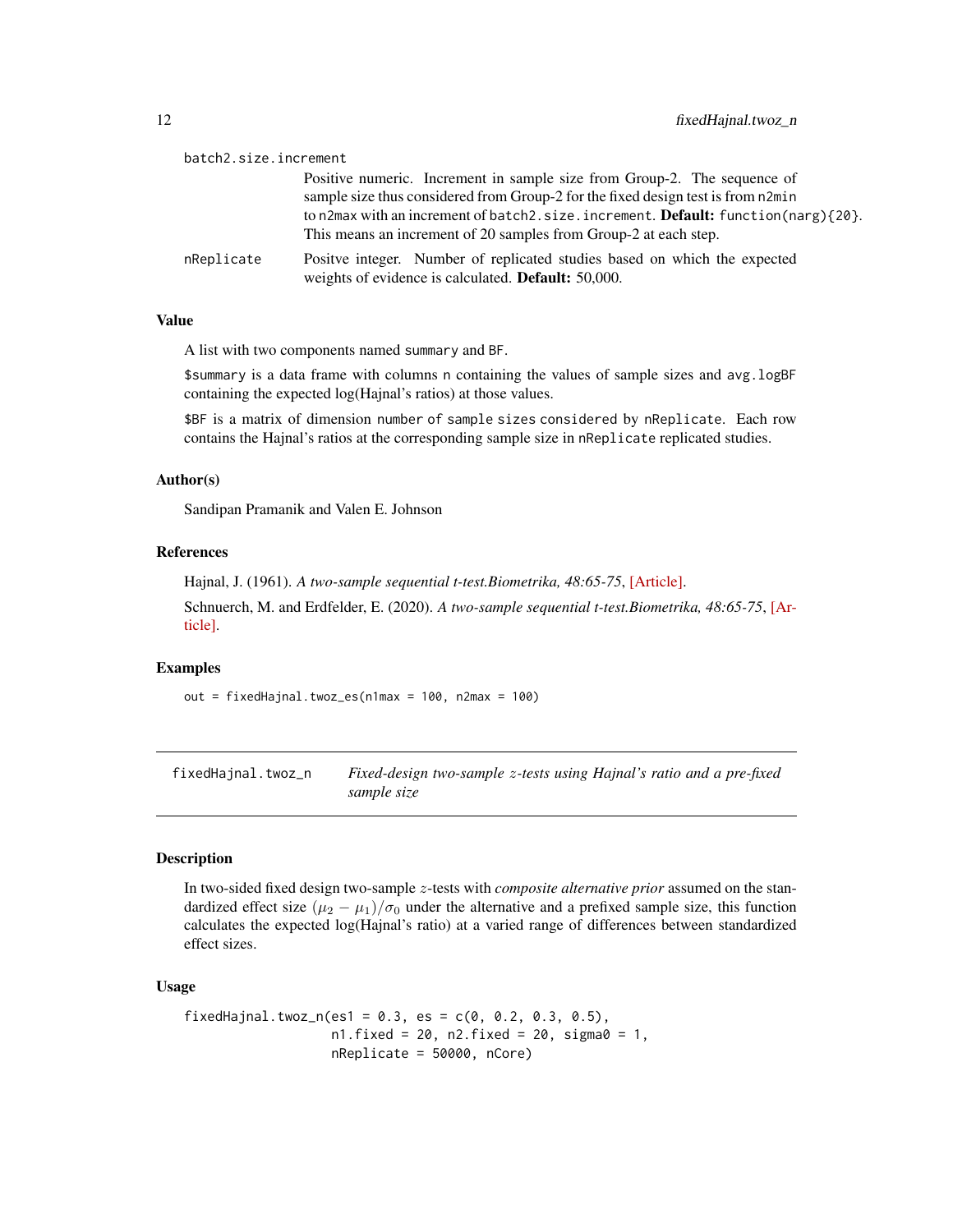batch2.size.increment
: Positive numeric. Increment in sample size from Group-2. The sequence of sample size thus considered from Group-2 for the fixed design test is from `n2min` to `n2max` with an increment of `batch2.size.increment`. **Default:** `function(narg){20}`. This means an increment of 20 samples from Group-2 at each step.

nReplicate
: Positve integer. Number of replicated studies based on which the expected weights of evidence is calculated. **Default:** 50,000.

### Value

A list with two components named `summary` and `BF`.

`$summary` is a data frame with columns `n` containing the values of sample sizes and `avg.logBF` containing the expected log(Hajnal's ratios) at those values.

`$BF` is a matrix of dimension `number of sample sizes considered` by `nReplicate`. Each row contains the Hajnal's ratios at the corresponding sample size in `nReplicate` replicated studies.

### Author(s)

Sandipan Pramanik and Valen E. Johnson

### References

Hajnal, J. (1961). *A two-sample sequential t-test.Biometrika, 48:65-75*, [Article].

Schnuerch, M. and Erdfelder, E. (2020). *A two-sample sequential t-test.Biometrika, 48:65-75*, [Article].

### Examples

```
out = fixedHajnal.twoz_es(n1max = 100, n2max = 100)
```

---

## fixedHajnal.twoz_n — *Fixed-design two-sample $z$-tests using Hajnal's ratio and a pre-fixed sample size*

### Description

In two-sided fixed design two-sample $z$-tests with *composite alternative prior* assumed on the standardized effect size $(\mu_2 - \mu_1)/\sigma_0$ under the alternative and a prefixed sample size, this function calculates the expected log(Hajnal's ratio) at a varied range of differences between standardized effect sizes.

### Usage

```
fixedHajnal.twoz_n(es1 = 0.3, es = c(0, 0.2, 0.3, 0.5),
                   n1.fixed = 20, n2.fixed = 20, sigma0 = 1,
                   nReplicate = 50000, nCore)
```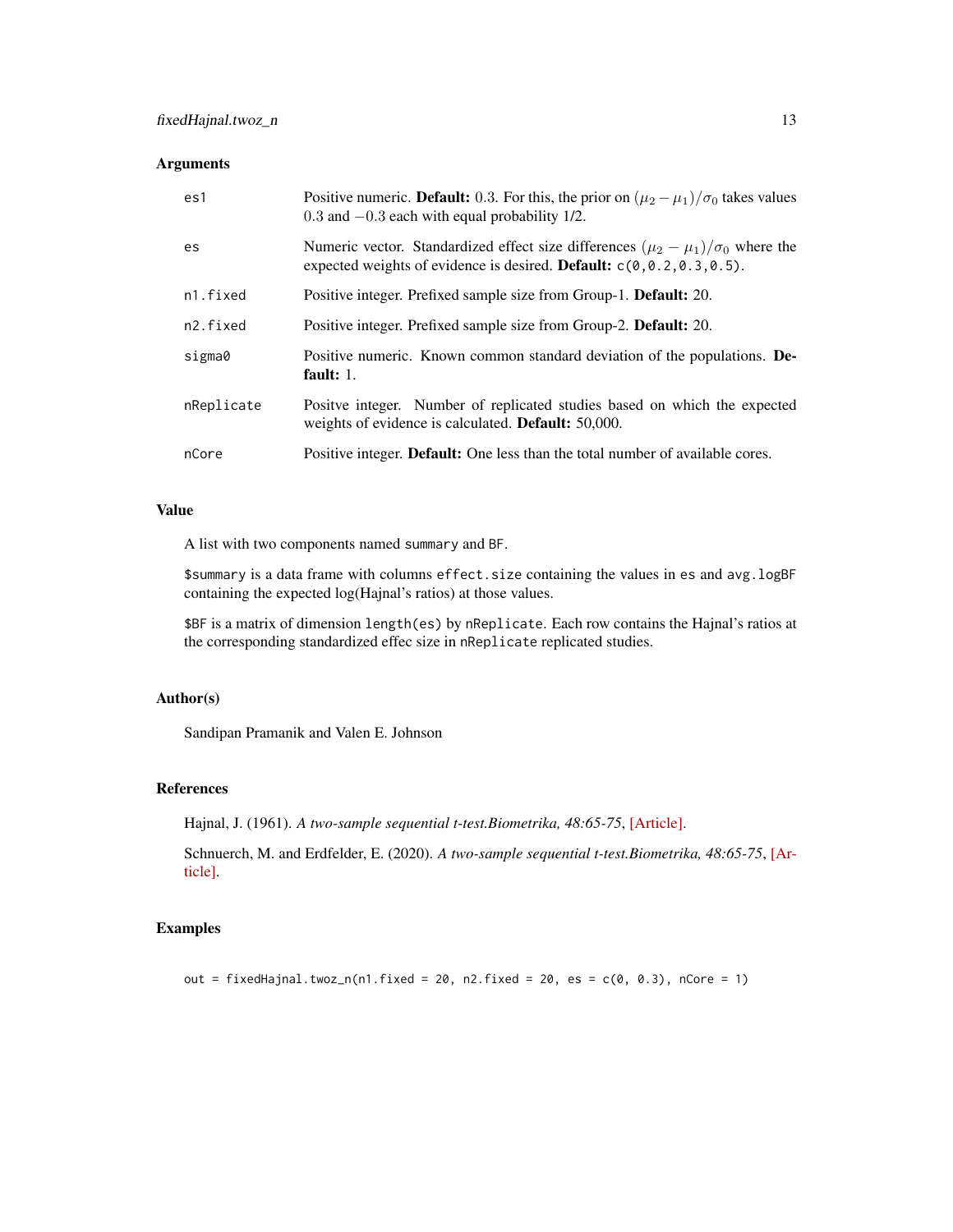### Arguments

| | |
|---|---|
| `es1` | Positive numeric. **Default:** 0.3. For this, the prior on $(\mu_2 - \mu_1)/\sigma_0$ takes values 0.3 and $-0.3$ each with equal probability 1/2. |
| `es` | Numeric vector. Standardized effect size differences $(\mu_2 - \mu_1)/\sigma_0$ where the expected weights of evidence is desired. **Default:** `c(0,0.2,0.3,0.5)`. |
| `n1.fixed` | Positive integer. Prefixed sample size from Group-1. **Default:** 20. |
| `n2.fixed` | Positive integer. Prefixed sample size from Group-2. **Default:** 20. |
| `sigma0` | Positive numeric. Known common standard deviation of the populations. **Default:** 1. |
| `nReplicate` | Positve integer. Number of replicated studies based on which the expected weights of evidence is calculated. **Default:** 50,000. |
| `nCore` | Positive integer. **Default:** One less than the total number of available cores. |

### Value

A list with two components named `summary` and `BF`.

`$summary` is a data frame with columns `effect.size` containing the values in `es` and `avg.logBF` containing the expected log(Hajnal's ratios) at those values.

`$BF` is a matrix of dimension `length(es)` by `nReplicate`. Each row contains the Hajnal's ratios at the corresponding standardized effec size in `nReplicate` replicated studies.

### Author(s)

Sandipan Pramanik and Valen E. Johnson

### References

Hajnal, J. (1961). *A two-sample sequential t-test.Biometrika, 48:65-75*, [Article].

Schnuerch, M. and Erdfelder, E. (2020). *A two-sample sequential t-test.Biometrika, 48:65-75*, [Article].

### Examples

```
out = fixedHajnal.twoz_n(n1.fixed = 20, n2.fixed = 20, es = c(0, 0.3), nCore = 1)
```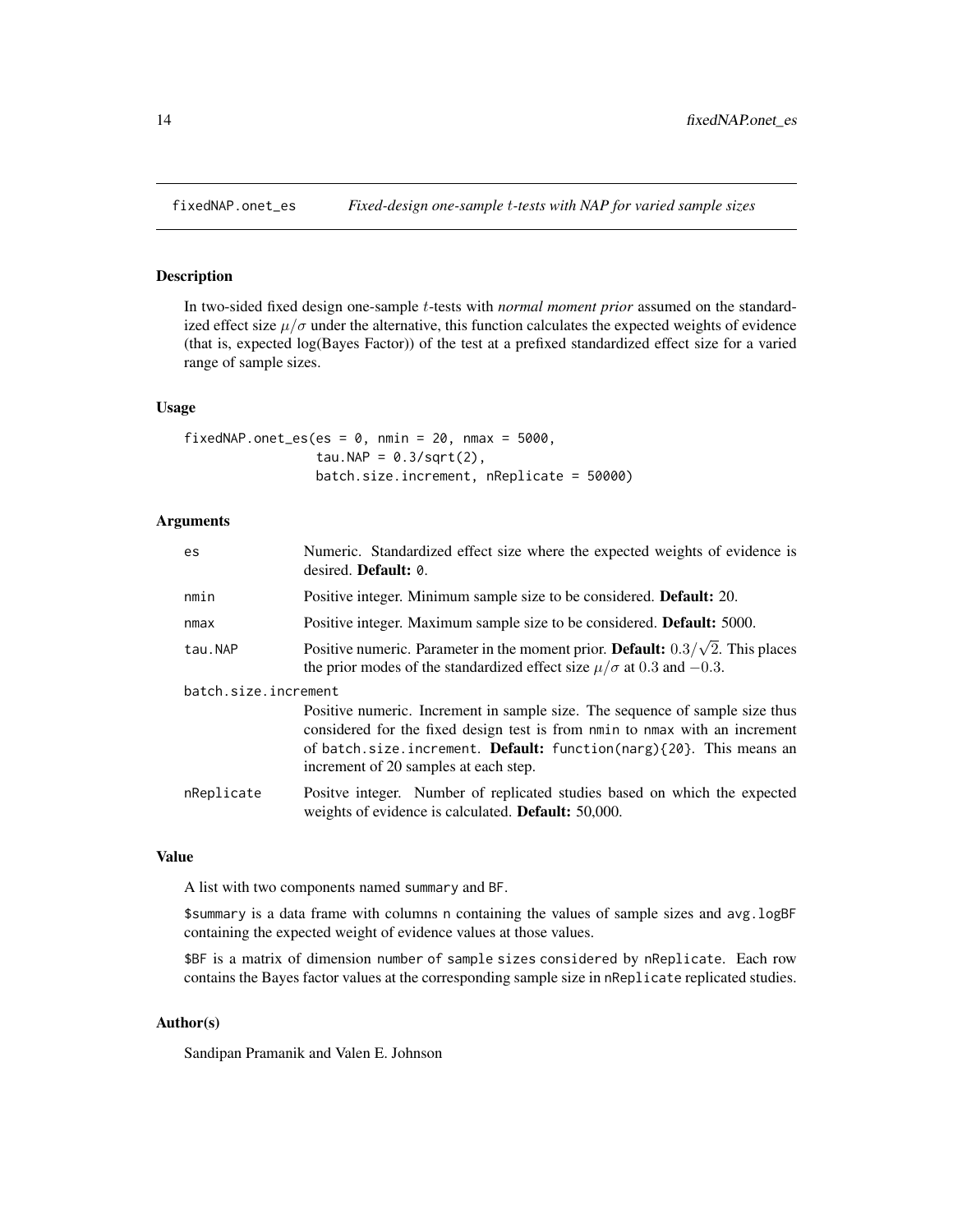fixedNAP.onet_es    *Fixed-design one-sample $t$-tests with NAP for varied sample sizes*

## Description

In two-sided fixed design one-sample $t$-tests with *normal moment prior* assumed on the standardized effect size $\mu/\sigma$ under the alternative, this function calculates the expected weights of evidence (that is, expected log(Bayes Factor)) of the test at a prefixed standardized effect size for a varied range of sample sizes.

## Usage

```
fixedNAP.onet_es(es = 0, nmin = 20, nmax = 5000,
                 tau.NAP = 0.3/sqrt(2),
                 batch.size.increment, nReplicate = 50000)
```

## Arguments

| | |
|---|---|
| es | Numeric. Standardized effect size where the expected weights of evidence is desired. **Default:** 0. |
| nmin | Positive integer. Minimum sample size to be considered. **Default:** 20. |
| nmax | Positive integer. Maximum sample size to be considered. **Default:** 5000. |
| tau.NAP | Positive numeric. Parameter in the moment prior. **Default:** $0.3/\sqrt{2}$. This places the prior modes of the standardized effect size $\mu/\sigma$ at 0.3 and $-0.3$. |
| batch.size.increment | Positive numeric. Increment in sample size. The sequence of sample size thus considered for the fixed design test is from nmin to nmax with an increment of batch.size.increment. **Default:** function(narg){20}. This means an increment of 20 samples at each step. |
| nReplicate | Positve integer. Number of replicated studies based on which the expected weights of evidence is calculated. **Default:** 50,000. |

## Value

A list with two components named summary and BF.

$summary is a data frame with columns n containing the values of sample sizes and avg.logBF containing the expected weight of evidence values at those values.

$BF is a matrix of dimension number of sample sizes considered by nReplicate. Each row contains the Bayes factor values at the corresponding sample size in nReplicate replicated studies.

## Author(s)

Sandipan Pramanik and Valen E. Johnson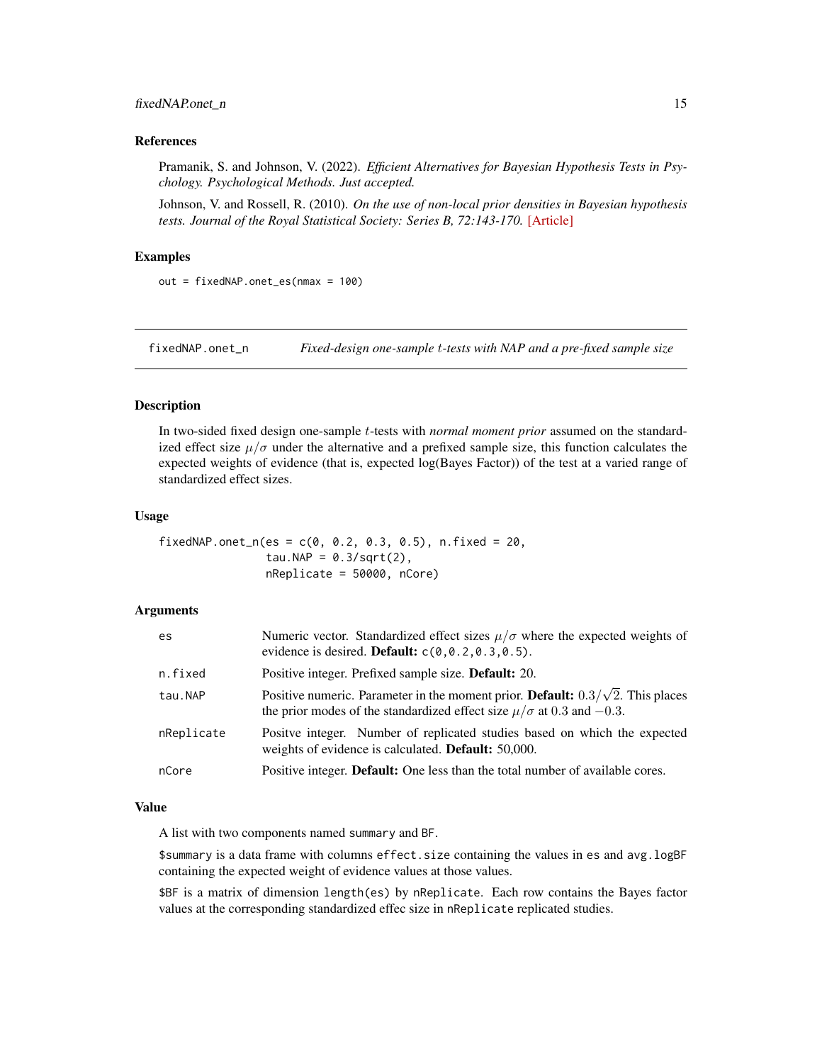### References

Pramanik, S. and Johnson, V. (2022). *Efficient Alternatives for Bayesian Hypothesis Tests in Psychology. Psychological Methods. Just accepted.*

Johnson, V. and Rossell, R. (2010). *On the use of non-local prior densities in Bayesian hypothesis tests. Journal of the Royal Statistical Society: Series B, 72:143-170.* [Article]

### Examples

```
out = fixedNAP.onet_es(nmax = 100)
```

---

## fixedNAP.onet_n — *Fixed-design one-sample $t$-tests with NAP and a pre-fixed sample size*

### Description

In two-sided fixed design one-sample $t$-tests with *normal moment prior* assumed on the standardized effect size $\mu/\sigma$ under the alternative and a prefixed sample size, this function calculates the expected weights of evidence (that is, expected log(Bayes Factor)) of the test at a varied range of standardized effect sizes.

### Usage

```
fixedNAP.onet_n(es = c(0, 0.2, 0.3, 0.5), n.fixed = 20,
                tau.NAP = 0.3/sqrt(2),
                nReplicate = 50000, nCore)
```

### Arguments

| | |
|---|---|
| es | Numeric vector. Standardized effect sizes $\mu/\sigma$ where the expected weights of evidence is desired. **Default:** `c(0,0.2,0.3,0.5)`. |
| n.fixed | Positive integer. Prefixed sample size. **Default:** 20. |
| tau.NAP | Positive numeric. Parameter in the moment prior. **Default:** $0.3/\sqrt{2}$. This places the prior modes of the standardized effect size $\mu/\sigma$ at $0.3$ and $-0.3$. |
| nReplicate | Positve integer. Number of replicated studies based on which the expected weights of evidence is calculated. **Default:** 50,000. |
| nCore | Positive integer. **Default:** One less than the total number of available cores. |

### Value

A list with two components named `summary` and `BF`.

`$summary` is a data frame with columns `effect.size` containing the values in `es` and `avg.logBF` containing the expected weight of evidence values at those values.

`$BF` is a matrix of dimension `length(es)` by `nReplicate`. Each row contains the Bayes factor values at the corresponding standardized effec size in `nReplicate` replicated studies.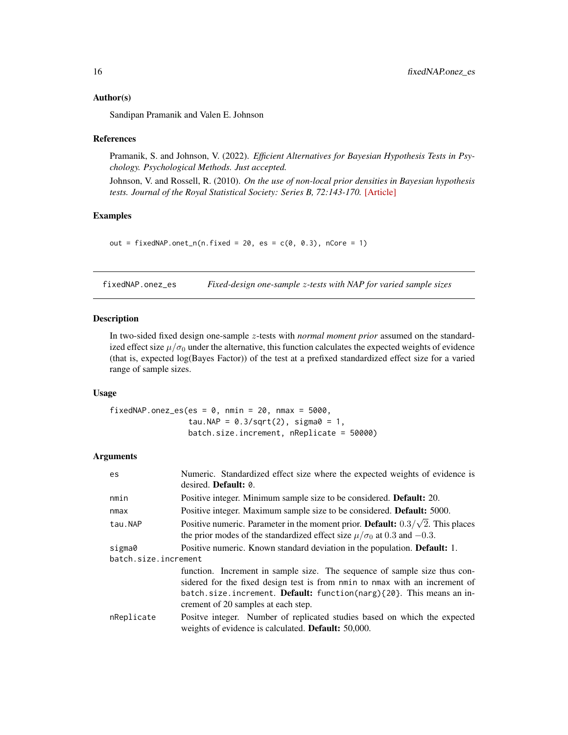### Author(s)

Sandipan Pramanik and Valen E. Johnson

### References

Pramanik, S. and Johnson, V. (2022). *Efficient Alternatives for Bayesian Hypothesis Tests in Psychology. Psychological Methods. Just accepted.*

Johnson, V. and Rossell, R. (2010). *On the use of non-local prior densities in Bayesian hypothesis tests. Journal of the Royal Statistical Society: Series B, 72:143-170.* [Article]

### Examples

```
out = fixedNAP.onet_n(n.fixed = 20, es = c(0, 0.3), nCore = 1)
```

---

## fixedNAP.onez_es — *Fixed-design one-sample $z$-tests with NAP for varied sample sizes*

### Description

In two-sided fixed design one-sample $z$-tests with *normal moment prior* assumed on the standardized effect size $\mu/\sigma_0$ under the alternative, this function calculates the expected weights of evidence (that is, expected log(Bayes Factor)) of the test at a prefixed standardized effect size for a varied range of sample sizes.

### Usage

```
fixedNAP.onez_es(es = 0, nmin = 20, nmax = 5000,
                 tau.NAP = 0.3/sqrt(2), sigma0 = 1,
                 batch.size.increment, nReplicate = 50000)
```

### Arguments

| Argument | Description |
|---|---|
| `es` | Numeric. Standardized effect size where the expected weights of evidence is desired. **Default:** `0`. |
| `nmin` | Positive integer. Minimum sample size to be considered. **Default:** 20. |
| `nmax` | Positive integer. Maximum sample size to be considered. **Default:** 5000. |
| `tau.NAP` | Positive numeric. Parameter in the moment prior. **Default:** $0.3/\sqrt{2}$. This places the prior modes of the standardized effect size $\mu/\sigma_0$ at $0.3$ and $-0.3$. |
| `sigma0` | Positive numeric. Known standard deviation in the population. **Default:** 1. |
| `batch.size.increment` | function. Increment in sample size. The sequence of sample size thus considered for the fixed design test is from `nmin` to `nmax` with an increment of `batch.size.increment`. **Default:** `function(narg){20}`. This means an increment of 20 samples at each step. |
| `nReplicate` | Positve integer. Number of replicated studies based on which the expected weights of evidence is calculated. **Default:** 50,000. |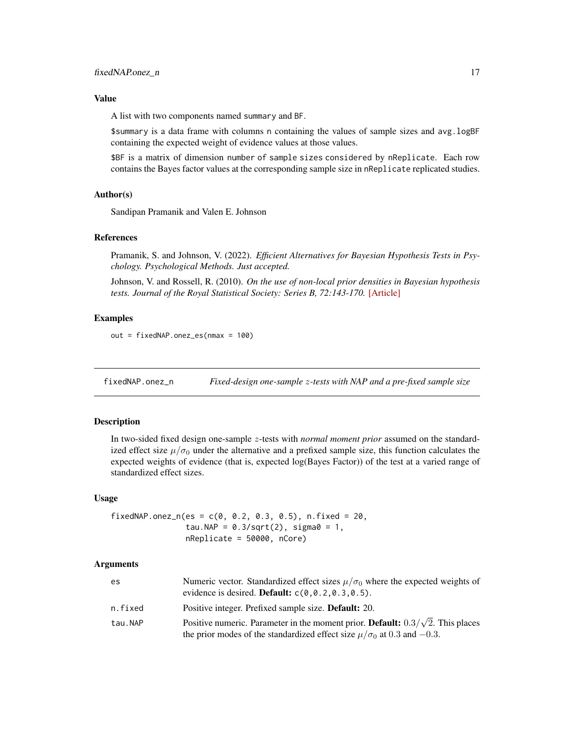### Value

A list with two components named summary and BF.

$summary is a data frame with columns n containing the values of sample sizes and avg.logBF containing the expected weight of evidence values at those values.

$BF is a matrix of dimension number of sample sizes considered by nReplicate. Each row contains the Bayes factor values at the corresponding sample size in nReplicate replicated studies.

### Author(s)

Sandipan Pramanik and Valen E. Johnson

### References

Pramanik, S. and Johnson, V. (2022). *Efficient Alternatives for Bayesian Hypothesis Tests In Psychology. Psychological Methods. Just accepted.*

Johnson, V. and Rossell, R. (2010). *On the use of non-local prior densities in Bayesian hypothesis tests. Journal of the Royal Statistical Society: Series B, 72:143-170.* [Article]

### Examples

```
out = fixedNAP.onez_es(nmax = 100)
```

---

## fixedNAP.onez_n — *Fixed-design one-sample $z$-tests with NAP and a pre-fixed sample size*

### Description

In two-sided fixed design one-sample $z$-tests with *normal moment prior* assumed on the standardized effect size $\mu/\sigma_0$ under the alternative and a prefixed sample size, this function calculates the expected weights of evidence (that is, expected log(Bayes Factor)) of the test at a varied range of standardized effect sizes.

### Usage

```
fixedNAP.onez_n(es = c(0, 0.2, 0.3, 0.5), n.fixed = 20,
                tau.NAP = 0.3/sqrt(2), sigma0 = 1,
                nReplicate = 50000, nCore)
```

### Arguments

| | |
|---|---|
| es | Numeric vector. Standardized effect sizes $\mu/\sigma_0$ where the expected weights of evidence is desired. **Default:** c(0,0.2,0.3,0.5). |
| n.fixed | Positive integer. Prefixed sample size. **Default:** 20. |
| tau.NAP | Positive numeric. Parameter in the moment prior. **Default:** $0.3/\sqrt{2}$. This places the prior modes of the standardized effect size $\mu/\sigma_0$ at $0.3$ and $-0.3$. |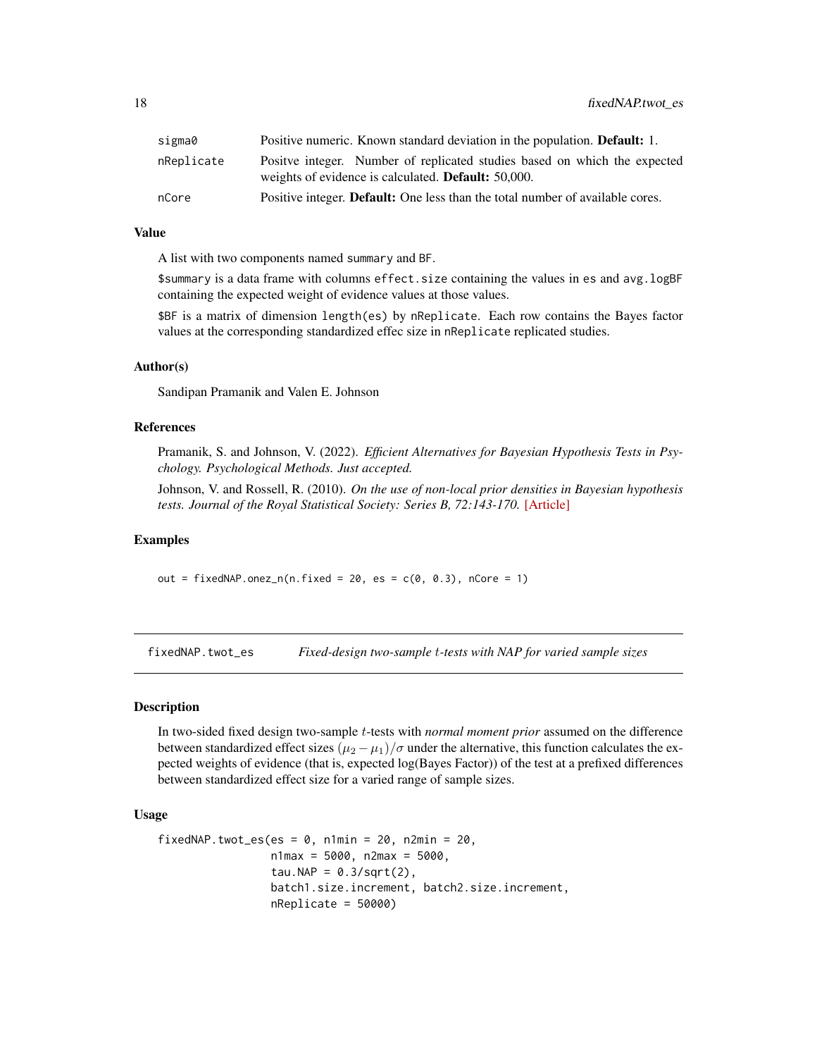| | |
|---|---|
| sigma0 | Positive numeric. Known standard deviation in the population. **Default:** 1. |
| nReplicate | Positve integer. Number of replicated studies based on which the expected weights of evidence is calculated. **Default:** 50,000. |
| nCore | Positive integer. **Default:** One less than the total number of available cores. |

### Value

A list with two components named summary and BF.

$summary is a data frame with columns effect.size containing the values in es and avg.logBF containing the expected weight of evidence values at those values.

$BF is a matrix of dimension length(es) by nReplicate. Each row contains the Bayes factor values at the corresponding standardized effec size in nReplicate replicated studies.

### Author(s)

Sandipan Pramanik and Valen E. Johnson

### References

Pramanik, S. and Johnson, V. (2022). *Efficient Alternatives for Bayesian Hypothesis Tests in Psychology. Psychological Methods. Just accepted.*

Johnson, V. and Rossell, R. (2010). *On the use of non-local prior densities in Bayesian hypothesis tests. Journal of the Royal Statistical Society: Series B, 72:143-170.* [Article]

### Examples

```
out = fixedNAP.onez_n(n.fixed = 20, es = c(0, 0.3), nCore = 1)
```

---

## fixedNAP.twot_es — *Fixed-design two-sample $t$-tests with NAP for varied sample sizes*

### Description

In two-sided fixed design two-sample $t$-tests with *normal moment prior* assumed on the difference between standardized effect sizes $(\mu_2 - \mu_1)/\sigma$ under the alternative, this function calculates the expected weights of evidence (that is, expected log(Bayes Factor)) of the test at a prefixed differences between standardized effect size for a varied range of sample sizes.

### Usage

```
fixedNAP.twot_es(es = 0, n1min = 20, n2min = 20,
                 n1max = 5000, n2max = 5000,
                 tau.NAP = 0.3/sqrt(2),
                 batch1.size.increment, batch2.size.increment,
                 nReplicate = 50000)
```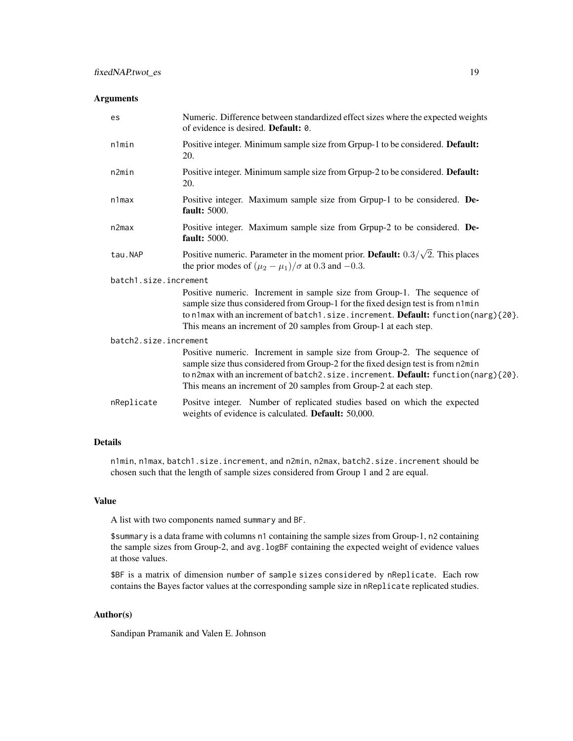## Arguments

| | |
|---|---|
| `es` | Numeric. Difference between standardized effect sizes where the expected weights of evidence is desired. **Default:** `0`. |
| `n1min` | Positive integer. Minimum sample size from Grpup-1 to be considered. **Default:** 20. |
| `n2min` | Positive integer. Minimum sample size from Grpup-2 to be considered. **Default:** 20. |
| `n1max` | Positive integer. Maximum sample size from Grpup-1 to be considered. **Default:** 5000. |
| `n2max` | Positive integer. Maximum sample size from Grpup-2 to be considered. **Default:** 5000. |
| `tau.NAP` | Positive numeric. Parameter in the moment prior. **Default:** $0.3/\sqrt{2}$. This places the prior modes of $(\mu_2 - \mu_1)/\sigma$ at 0.3 and $-0.3$. |
| `batch1.size.increment` | Positive numeric. Increment in sample size from Group-1. The sequence of sample size thus considered from Group-1 for the fixed design test is from `n1min` to `n1max` with an increment of `batch1.size.increment`. **Default:** `function(narg){20}`. This means an increment of 20 samples from Group-1 at each step. |
| `batch2.size.increment` | Positive numeric. Increment in sample size from Group-2. The sequence of sample size thus considered from Group-2 for the fixed design test is from `n2min` to `n2max` with an increment of `batch2.size.increment`. **Default:** `function(narg){20}`. This means an increment of 20 samples from Group-2 at each step. |
| `nReplicate` | Positve integer. Number of replicated studies based on which the expected weights of evidence is calculated. **Default:** 50,000. |

## Details

`n1min`, `n1max`, `batch1.size.increment`, and `n2min`, `n2max`, `batch2.size.increment` should be chosen such that the length of sample sizes considered from Group 1 and 2 are equal.

## Value

A list with two components named `summary` and `BF`.

`$summary` is a data frame with columns `n1` containing the sample sizes from Group-1, `n2` containing the sample sizes from Group-2, and `avg.logBF` containing the expected weight of evidence values at those values.

`$BF` is a matrix of dimension `number of sample sizes considered` by `nReplicate`. Each row contains the Bayes factor values at the corresponding sample size in `nReplicate` replicated studies.

## Author(s)

Sandipan Pramanik and Valen E. Johnson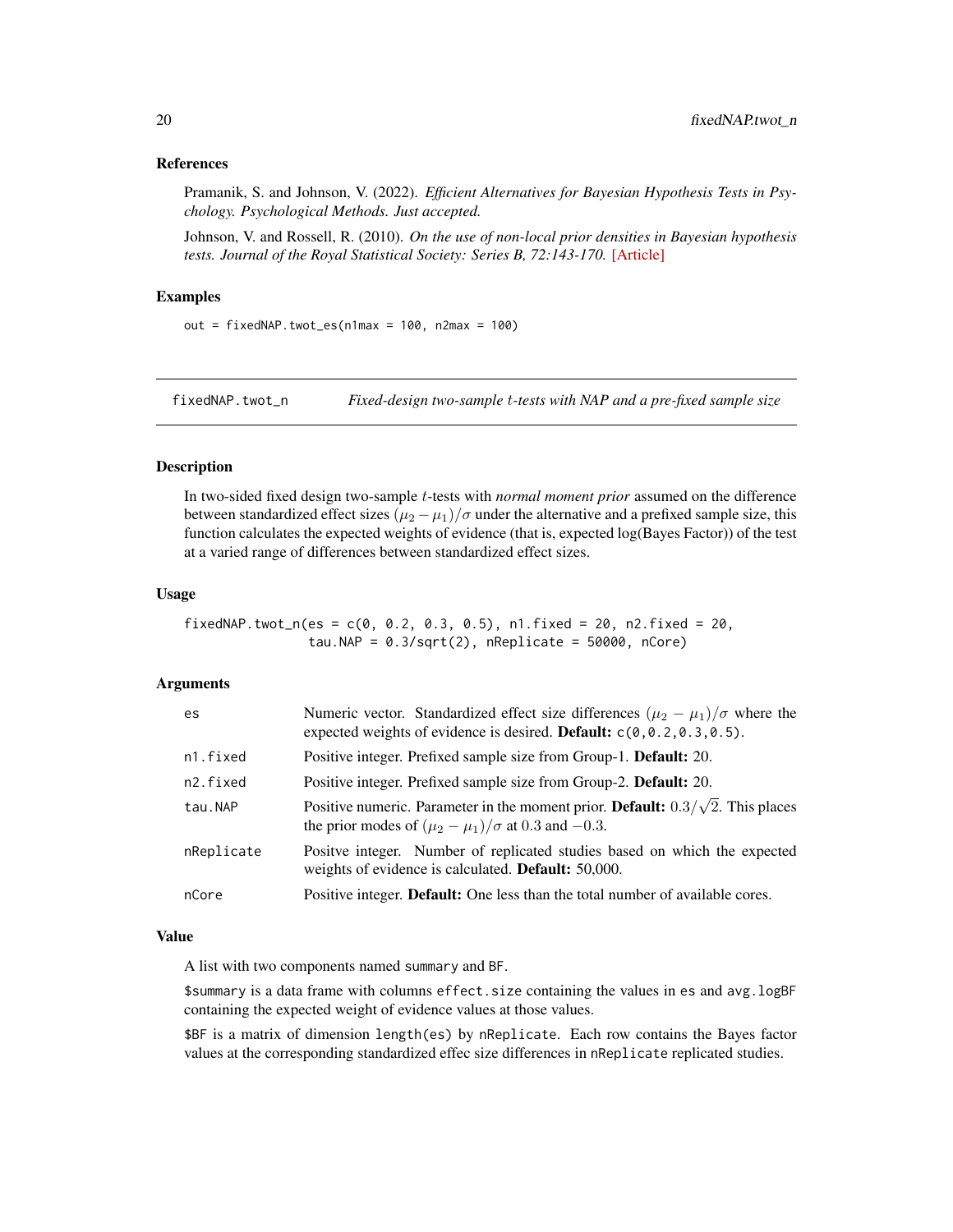### References

Pramanik, S. and Johnson, V. (2022). *Efficient Alternatives for Bayesian Hypothesis Tests in Psychology. Psychological Methods. Just accepted.*

Johnson, V. and Rossell, R. (2010). *On the use of non-local prior densities in Bayesian hypothesis tests. Journal of the Royal Statistical Society: Series B, 72:143-170.* [Article]

### Examples

```
out = fixedNAP.twot_es(n1max = 100, n2max = 100)
```

---

## fixedNAP.twot_n — *Fixed-design two-sample $t$-tests with NAP and a pre-fixed sample size*

---

### Description

In two-sided fixed design two-sample $t$-tests with *normal moment prior* assumed on the difference between standardized effect sizes $(\mu_2 - \mu_1)/\sigma$ under the alternative and a prefixed sample size, this function calculates the expected weights of evidence (that is, expected log(Bayes Factor)) of the test at a varied range of differences between standardized effect sizes.

### Usage

```
fixedNAP.twot_n(es = c(0, 0.2, 0.3, 0.5), n1.fixed = 20, n2.fixed = 20,
                tau.NAP = 0.3/sqrt(2), nReplicate = 50000, nCore)
```

### Arguments

| | |
|---|---|
| es | Numeric vector. Standardized effect size differences $(\mu_2 - \mu_1)/\sigma$ where the expected weights of evidence is desired. **Default:** c(0,0.2,0.3,0.5). |
| n1.fixed | Positive integer. Prefixed sample size from Group-1. **Default:** 20. |
| n2.fixed | Positive integer. Prefixed sample size from Group-2. **Default:** 20. |
| tau.NAP | Positive numeric. Parameter in the moment prior. **Default:** $0.3/\sqrt{2}$. This places the prior modes of $(\mu_2 - \mu_1)/\sigma$ at 0.3 and $-0.3$. |
| nReplicate | Positve integer. Number of replicated studies based on which the expected weights of evidence is calculated. **Default:** 50,000. |
| nCore | Positive integer. **Default:** One less than the total number of available cores. |

### Value

A list with two components named summary and BF.

$summary is a data frame with columns effect.size containing the values in es and avg.logBF containing the expected weight of evidence values at those values.

$BF is a matrix of dimension length(es) by nReplicate. Each row contains the Bayes factor values at the corresponding standardized effec size differences in nReplicate replicated studies.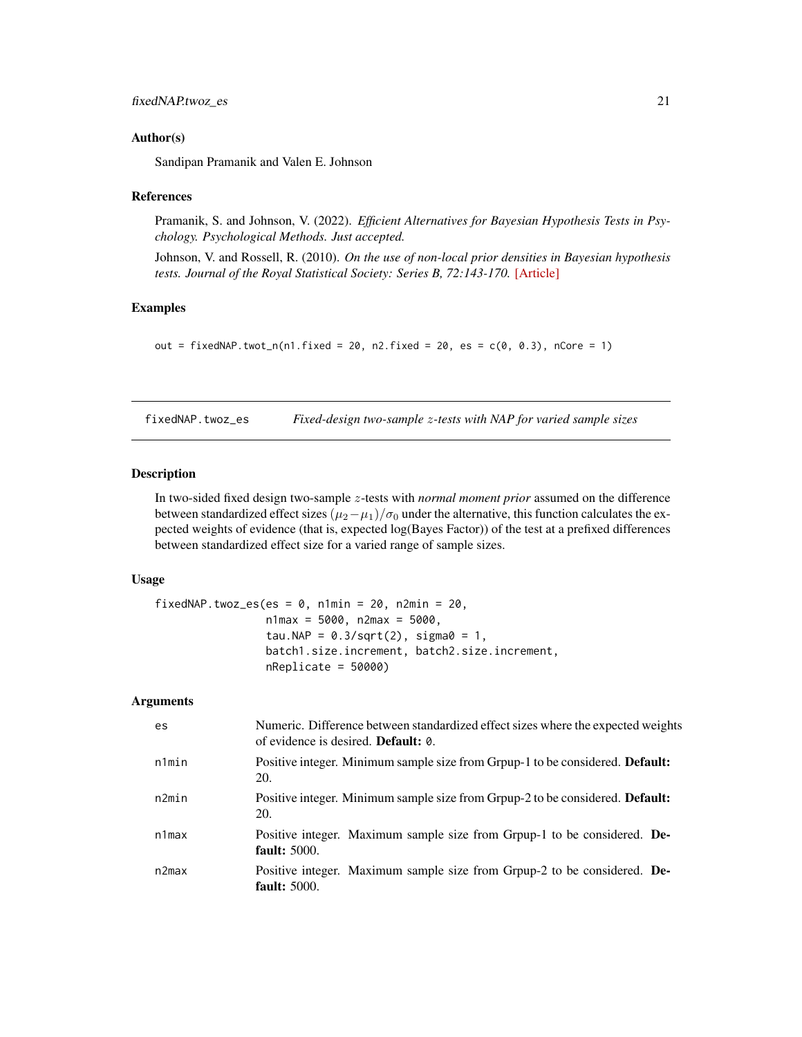### Author(s)

Sandipan Pramanik and Valen E. Johnson

### References

Pramanik, S. and Johnson, V. (2022). *Efficient Alternatives for Bayesian Hypothesis Tests in Psychology. Psychological Methods. Just accepted.*

Johnson, V. and Rossell, R. (2010). *On the use of non-local prior densities in Bayesian hypothesis tests. Journal of the Royal Statistical Society: Series B, 72:143-170.* [Article]

### Examples

```
out = fixedNAP.twot_n(n1.fixed = 20, n2.fixed = 20, es = c(0, 0.3), nCore = 1)
```

---

## fixedNAP.twoz_es — *Fixed-design two-sample $z$-tests with NAP for varied sample sizes*

### Description

In two-sided fixed design two-sample $z$-tests with *normal moment prior* assumed on the difference between standardized effect sizes $(\mu_2 - \mu_1)/\sigma_0$ under the alternative, this function calculates the expected weights of evidence (that is, expected log(Bayes Factor)) of the test at a prefixed differences between standardized effect size for a varied range of sample sizes.

### Usage

```
fixedNAP.twoz_es(es = 0, n1min = 20, n2min = 20,
                 n1max = 5000, n2max = 5000,
                 tau.NAP = 0.3/sqrt(2), sigma0 = 1,
                 batch1.size.increment, batch2.size.increment,
                 nReplicate = 50000)
```

### Arguments

| | |
|---|---|
| es | Numeric. Difference between standardized effect sizes where the expected weights of evidence is desired. **Default:** 0. |
| n1min | Positive integer. Minimum sample size from Grpup-1 to be considered. **Default:** 20. |
| n2min | Positive integer. Minimum sample size from Grpup-2 to be considered. **Default:** 20. |
| n1max | Positive integer. Maximum sample size from Grpup-1 to be considered. **Default:** 5000. |
| n2max | Positive integer. Maximum sample size from Grpup-2 to be considered. **Default:** 5000. |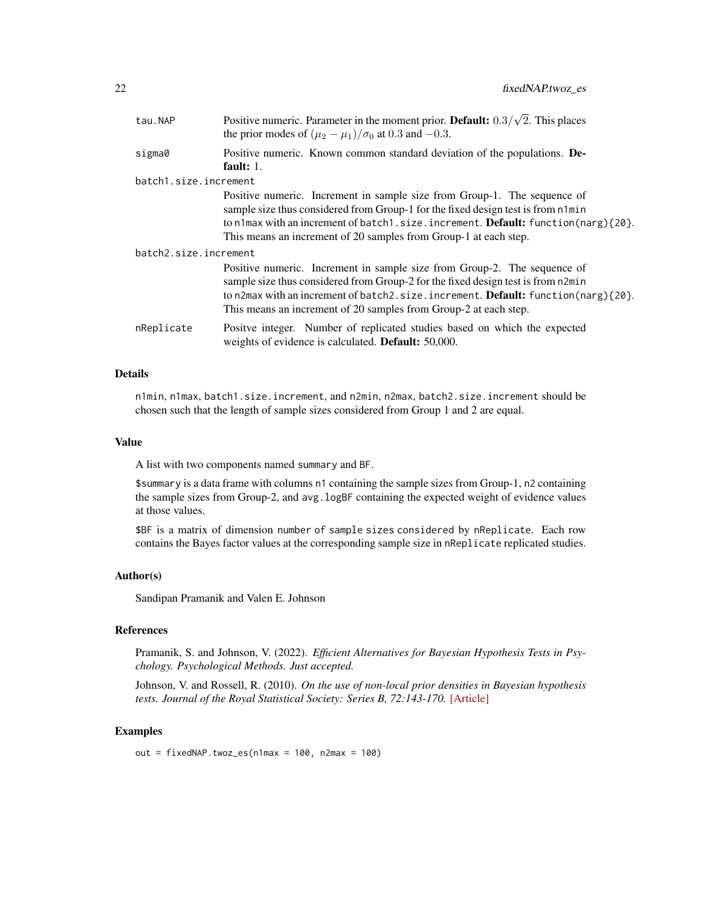| | |
|---|---|
| `tau.NAP` | Positive numeric. Parameter in the moment prior. **Default:** $0.3/\sqrt{2}$. This places the prior modes of $(\mu_2 - \mu_1)/\sigma_0$ at 0.3 and $-0.3$. |
| `sigma0` | Positive numeric. Known common standard deviation of the populations. **Default:** 1. |
| `batch1.size.increment` | Positive numeric. Increment in sample size from Group-1. The sequence of sample size thus considered from Group-1 for the fixed design test is from `n1min` to `n1max` with an increment of `batch1.size.increment`. **Default:** `function(narg){20}`. This means an increment of 20 samples from Group-1 at each step. |
| `batch2.size.increment` | Positive numeric. Increment in sample size from Group-2. The sequence of sample size thus considered from Group-2 for the fixed design test is from `n2min` to `n2max` with an increment of `batch2.size.increment`. **Default:** `function(narg){20}`. This means an increment of 20 samples from Group-2 at each step. |
| `nReplicate` | Positve integer. Number of replicated studies based on which the expected weights of evidence is calculated. **Default:** 50,000. |

## Details

`n1min`, `n1max`, `batch1.size.increment`, and `n2min`, `n2max`, `batch2.size.increment` should be chosen such that the length of sample sizes considered from Group 1 and 2 are equal.

## Value

A list with two components named `summary` and `BF`.

`$summary` is a data frame with columns `n1` containing the sample sizes from Group-1, `n2` containing the sample sizes from Group-2, and `avg.logBF` containing the expected weight of evidence values at those values.

`$BF` is a matrix of dimension `number of sample sizes considered` by `nReplicate`. Each row contains the Bayes factor values at the corresponding sample size in `nReplicate` replicated studies.

## Author(s)

Sandipan Pramanik and Valen E. Johnson

## References

Pramanik, S. and Johnson, V. (2022). *Efficient Alternatives for Bayesian Hypothesis Tests in Psychology. Psychological Methods. Just accepted.*

Johnson, V. and Rossell, R. (2010). *On the use of non-local prior densities in Bayesian hypothesis tests. Journal of the Royal Statistical Society: Series B, 72:143-170.* [Article]

## Examples

```
out = fixedNAP.twoz_es(n1max = 100, n2max = 100)
```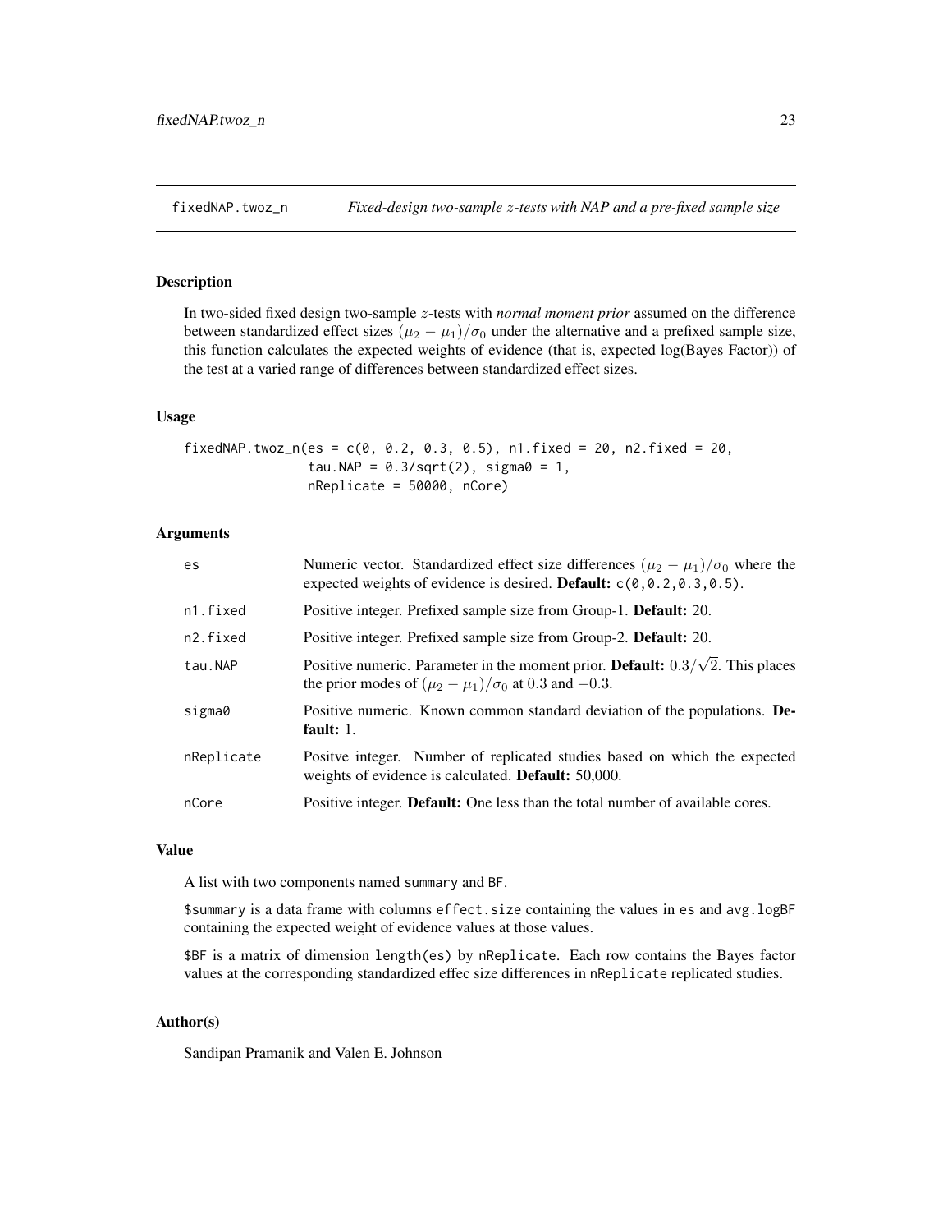# fixedNAP.twoz_n — *Fixed-design two-sample $z$-tests with NAP and a pre-fixed sample size*

## Description

In two-sided fixed design two-sample $z$-tests with *normal moment prior* assumed on the difference between standardized effect sizes $(\mu_2 - \mu_1)/\sigma_0$ under the alternative and a prefixed sample size, this function calculates the expected weights of evidence (that is, expected log(Bayes Factor)) of the test at a varied range of differences between standardized effect sizes.

## Usage

```
fixedNAP.twoz_n(es = c(0, 0.2, 0.3, 0.5), n1.fixed = 20, n2.fixed = 20,
                tau.NAP = 0.3/sqrt(2), sigma0 = 1,
                nReplicate = 50000, nCore)
```

## Arguments

| | |
|---|---|
| es | Numeric vector. Standardized effect size differences $(\mu_2 - \mu_1)/\sigma_0$ where the expected weights of evidence is desired. **Default:** c(0,0.2,0.3,0.5). |
| n1.fixed | Positive integer. Prefixed sample size from Group-1. **Default:** 20. |
| n2.fixed | Positive integer. Prefixed sample size from Group-2. **Default:** 20. |
| tau.NAP | Positive numeric. Parameter in the moment prior. **Default:** $0.3/\sqrt{2}$. This places the prior modes of $(\mu_2 - \mu_1)/\sigma_0$ at 0.3 and $-0.3$. |
| sigma0 | Positive numeric. Known common standard deviation of the populations. **Default:** 1. |
| nReplicate | Positve integer. Number of replicated studies based on which the expected weights of evidence is calculated. **Default:** 50,000. |
| nCore | Positive integer. **Default:** One less than the total number of available cores. |

## Value

A list with two components named summary and BF.

$summary is a data frame with columns effect.size containing the values in es and avg.logBF containing the expected weight of evidence values at those values.

$BF is a matrix of dimension length(es) by nReplicate. Each row contains the Bayes factor values at the corresponding standardized effec size differences in nReplicate replicated studies.

## Author(s)

Sandipan Pramanik and Valen E. Johnson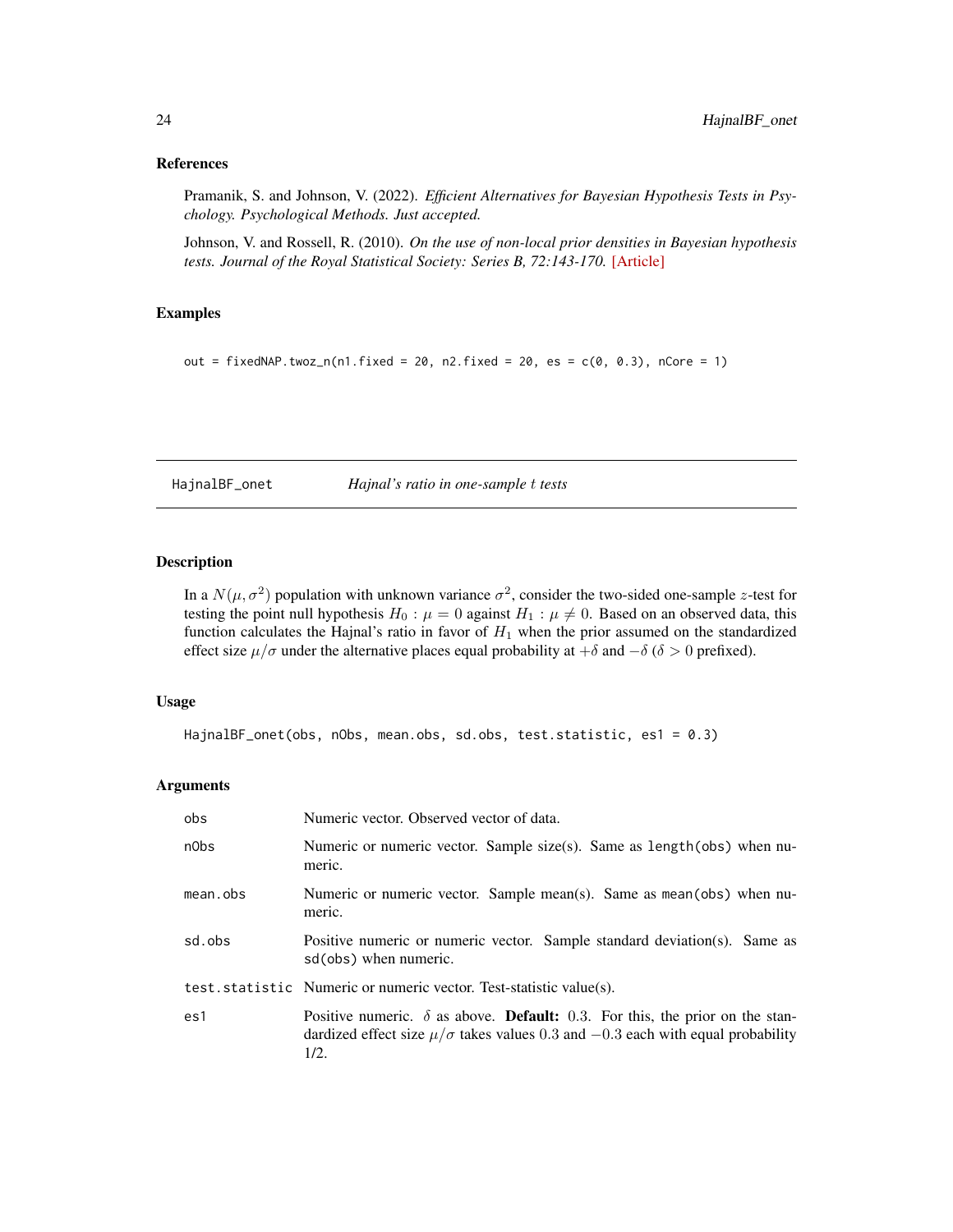## References

Pramanik, S. and Johnson, V. (2022). *Efficient Alternatives for Bayesian Hypothesis Tests in Psychology. Psychological Methods. Just accepted.*

Johnson, V. and Rossell, R. (2010). *On the use of non-local prior densities in Bayesian hypothesis tests. Journal of the Royal Statistical Society: Series B, 72:143-170.* [Article]

## Examples

```
out = fixedNAP.twoz_n(n1.fixed = 20, n2.fixed = 20, es = c(0, 0.3), nCore = 1)
```

---

# HajnalBF_onet — *Hajnal's ratio in one-sample $t$ tests*

## Description

In a $N(\mu, \sigma^2)$ population with unknown variance $\sigma^2$, consider the two-sided one-sample $z$-test for testing the point null hypothesis $H_0 : \mu = 0$ against $H_1 : \mu \neq 0$. Based on an observed data, this function calculates the Hajnal's ratio in favor of $H_1$ when the prior assumed on the standardized effect size $\mu/\sigma$ under the alternative places equal probability at $+\delta$ and $-\delta$ ($\delta > 0$ prefixed).

## Usage

```
HajnalBF_onet(obs, nObs, mean.obs, sd.obs, test.statistic, es1 = 0.3)
```

## Arguments

| | |
|---|---|
| obs | Numeric vector. Observed vector of data. |
| nObs | Numeric or numeric vector. Sample size(s). Same as length(obs) when numeric. |
| mean.obs | Numeric or numeric vector. Sample mean(s). Same as mean(obs) when numeric. |
| sd.obs | Positive numeric or numeric vector. Sample standard deviation(s). Same as sd(obs) when numeric. |
| test.statistic | Numeric or numeric vector. Test-statistic value(s). |
| es1 | Positive numeric. $\delta$ as above. **Default:** 0.3. For this, the prior on the standardized effect size $\mu/\sigma$ takes values 0.3 and $-0.3$ each with equal probability 1/2. |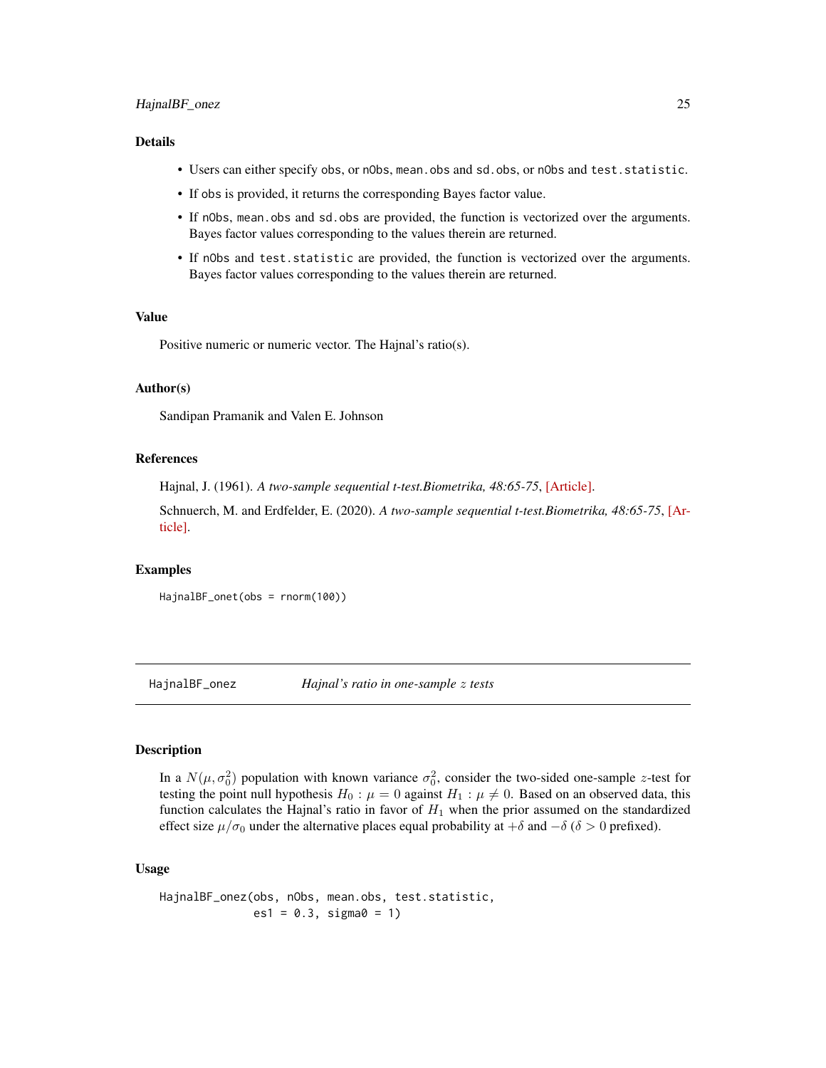## Details

- Users can either specify `obs`, or `nObs`, `mean.obs` and `sd.obs`, or `nObs` and `test.statistic`.
- If `obs` is provided, it returns the corresponding Bayes factor value.
- If `nObs`, `mean.obs` and `sd.obs` are provided, the function is vectorized over the arguments. Bayes factor values corresponding to the values therein are returned.
- If `nObs` and `test.statistic` are provided, the function is vectorized over the arguments. Bayes factor values corresponding to the values therein are returned.

## Value

Positive numeric or numeric vector. The Hajnal's ratio(s).

## Author(s)

Sandipan Pramanik and Valen E. Johnson

## References

Hajnal, J. (1961). *A two-sample sequential t-test.Biometrika, 48:65-75*, [Article].

Schnuerch, M. and Erdfelder, E. (2020). *A two-sample sequential t-test.Biometrika, 48:65-75*, [Article].

## Examples

```
HajnalBF_onet(obs = rnorm(100))
```

---

# HajnalBF_onez — *Hajnal's ratio in one-sample z tests*

## Description

In a $N(\mu, \sigma_0^2)$ population with known variance $\sigma_0^2$, consider the two-sided one-sample $z$-test for testing the point null hypothesis $H_0 : \mu = 0$ against $H_1 : \mu \neq 0$. Based on an observed data, this function calculates the Hajnal's ratio in favor of $H_1$ when the prior assumed on the standardized effect size $\mu/\sigma_0$ under the alternative places equal probability at $+\delta$ and $-\delta$ ($\delta > 0$ prefixed).

## Usage

```
HajnalBF_onez(obs, nObs, mean.obs, test.statistic,
              es1 = 0.3, sigma0 = 1)
```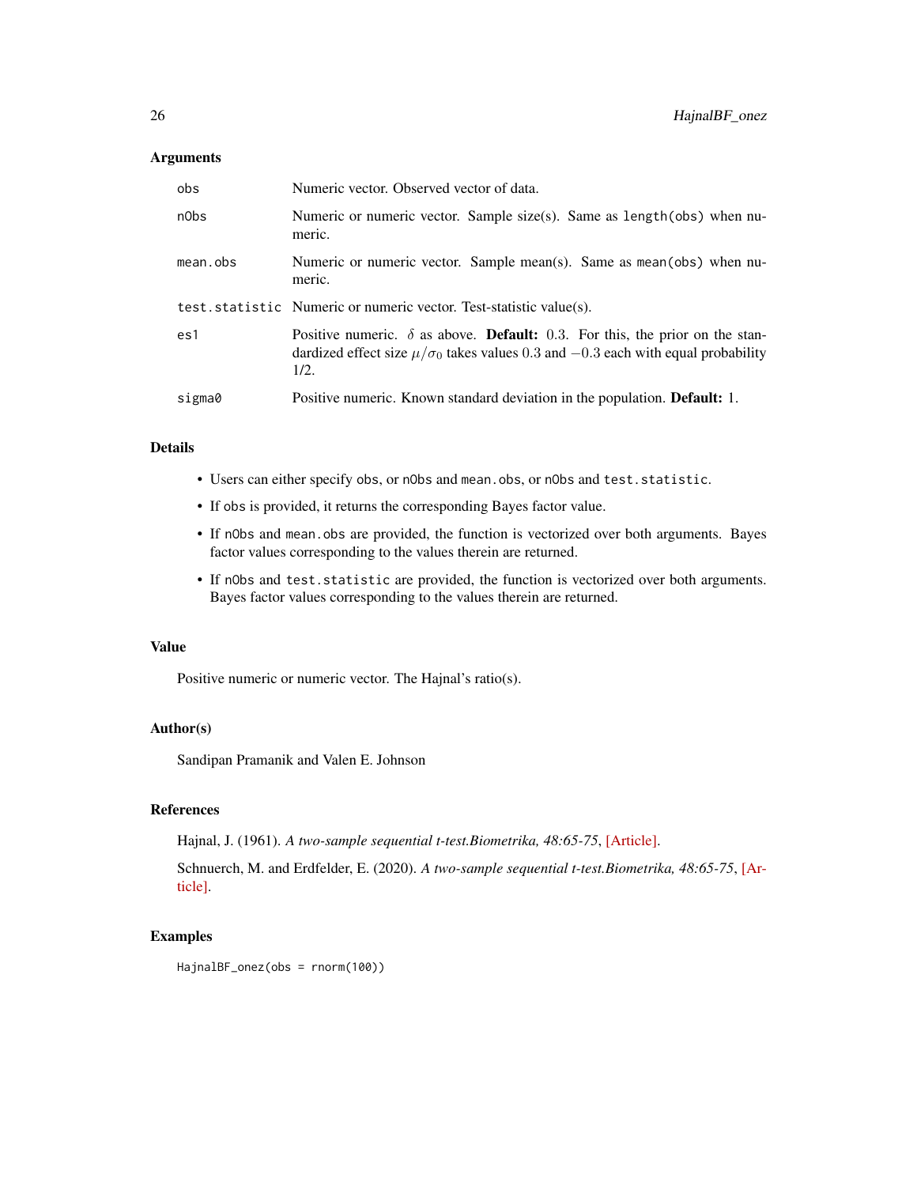### Arguments

| | |
|---|---|
| `obs` | Numeric vector. Observed vector of data. |
| `nObs` | Numeric or numeric vector. Sample size(s). Same as `length(obs)` when numeric. |
| `mean.obs` | Numeric or numeric vector. Sample mean(s). Same as `mean(obs)` when numeric. |
| `test.statistic` | Numeric or numeric vector. Test-statistic value(s). |
| `es1` | Positive numeric. $\delta$ as above. **Default:** 0.3. For this, the prior on the standardized effect size $\mu/\sigma_0$ takes values 0.3 and $-0.3$ each with equal probability 1/2. |
| `sigma0` | Positive numeric. Known standard deviation in the population. **Default:** 1. |

### Details

- Users can either specify `obs`, or `nObs` and `mean.obs`, or `nObs` and `test.statistic`.
- If `obs` is provided, it returns the corresponding Bayes factor value.
- If `nObs` and `mean.obs` are provided, the function is vectorized over both arguments. Bayes factor values corresponding to the values therein are returned.
- If `nObs` and `test.statistic` are provided, the function is vectorized over both arguments. Bayes factor values corresponding to the values therein are returned.

### Value

Positive numeric or numeric vector. The Hajnal's ratio(s).

### Author(s)

Sandipan Pramanik and Valen E. Johnson

### References

Hajnal, J. (1961). *A two-sample sequential t-test.Biometrika, 48:65-75*, [Article].

Schnuerch, M. and Erdfelder, E. (2020). *A two-sample sequential t-test.Biometrika, 48:65-75*, [Article].

### Examples

```
HajnalBF_onez(obs = rnorm(100))
```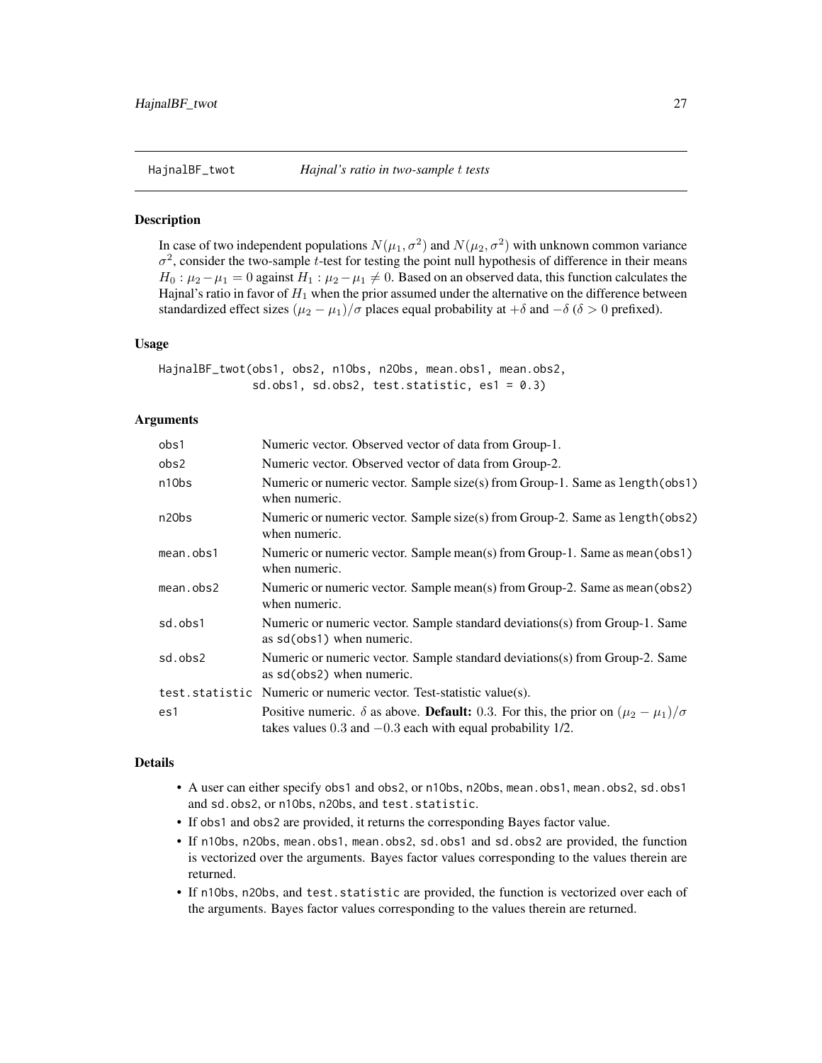# HajnalBF_twot — *Hajnal's ratio in two-sample t tests*

## Description

In case of two independent populations $N(\mu_1, \sigma^2)$ and $N(\mu_2, \sigma^2)$ with unknown common variance $\sigma^2$, consider the two-sample $t$-test for testing the point null hypothesis of difference in their means $H_0 : \mu_2 - \mu_1 = 0$ against $H_1 : \mu_2 - \mu_1 \neq 0$. Based on an observed data, this function calculates the Hajnal's ratio in favor of $H_1$ when the prior assumed under the alternative on the difference between standardized effect sizes $(\mu_2 - \mu_1)/\sigma$ places equal probability at $+\delta$ and $-\delta$ ($\delta > 0$ prefixed).

## Usage

```
HajnalBF_twot(obs1, obs2, n1Obs, n2Obs, mean.obs1, mean.obs2,
              sd.obs1, sd.obs2, test.statistic, es1 = 0.3)
```

## Arguments

| | |
|---|---|
| obs1 | Numeric vector. Observed vector of data from Group-1. |
| obs2 | Numeric vector. Observed vector of data from Group-2. |
| n1Obs | Numeric or numeric vector. Sample size(s) from Group-1. Same as `length(obs1)` when numeric. |
| n2Obs | Numeric or numeric vector. Sample size(s) from Group-2. Same as `length(obs2)` when numeric. |
| mean.obs1 | Numeric or numeric vector. Sample mean(s) from Group-1. Same as `mean(obs1)` when numeric. |
| mean.obs2 | Numeric or numeric vector. Sample mean(s) from Group-2. Same as `mean(obs2)` when numeric. |
| sd.obs1 | Numeric or numeric vector. Sample standard deviations(s) from Group-1. Same as `sd(obs1)` when numeric. |
| sd.obs2 | Numeric or numeric vector. Sample standard deviations(s) from Group-2. Same as `sd(obs2)` when numeric. |
| test.statistic | Numeric or numeric vector. Test-statistic value(s). |
| es1 | Positive numeric. $\delta$ as above. **Default:** 0.3. For this, the prior on $(\mu_2 - \mu_1)/\sigma$ takes values 0.3 and $-0.3$ each with equal probability 1/2. |

## Details

- A user can either specify `obs1` and `obs2`, or `n1Obs`, `n2Obs`, `mean.obs1`, `mean.obs2`, `sd.obs1` and `sd.obs2`, or `n1Obs`, `n2Obs`, and `test.statistic`.
- If `obs1` and `obs2` are provided, it returns the corresponding Bayes factor value.
- If `n1Obs`, `n2Obs`, `mean.obs1`, `mean.obs2`, `sd.obs1` and `sd.obs2` are provided, the function is vectorized over the arguments. Bayes factor values corresponding to the values therein are returned.
- If `n1Obs`, `n2Obs`, and `test.statistic` are provided, the function is vectorized over each of the arguments. Bayes factor values corresponding to the values therein are returned.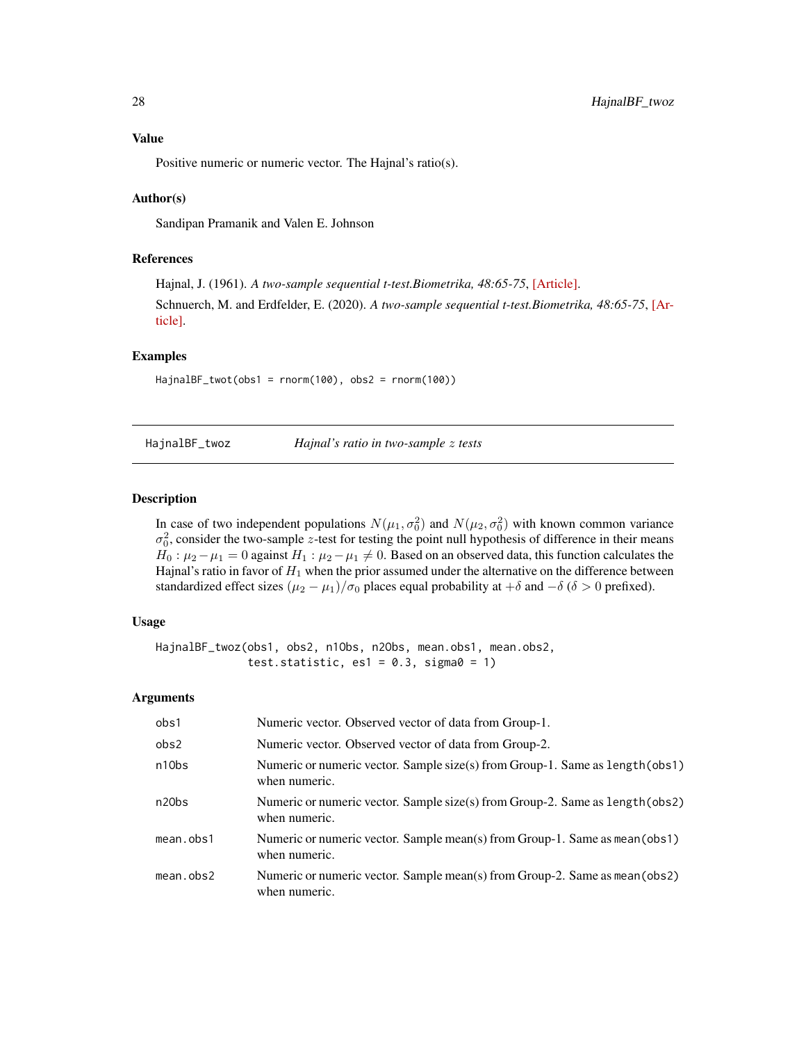## Value

Positive numeric or numeric vector. The Hajnal's ratio(s).

## Author(s)

Sandipan Pramanik and Valen E. Johnson

## References

Hajnal, J. (1961). *A two-sample sequential t-test.Biometrika, 48:65-75*, [Article].

Schnuerch, M. and Erdfelder, E. (2020). *A two-sample sequential t-test.Biometrika, 48:65-75*, [Article].

## Examples

```
HajnalBF_twot(obs1 = rnorm(100), obs2 = rnorm(100))
```

---

# HajnalBF_twoz — *Hajnal's ratio in two-sample $z$ tests*

---

## Description

In case of two independent populations $N(\mu_1, \sigma_0^2)$ and $N(\mu_2, \sigma_0^2)$ with known common variance $\sigma_0^2$, consider the two-sample $z$-test for testing the point null hypothesis of difference in their means $H_0 : \mu_2 - \mu_1 = 0$ against $H_1 : \mu_2 - \mu_1 \neq 0$. Based on an observed data, this function calculates the Hajnal's ratio in favor of $H_1$ when the prior assumed under the alternative on the difference between standardized effect sizes $(\mu_2 - \mu_1)/\sigma_0$ places equal probability at $+\delta$ and $-\delta$ ($\delta > 0$ prefixed).

## Usage

```
HajnalBF_twoz(obs1, obs2, n1Obs, n2Obs, mean.obs1, mean.obs2,
              test.statistic, es1 = 0.3, sigma0 = 1)
```

## Arguments

| | |
|---|---|
| obs1 | Numeric vector. Observed vector of data from Group-1. |
| obs2 | Numeric vector. Observed vector of data from Group-2. |
| n1Obs | Numeric or numeric vector. Sample size(s) from Group-1. Same as `length(obs1)` when numeric. |
| n2Obs | Numeric or numeric vector. Sample size(s) from Group-2. Same as `length(obs2)` when numeric. |
| mean.obs1 | Numeric or numeric vector. Sample mean(s) from Group-1. Same as `mean(obs1)` when numeric. |
| mean.obs2 | Numeric or numeric vector. Sample mean(s) from Group-2. Same as `mean(obs2)` when numeric. |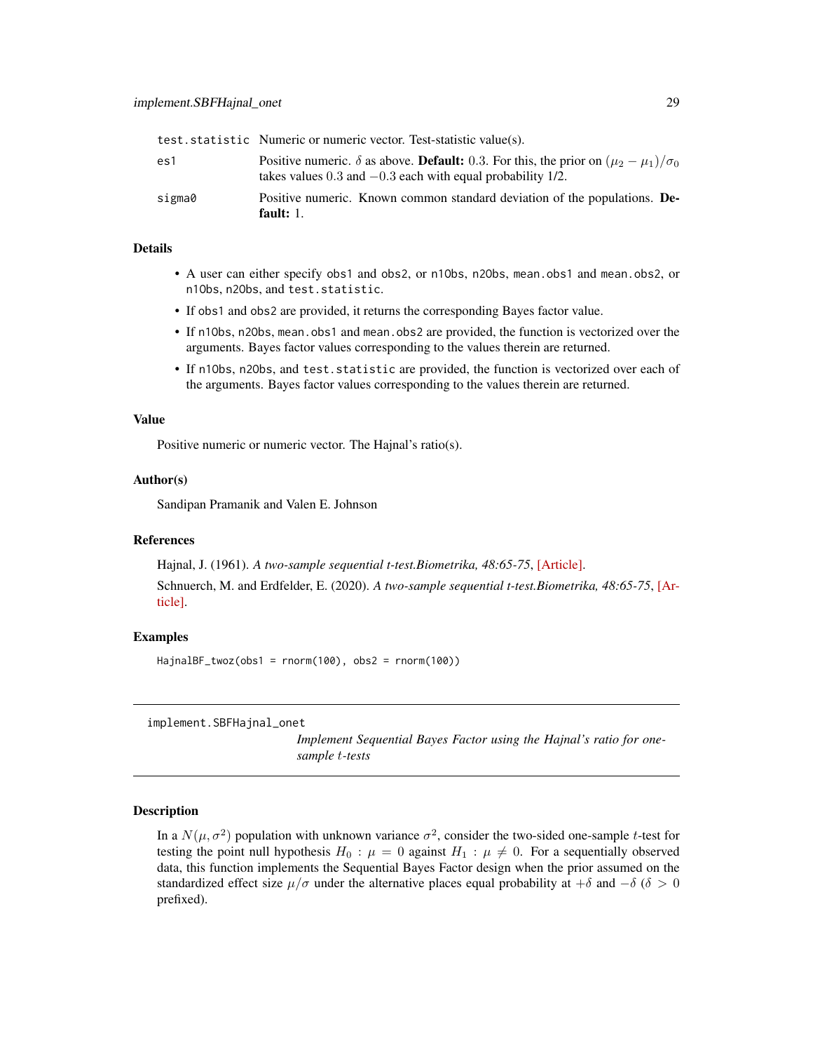| | |
|---|---|
| test.statistic | Numeric or numeric vector. Test-statistic value(s). |
| es1 | Positive numeric. $\delta$ as above. **Default:** 0.3. For this, the prior on $(\mu_2 - \mu_1)/\sigma_0$ takes values 0.3 and $-0.3$ each with equal probability 1/2. |
| sigma0 | Positive numeric. Known common standard deviation of the populations. **Default:** 1. |

### Details

- A user can either specify obs1 and obs2, or n1Obs, n2Obs, mean.obs1 and mean.obs2, or n1Obs, n2Obs, and test.statistic.
- If obs1 and obs2 are provided, it returns the corresponding Bayes factor value.
- If n1Obs, n2Obs, mean.obs1 and mean.obs2 are provided, the function is vectorized over the arguments. Bayes factor values corresponding to the values therein are returned.
- If n1Obs, n2Obs, and test.statistic are provided, the function is vectorized over each of the arguments. Bayes factor values corresponding to the values therein are returned.

### Value

Positive numeric or numeric vector. The Hajnal's ratio(s).

### Author(s)

Sandipan Pramanik and Valen E. Johnson

### References

Hajnal, J. (1961). *A two-sample sequential t-test.Biometrika, 48:65-75*, [Article].

Schnuerch, M. and Erdfelder, E. (2020). *A two-sample sequential t-test.Biometrika, 48:65-75*, [Article].

### Examples

```
HajnalBF_twoz(obs1 = rnorm(100), obs2 = rnorm(100))
```

---

## implement.SBFHajnal_onet

*Implement Sequential Bayes Factor using the Hajnal's ratio for one-sample t-tests*

---

### Description

In a $N(\mu, \sigma^2)$ population with unknown variance $\sigma^2$, consider the two-sided one-sample $t$-test for testing the point null hypothesis $H_0 : \mu = 0$ against $H_1 : \mu \neq 0$. For a sequentially observed data, this function implements the Sequential Bayes Factor design when the prior assumed on the standardized effect size $\mu/\sigma$ under the alternative places equal probability at $+\delta$ and $-\delta$ ($\delta > 0$ prefixed).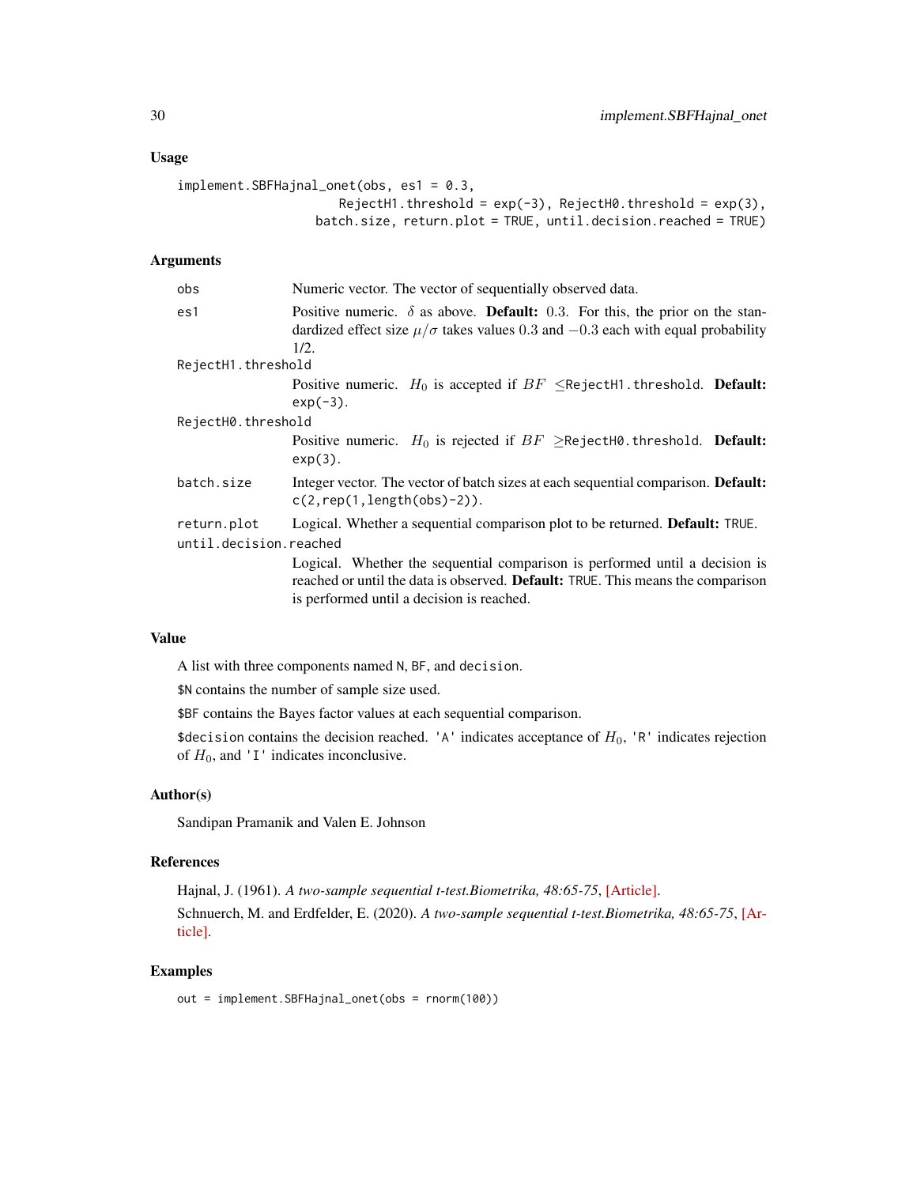## Usage

```
implement.SBFHajnal_onet(obs, es1 = 0.3,
                    RejectH1.threshold = exp(-3), RejectH0.threshold = exp(3),
                 batch.size, return.plot = TRUE, until.decision.reached = TRUE)
```

## Arguments

`obs` Numeric vector. The vector of sequentially observed data.

`es1` Positive numeric. $\delta$ as above. **Default:** 0.3. For this, the prior on the standardized effect size $\mu/\sigma$ takes values 0.3 and $-0.3$ each with equal probability 1/2.

`RejectH1.threshold` Positive numeric. $H_0$ is accepted if $BF \leq$`RejectH1.threshold`. **Default:** `exp(-3)`.

`RejectH0.threshold` Positive numeric. $H_0$ is rejected if $BF \geq$`RejectH0.threshold`. **Default:** `exp(3)`.

`batch.size` Integer vector. The vector of batch sizes at each sequential comparison. **Default:** `c(2,rep(1,length(obs)-2))`.

`return.plot` Logical. Whether a sequential comparison plot to be returned. **Default:** `TRUE`.

`until.decision.reached` Logical. Whether the sequential comparison is performed until a decision is reached or until the data is observed. **Default:** `TRUE`. This means the comparison is performed until a decision is reached.

## Value

A list with three components named `N`, `BF`, and `decision`.

`$N` contains the number of sample size used.

`$BF` contains the Bayes factor values at each sequential comparison.

`$decision` contains the decision reached. `'A'` indicates acceptance of $H_0$, `'R'` indicates rejection of $H_0$, and `'I'` indicates inconclusive.

## Author(s)

Sandipan Pramanik and Valen E. Johnson

## References

Hajnal, J. (1961). *A two-sample sequential t-test.Biometrika, 48:65-75*, [Article].

Schnuerch, M. and Erdfelder, E. (2020). *A two-sample sequential t-test.Biometrika, 48:65-75*, [Article].

## Examples

```
out = implement.SBFHajnal_onet(obs = rnorm(100))
```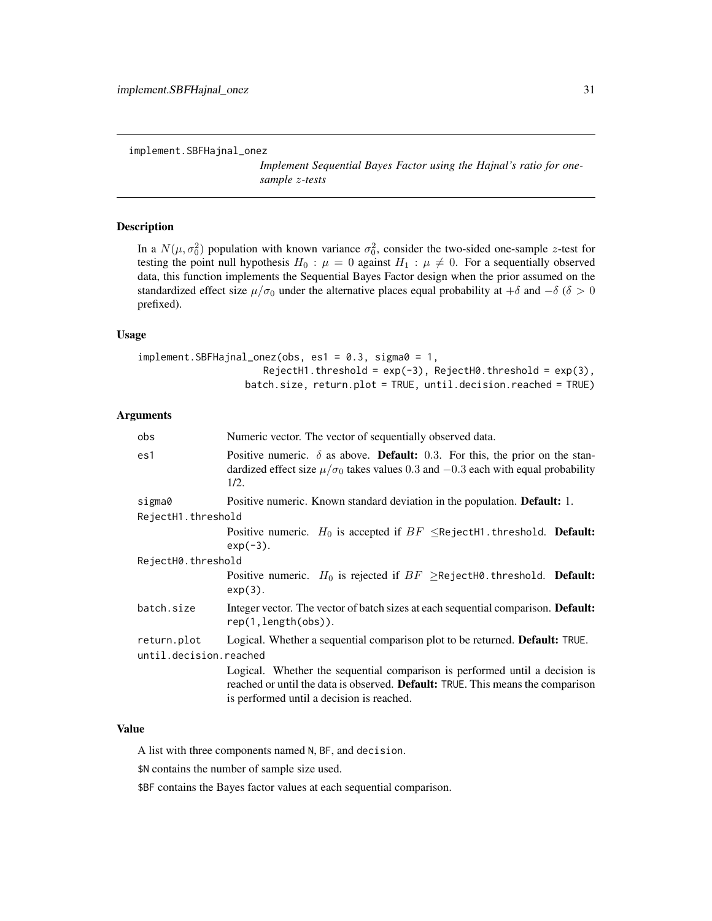implement.SBFHajnal_onez

*Implement Sequential Bayes Factor using the Hajnal's ratio for one-sample $z$-tests*

## Description

In a $N(\mu, \sigma_0^2)$ population with known variance $\sigma_0^2$, consider the two-sided one-sample $z$-test for testing the point null hypothesis $H_0 : \mu = 0$ against $H_1 : \mu \neq 0$. For a sequentially observed data, this function implements the Sequential Bayes Factor design when the prior assumed on the standardized effect size $\mu/\sigma_0$ under the alternative places equal probability at $+\delta$ and $-\delta$ ($\delta > 0$ prefixed).

## Usage

```
implement.SBFHajnal_onez(obs, es1 = 0.3, sigma0 = 1,
                        RejectH1.threshold = exp(-3), RejectH0.threshold = exp(3),
                    batch.size, return.plot = TRUE, until.decision.reached = TRUE)
```

## Arguments

- `obs` Numeric vector. The vector of sequentially observed data.
- `es1` Positive numeric. $\delta$ as above. **Default:** 0.3. For this, the prior on the standardized effect size $\mu/\sigma_0$ takes values 0.3 and $-0.3$ each with equal probability 1/2.
- `sigma0` Positive numeric. Known standard deviation in the population. **Default:** 1.
- `RejectH1.threshold` Positive numeric. $H_0$ is accepted if $BF \leq$`RejectH1.threshold`. **Default:** `exp(-3)`.
- `RejectH0.threshold` Positive numeric. $H_0$ is rejected if $BF \geq$`RejectH0.threshold`. **Default:** `exp(3)`.
- `batch.size` Integer vector. The vector of batch sizes at each sequential comparison. **Default:** `rep(1,length(obs))`.
- `return.plot` Logical. Whether a sequential comparison plot to be returned. **Default:** `TRUE`.
- `until.decision.reached` Logical. Whether the sequential comparison is performed until a decision is reached or until the data is observed. **Default:** `TRUE`. This means the comparison is performed until a decision is reached.

## Value

A list with three components named `N`, `BF`, and `decision`.

`$N` contains the number of sample size used.

`$BF` contains the Bayes factor values at each sequential comparison.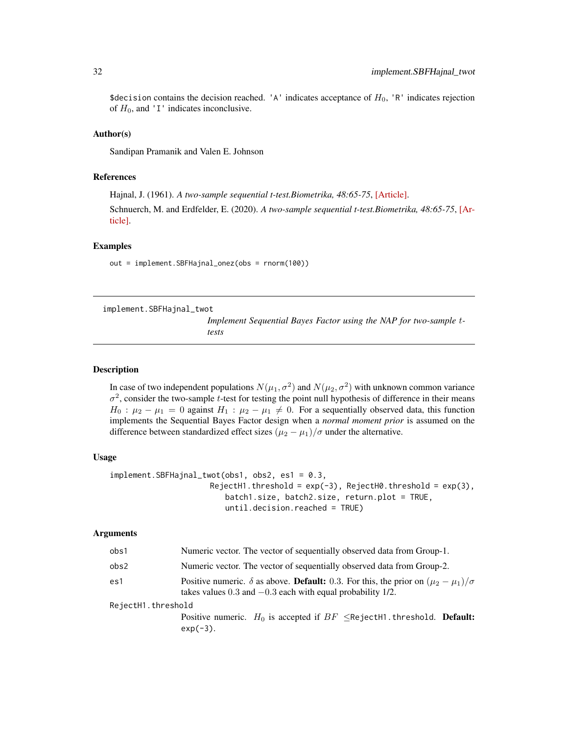`$decision` contains the decision reached. `'A'` indicates acceptance of $H_0$, `'R'` indicates rejection of $H_0$, and `'I'` indicates inconclusive.

### Author(s)

Sandipan Pramanik and Valen E. Johnson

### References

Hajnal, J. (1961). *A two-sample sequential t-test.Biometrika, 48:65-75*, [Article].

Schnuerch, M. and Erdfelder, E. (2020). *A two-sample sequential t-test.Biometrika, 48:65-75*, [Article].

### Examples

```
out = implement.SBFHajnal_onez(obs = rnorm(100))
```

---

## implement.SBFHajnal_twot

*Implement Sequential Bayes Factor using the NAP for two-sample t-tests*

---

### Description

In case of two independent populations $N(\mu_1, \sigma^2)$ and $N(\mu_2, \sigma^2)$ with unknown common variance $\sigma^2$, consider the two-sample $t$-test for testing the point null hypothesis of difference in their means $H_0 : \mu_2 - \mu_1 = 0$ against $H_1 : \mu_2 - \mu_1 \neq 0$. For a sequentially observed data, this function implements the Sequential Bayes Factor design when a *normal moment prior* is assumed on the difference between standardized effect sizes $(\mu_2 - \mu_1)/\sigma$ under the alternative.

### Usage

```
implement.SBFHajnal_twot(obs1, obs2, es1 = 0.3,
                         RejectH1.threshold = exp(-3), RejectH0.threshold = exp(3),
                            batch1.size, batch2.size, return.plot = TRUE,
                            until.decision.reached = TRUE)
```

### Arguments

| | |
|---|---|
| `obs1` | Numeric vector. The vector of sequentially observed data from Group-1. |
| `obs2` | Numeric vector. The vector of sequentially observed data from Group-2. |
| `es1` | Positive numeric. $\delta$ as above. **Default:** 0.3. For this, the prior on $(\mu_2 - \mu_1)/\sigma$ takes values 0.3 and $-0.3$ each with equal probability 1/2. |
| `RejectH1.threshold` | Positive numeric. $H_0$ is accepted if $BF \leq$`RejectH1.threshold`. **Default:** `exp(-3)`. |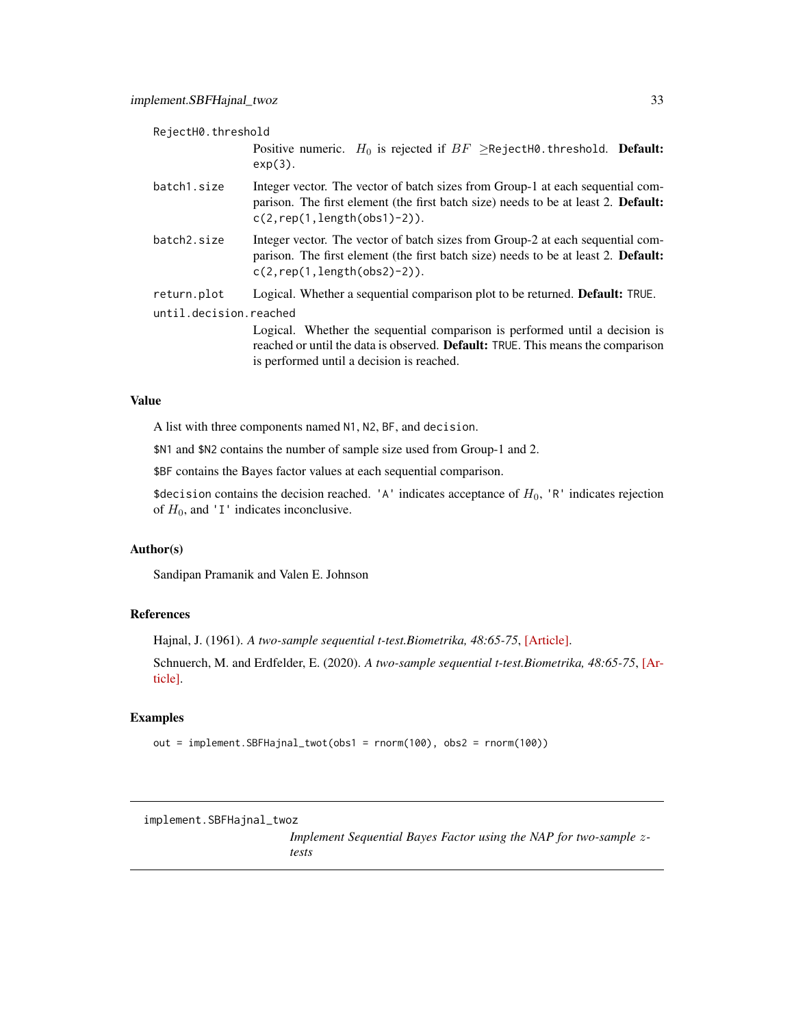RejectH0.threshold
: Positive numeric. $H_0$ is rejected if $BF$ $\geq$RejectH0.threshold. **Default:** exp(3).

batch1.size
: Integer vector. The vector of batch sizes from Group-1 at each sequential comparison. The first element (the first batch size) needs to be at least 2. **Default:** c(2,rep(1,length(obs1)-2)).

batch2.size
: Integer vector. The vector of batch sizes from Group-2 at each sequential comparison. The first element (the first batch size) needs to be at least 2. **Default:** c(2,rep(1,length(obs2)-2)).

return.plot
: Logical. Whether a sequential comparison plot to be returned. **Default:** TRUE.

until.decision.reached
: Logical. Whether the sequential comparison is performed until a decision is reached or until the data is observed. **Default:** TRUE. This means the comparison is performed until a decision is reached.

### Value

A list with three components named N1, N2, BF, and decision.

$N1 and $N2 contains the number of sample size used from Group-1 and 2.

$BF contains the Bayes factor values at each sequential comparison.

$decision contains the decision reached. 'A' indicates acceptance of $H_0$, 'R' indicates rejection of $H_0$, and 'I' indicates inconclusive.

### Author(s)

Sandipan Pramanik and Valen E. Johnson

### References

Hajnal, J. (1961). *A two-sample sequential t-test.Biometrika, 48:65-75*, [Article].

Schnuerch, M. and Erdfelder, E. (2020). *A two-sample sequential t-test.Biometrika, 48:65-75*, [Article].

### Examples

```
out = implement.SBFHajnal_twot(obs1 = rnorm(100), obs2 = rnorm(100))
```

---

## implement.SBFHajnal_twoz

*Implement Sequential Bayes Factor using the NAP for two-sample z-tests*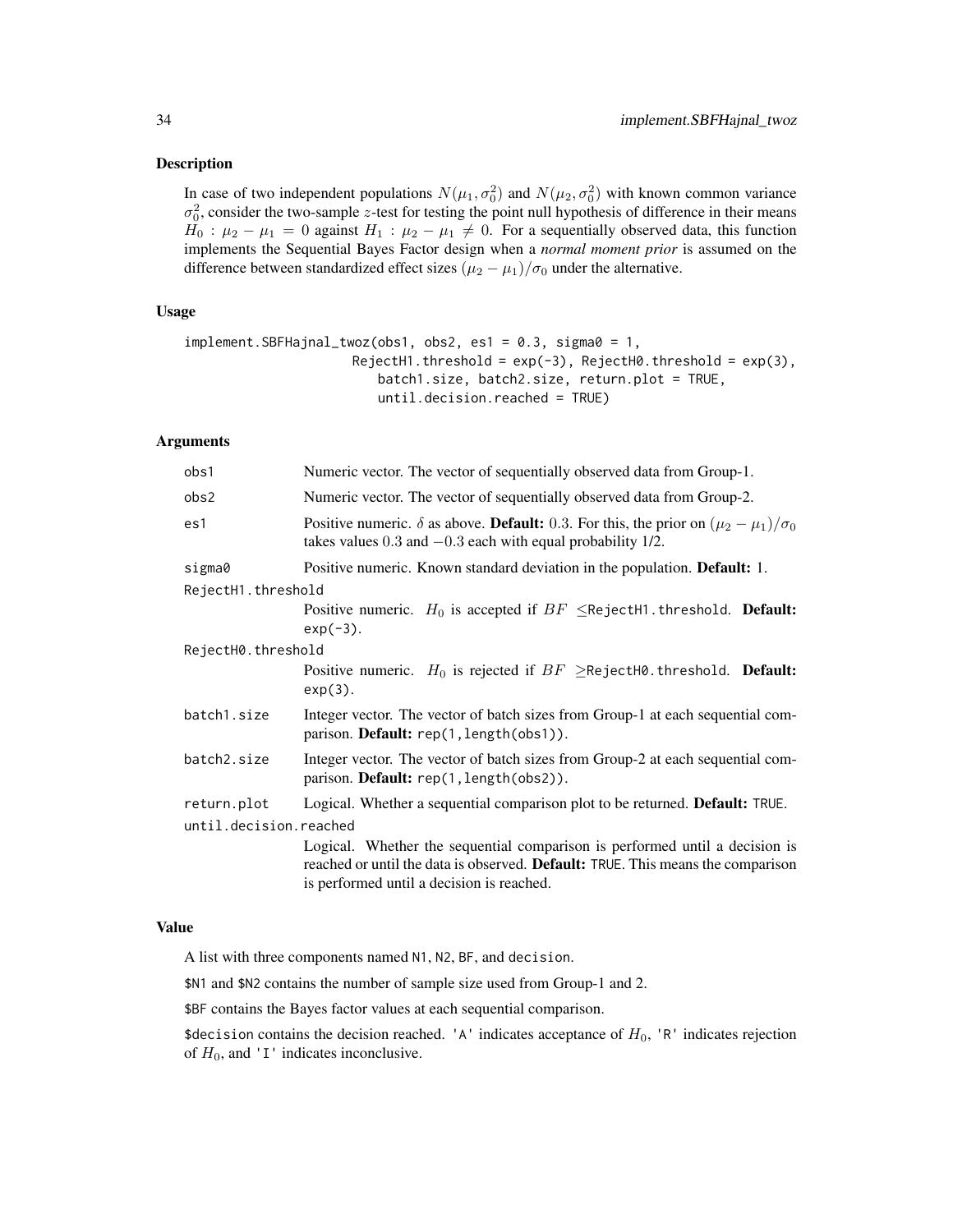### Description

In case of two independent populations $N(\mu_1, \sigma_0^2)$ and $N(\mu_2, \sigma_0^2)$ with known common variance $\sigma_0^2$, consider the two-sample $z$-test for testing the point null hypothesis of difference in their means $H_0 : \mu_2 - \mu_1 = 0$ against $H_1 : \mu_2 - \mu_1 \neq 0$. For a sequentially observed data, this function implements the Sequential Bayes Factor design when a *normal moment prior* is assumed on the difference between standardized effect sizes $(\mu_2 - \mu_1)/\sigma_0$ under the alternative.

### Usage

```
implement.SBFHajnal_twoz(obs1, obs2, es1 = 0.3, sigma0 = 1,
                         RejectH1.threshold = exp(-3), RejectH0.threshold = exp(3),
                            batch1.size, batch2.size, return.plot = TRUE,
                            until.decision.reached = TRUE)
```

### Arguments

- `obs1` Numeric vector. The vector of sequentially observed data from Group-1.
- `obs2` Numeric vector. The vector of sequentially observed data from Group-2.
- `es1` Positive numeric. $\delta$ as above. **Default:** 0.3. For this, the prior on $(\mu_2 - \mu_1)/\sigma_0$ takes values $0.3$ and $-0.3$ each with equal probability 1/2.
- `sigma0` Positive numeric. Known standard deviation in the population. **Default:** 1.
- `RejectH1.threshold` Positive numeric. $H_0$ is accepted if $BF \leq$`RejectH1.threshold`. **Default:** `exp(-3)`.
- `RejectH0.threshold` Positive numeric. $H_0$ is rejected if $BF \geq$`RejectH0.threshold`. **Default:** `exp(3)`.
- `batch1.size` Integer vector. The vector of batch sizes from Group-1 at each sequential comparison. **Default:** `rep(1,length(obs1))`.
- `batch2.size` Integer vector. The vector of batch sizes from Group-2 at each sequential comparison. **Default:** `rep(1,length(obs2))`.
- `return.plot` Logical. Whether a sequential comparison plot to be returned. **Default:** `TRUE`.
- `until.decision.reached` Logical. Whether the sequential comparison is performed until a decision is reached or until the data is observed. **Default:** `TRUE`. This means the comparison is performed until a decision is reached.

### Value

A list with three components named `N1`, `N2`, `BF`, and `decision`.

`$N1` and `$N2` contains the number of sample size used from Group-1 and 2.

`$BF` contains the Bayes factor values at each sequential comparison.

`$decision` contains the decision reached. `'A'` indicates acceptance of $H_0$, `'R'` indicates rejection of $H_0$, and `'I'` indicates inconclusive.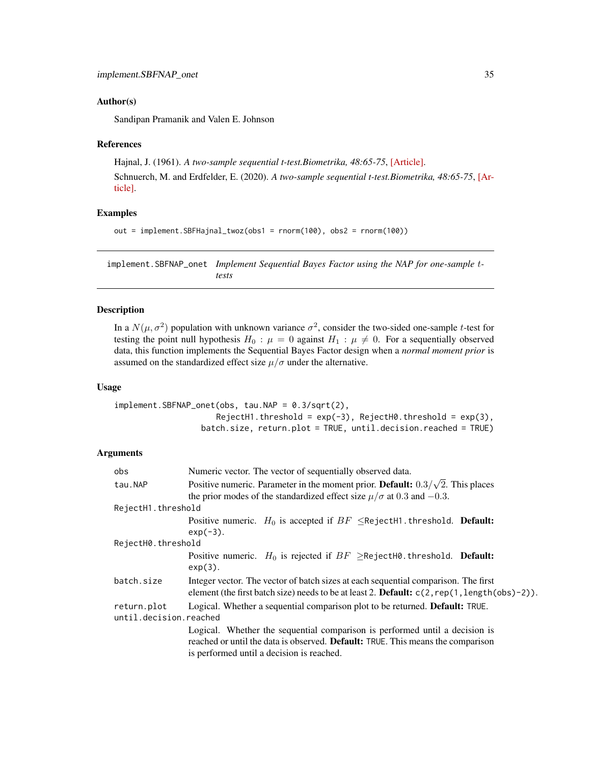### Author(s)

Sandipan Pramanik and Valen E. Johnson

### References

Hajnal, J. (1961). *A two-sample sequential t-test.Biometrika, 48:65-75*, [Article].

Schnuerch, M. and Erdfelder, E. (2020). *A two-sample sequential t-test.Biometrika, 48:65-75*, [Article].

### Examples

```
out = implement.SBFHajnal_twoz(obs1 = rnorm(100), obs2 = rnorm(100))
```

---

## implement.SBFNAP_onet — *Implement Sequential Bayes Factor using the NAP for one-sample t-tests*

---

### Description

In a $N(\mu, \sigma^2)$ population with unknown variance $\sigma^2$, consider the two-sided one-sample $t$-test for testing the point null hypothesis $H_0 : \mu = 0$ against $H_1 : \mu \neq 0$. For a sequentially observed data, this function implements the Sequential Bayes Factor design when a *normal moment prior* is assumed on the standardized effect size $\mu/\sigma$ under the alternative.

### Usage

```
implement.SBFNAP_onet(obs, tau.NAP = 0.3/sqrt(2),
                      RejectH1.threshold = exp(-3), RejectH0.threshold = exp(3),
                   batch.size, return.plot = TRUE, until.decision.reached = TRUE)
```

### Arguments

`obs` — Numeric vector. The vector of sequentially observed data.

`tau.NAP` — Positive numeric. Parameter in the moment prior. **Default:** $0.3/\sqrt{2}$. This places the prior modes of the standardized effect size $\mu/\sigma$ at $0.3$ and $-0.3$.

`RejectH1.threshold` — Positive numeric. $H_0$ is accepted if $BF$ $\leq$`RejectH1.threshold`. **Default:** `exp(-3)`.

`RejectH0.threshold` — Positive numeric. $H_0$ is rejected if $BF$ $\geq$`RejectH0.threshold`. **Default:** `exp(3)`.

`batch.size` — Integer vector. The vector of batch sizes at each sequential comparison. The first element (the first batch size) needs to be at least 2. **Default:** `c(2,rep(1,length(obs)-2))`.

`return.plot` — Logical. Whether a sequential comparison plot to be returned. **Default:** `TRUE`.

`until.decision.reached` — Logical. Whether the sequential comparison is performed until a decision is reached or until the data is observed. **Default:** `TRUE`. This means the comparison is performed until a decision is reached.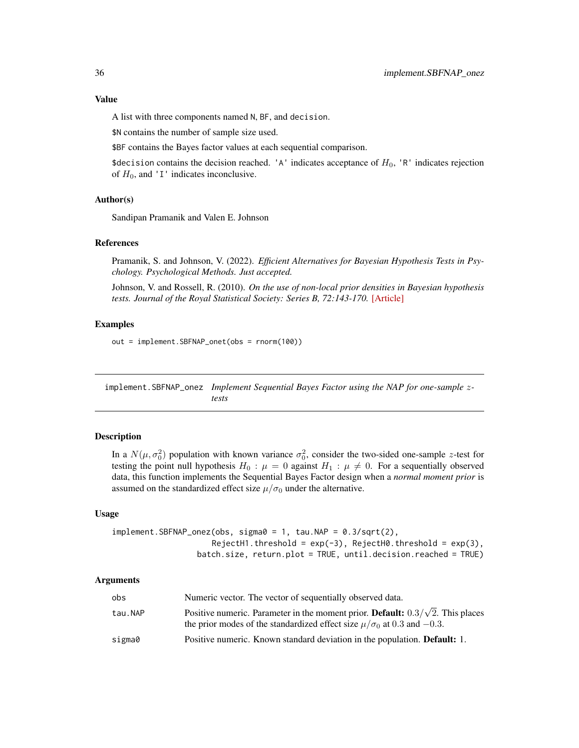## Value

A list with three components named N, BF, and decision.

$N contains the number of sample size used.

$BF contains the Bayes factor values at each sequential comparison.

$decision contains the decision reached. 'A' indicates acceptance of $H_0$, 'R' indicates rejection of $H_0$, and 'I' indicates inconclusive.

## Author(s)

Sandipan Pramanik and Valen E. Johnson

## References

Pramanik, S. and Johnson, V. (2022). *Efficient Alternatives for Bayesian Hypothesis Tests in Psychology. Psychological Methods. Just accepted.*

Johnson, V. and Rossell, R. (2010). *On the use of non-local prior densities in Bayesian hypothesis tests. Journal of the Royal Statistical Society: Series B, 72:143-170.* [Article]

## Examples

```
out = implement.SBFNAP_onet(obs = rnorm(100))
```

---

# implement.SBFNAP_onez *Implement Sequential Bayes Factor using the NAP for one-sample z-tests*

## Description

In a $N(\mu, \sigma_0^2)$ population with known variance $\sigma_0^2$, consider the two-sided one-sample $z$-test for testing the point null hypothesis $H_0 : \mu = 0$ against $H_1 : \mu \neq 0$. For a sequentially observed data, this function implements the Sequential Bayes Factor design when a *normal moment prior* is assumed on the standardized effect size $\mu/\sigma_0$ under the alternative.

## Usage

```
implement.SBFNAP_onez(obs, sigma0 = 1, tau.NAP = 0.3/sqrt(2),
                      RejectH1.threshold = exp(-3), RejectH0.threshold = exp(3),
                   batch.size, return.plot = TRUE, until.decision.reached = TRUE)
```

## Arguments

| | |
|---|---|
| obs | Numeric vector. The vector of sequentially observed data. |
| tau.NAP | Positive numeric. Parameter in the moment prior. **Default:** $0.3/\sqrt{2}$. This places the prior modes of the standardized effect size $\mu/\sigma_0$ at $0.3$ and $-0.3$. |
| sigma0 | Positive numeric. Known standard deviation in the population. **Default:** 1. |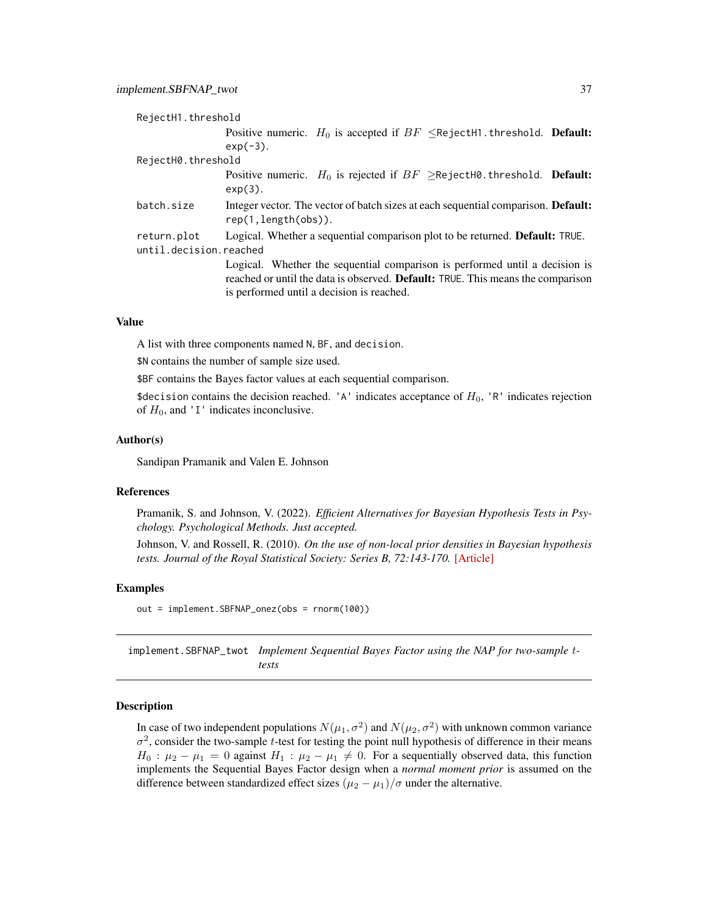RejectH1.threshold

: Positive numeric. $H_0$ is accepted if $BF \leq$RejectH1.threshold. **Default:** `exp(-3)`.

RejectH0.threshold

: Positive numeric. $H_0$ is rejected if $BF \geq$RejectH0.threshold. **Default:** `exp(3)`.

batch.size

: Integer vector. The vector of batch sizes at each sequential comparison. **Default:** `rep(1,length(obs))`.

return.plot

: Logical. Whether a sequential comparison plot to be returned. **Default:** `TRUE`.

until.decision.reached

: Logical. Whether the sequential comparison is performed until a decision is reached or until the data is observed. **Default:** `TRUE`. This means the comparison is performed until a decision is reached.

### Value

A list with three components named `N`, `BF`, and `decision`.

`$N` contains the number of sample size used.

`$BF` contains the Bayes factor values at each sequential comparison.

`$decision` contains the decision reached. `'A'` indicates acceptance of $H_0$, `'R'` indicates rejection of $H_0$, and `'I'` indicates inconclusive.

### Author(s)

Sandipan Pramanik and Valen E. Johnson

### References

Pramanik, S. and Johnson, V. (2022). *Efficient Alternatives for Bayesian Hypothesis Tests in Psychology. Psychological Methods. Just accepted.*

Johnson, V. and Rossell, R. (2010). *On the use of non-local prior densities in Bayesian hypothesis tests. Journal of the Royal Statistical Society: Series B, 72:143-170.* [Article]

### Examples

```
out = implement.SBFNAP_onez(obs = rnorm(100))
```

---

## implement.SBFNAP_twot *Implement Sequential Bayes Factor using the NAP for two-sample t-tests*

### Description

In case of two independent populations $N(\mu_1, \sigma^2)$ and $N(\mu_2, \sigma^2)$ with unknown common variance $\sigma^2$, consider the two-sample $t$-test for testing the point null hypothesis of difference in their means $H_0 : \mu_2 - \mu_1 = 0$ against $H_1 : \mu_2 - \mu_1 \neq 0$. For a sequentially observed data, this function implements the Sequential Bayes Factor design when a *normal moment prior* is assumed on the difference between standardized effect sizes $(\mu_2 - \mu_1)/\sigma$ under the alternative.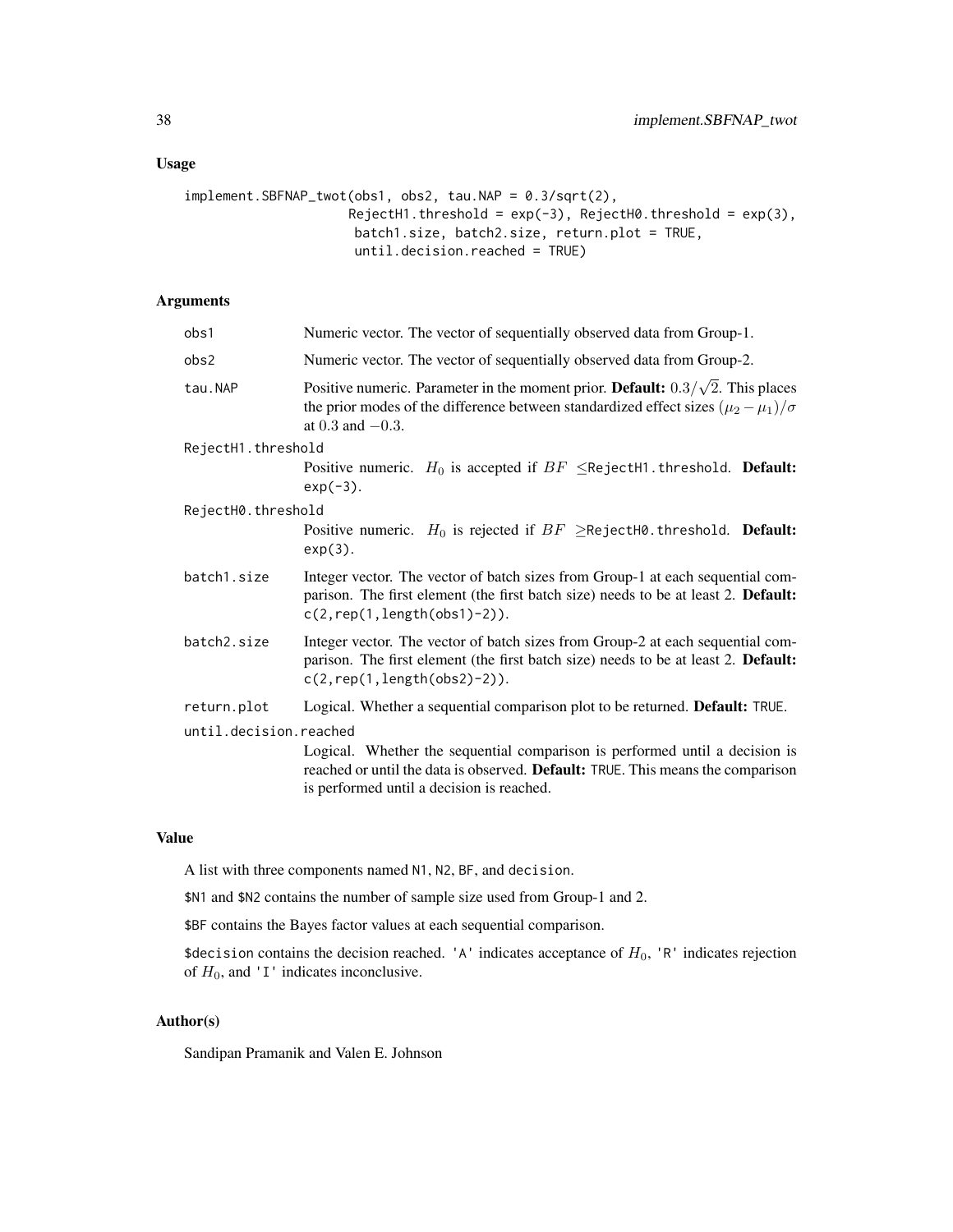## Usage

```
implement.SBFNAP_twot(obs1, obs2, tau.NAP = 0.3/sqrt(2),
                     RejectH1.threshold = exp(-3), RejectH0.threshold = exp(3),
                      batch1.size, batch2.size, return.plot = TRUE,
                      until.decision.reached = TRUE)
```

## Arguments

| | |
|---|---|
| `obs1` | Numeric vector. The vector of sequentially observed data from Group-1. |
| `obs2` | Numeric vector. The vector of sequentially observed data from Group-2. |
| `tau.NAP` | Positive numeric. Parameter in the moment prior. **Default:** $0.3/\sqrt{2}$. This places the prior modes of the difference between standardized effect sizes $(\mu_2 - \mu_1)/\sigma$ at $0.3$ and $-0.3$. |
| `RejectH1.threshold` | Positive numeric. $H_0$ is accepted if $BF \leq$`RejectH1.threshold`. **Default:** `exp(-3)`. |
| `RejectH0.threshold` | Positive numeric. $H_0$ is rejected if $BF \geq$`RejectH0.threshold`. **Default:** `exp(3)`. |
| `batch1.size` | Integer vector. The vector of batch sizes from Group-1 at each sequential comparison. The first element (the first batch size) needs to be at least 2. **Default:** `c(2,rep(1,length(obs1)-2))`. |
| `batch2.size` | Integer vector. The vector of batch sizes from Group-2 at each sequential comparison. The first element (the first batch size) needs to be at least 2. **Default:** `c(2,rep(1,length(obs2)-2))`. |
| `return.plot` | Logical. Whether a sequential comparison plot to be returned. **Default:** `TRUE`. |
| `until.decision.reached` | Logical. Whether the sequential comparison is performed until a decision is reached or until the data is observed. **Default:** `TRUE`. This means the comparison is performed until a decision is reached. |

## Value

A list with three components named `N1`, `N2`, `BF`, and `decision`.

`$N1` and `$N2` contains the number of sample size used from Group-1 and 2.

`$BF` contains the Bayes factor values at each sequential comparison.

`$decision` contains the decision reached. `'A'` indicates acceptance of $H_0$, `'R'` indicates rejection of $H_0$, and `'I'` indicates inconclusive.

## Author(s)

Sandipan Pramanik and Valen E. Johnson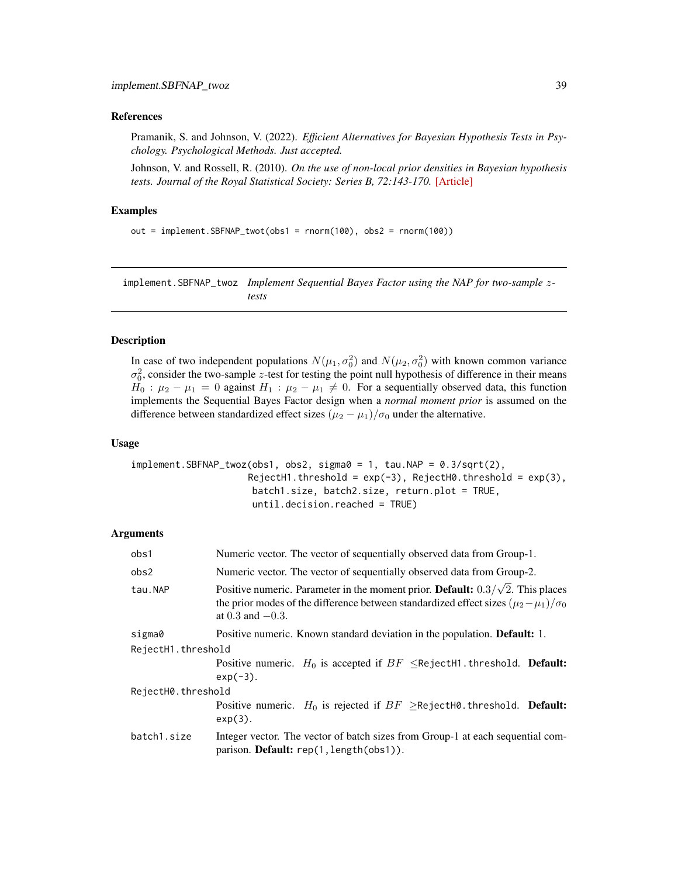### References

Pramanik, S. and Johnson, V. (2022). *Efficient Alternatives for Bayesian Hypothesis Tests in Psychology. Psychological Methods. Just accepted.*

Johnson, V. and Rossell, R. (2010). *On the use of non-local prior densities in Bayesian hypothesis tests. Journal of the Royal Statistical Society: Series B, 72:143-170.* [Article]

### Examples

```
out = implement.SBFNAP_twot(obs1 = rnorm(100), obs2 = rnorm(100))
```

## implement.SBFNAP_twoz *Implement Sequential Bayes Factor using the NAP for two-sample z-tests*

### Description

In case of two independent populations $N(\mu_1, \sigma_0^2)$ and $N(\mu_2, \sigma_0^2)$ with known common variance $\sigma_0^2$, consider the two-sample $z$-test for testing the point null hypothesis of difference in their means $H_0 : \mu_2 - \mu_1 = 0$ against $H_1 : \mu_2 - \mu_1 \neq 0$. For a sequentially observed data, this function implements the Sequential Bayes Factor design when a *normal moment prior* is assumed on the difference between standardized effect sizes $(\mu_2 - \mu_1)/\sigma_0$ under the alternative.

### Usage

```
implement.SBFNAP_twoz(obs1, obs2, sigma0 = 1, tau.NAP = 0.3/sqrt(2),
                      RejectH1.threshold = exp(-3), RejectH0.threshold = exp(3),
                       batch1.size, batch2.size, return.plot = TRUE,
                       until.decision.reached = TRUE)
```

### Arguments

| | |
|---|---|
| obs1 | Numeric vector. The vector of sequentially observed data from Group-1. |
| obs2 | Numeric vector. The vector of sequentially observed data from Group-2. |
| tau.NAP | Positive numeric. Parameter in the moment prior. **Default:** $0.3/\sqrt{2}$. This places the prior modes of the difference between standardized effect sizes $(\mu_2 - \mu_1)/\sigma_0$ at $0.3$ and $-0.3$. |
| sigma0 | Positive numeric. Known standard deviation in the population. **Default:** 1. |
| RejectH1.threshold | Positive numeric. $H_0$ is accepted if $BF \leq$RejectH1.threshold. **Default:** exp(-3). |
| RejectH0.threshold | Positive numeric. $H_0$ is rejected if $BF \geq$RejectH0.threshold. **Default:** exp(3). |
| batch1.size | Integer vector. The vector of batch sizes from Group-1 at each sequential comparison. **Default:** rep(1,length(obs1)). |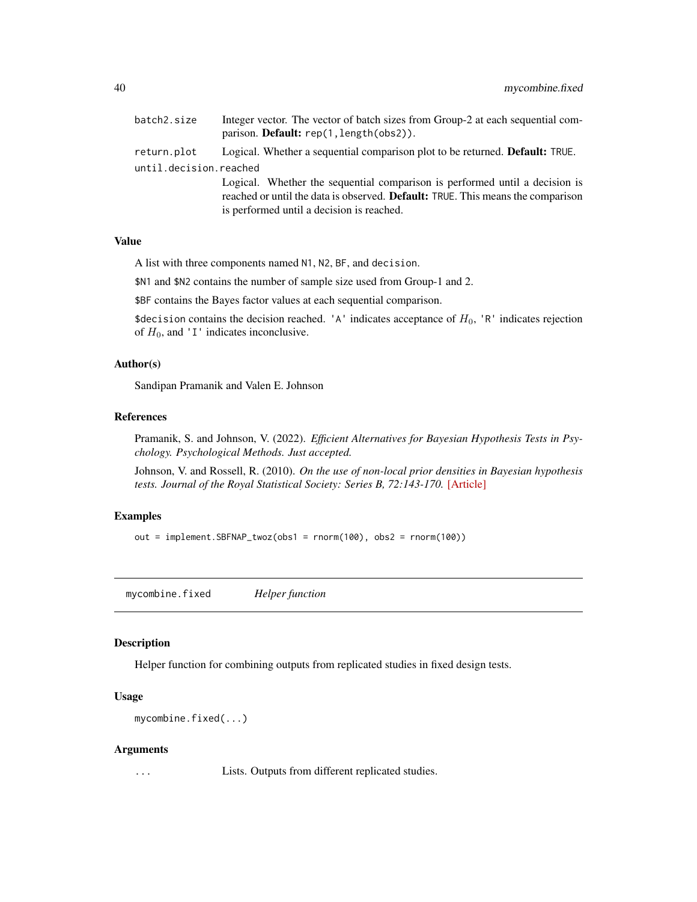batch2.size — Integer vector. The vector of batch sizes from Group-2 at each sequential comparison. **Default:** `rep(1,length(obs2))`.

return.plot — Logical. Whether a sequential comparison plot to be returned. **Default:** `TRUE`.

until.decision.reached — Logical. Whether the sequential comparison is performed until a decision is reached or until the data is observed. **Default:** `TRUE`. This means the comparison is performed until a decision is reached.

### Value

A list with three components named `N1`, `N2`, `BF`, and `decision`.

`$N1` and `$N2` contains the number of sample size used from Group-1 and 2.

`$BF` contains the Bayes factor values at each sequential comparison.

`$decision` contains the decision reached. `'A'` indicates acceptance of $H_0$, `'R'` indicates rejection of $H_0$, and `'I'` indicates inconclusive.

### Author(s)

Sandipan Pramanik and Valen E. Johnson

### References

Pramanik, S. and Johnson, V. (2022). *Efficient Alternatives for Bayesian Hypothesis Tests in Psychology. Psychological Methods. Just accepted.*

Johnson, V. and Rossell, R. (2010). *On the use of non-local prior densities in Bayesian hypothesis tests. Journal of the Royal Statistical Society: Series B, 72:143-170.* [Article]

### Examples

```
out = implement.SBFNAP_twoz(obs1 = rnorm(100), obs2 = rnorm(100))
```

---

## mycombine.fixed — *Helper function*

### Description

Helper function for combining outputs from replicated studies in fixed design tests.

### Usage

```
mycombine.fixed(...)
```

### Arguments

... — Lists. Outputs from different replicated studies.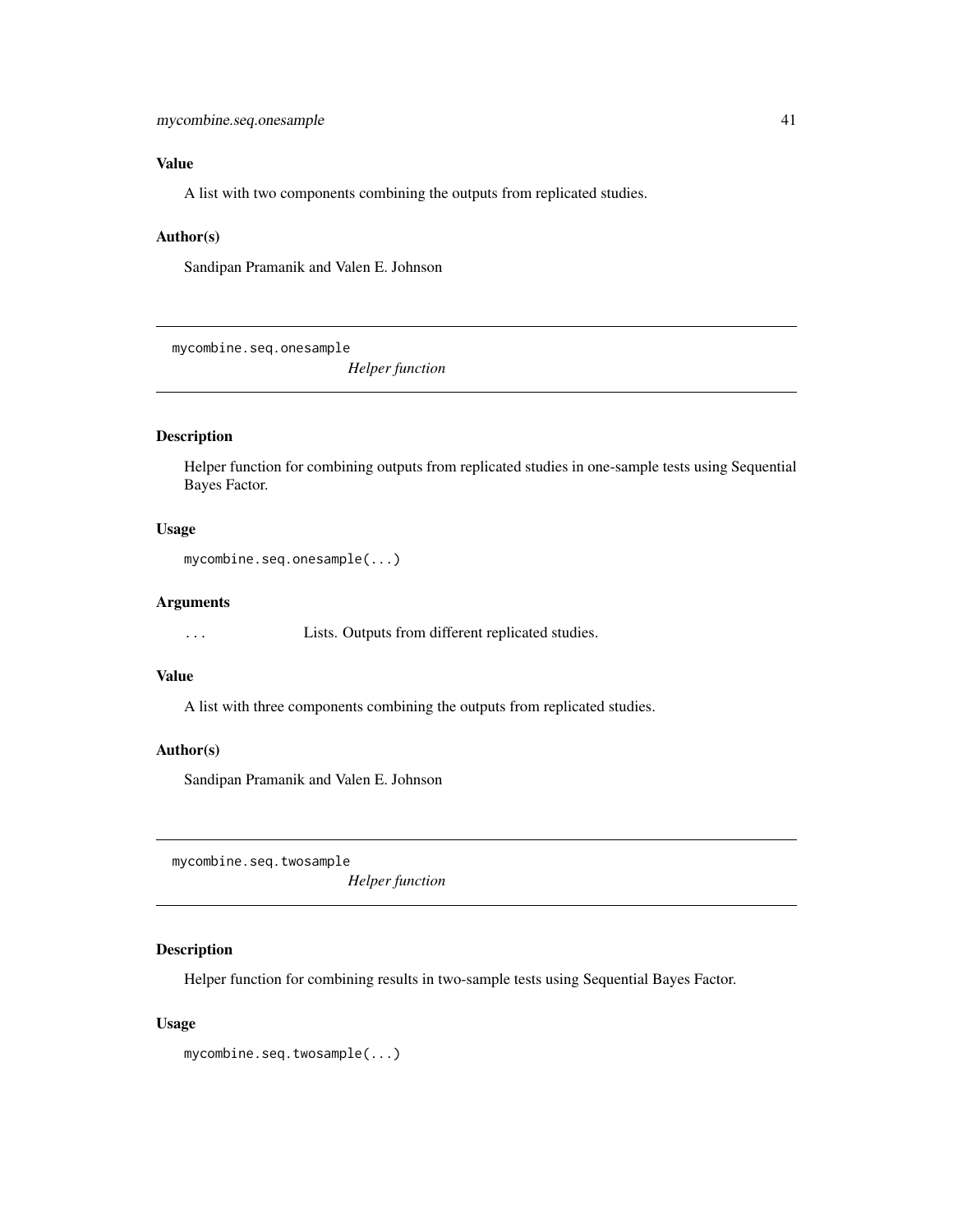### Value

A list with two components combining the outputs from replicated studies.

### Author(s)

Sandipan Pramanik and Valen E. Johnson

---

## mycombine.seq.onesample — *Helper function*

---

### Description

Helper function for combining outputs from replicated studies in one-sample tests using Sequential Bayes Factor.

### Usage

```
mycombine.seq.onesample(...)
```

### Arguments

| | |
|---|---|
| `...` | Lists. Outputs from different replicated studies. |

### Value

A list with three components combining the outputs from replicated studies.

### Author(s)

Sandipan Pramanik and Valen E. Johnson

---

## mycombine.seq.twosample — *Helper function*

---

### Description

Helper function for combining results in two-sample tests using Sequential Bayes Factor.

### Usage

```
mycombine.seq.twosample(...)
```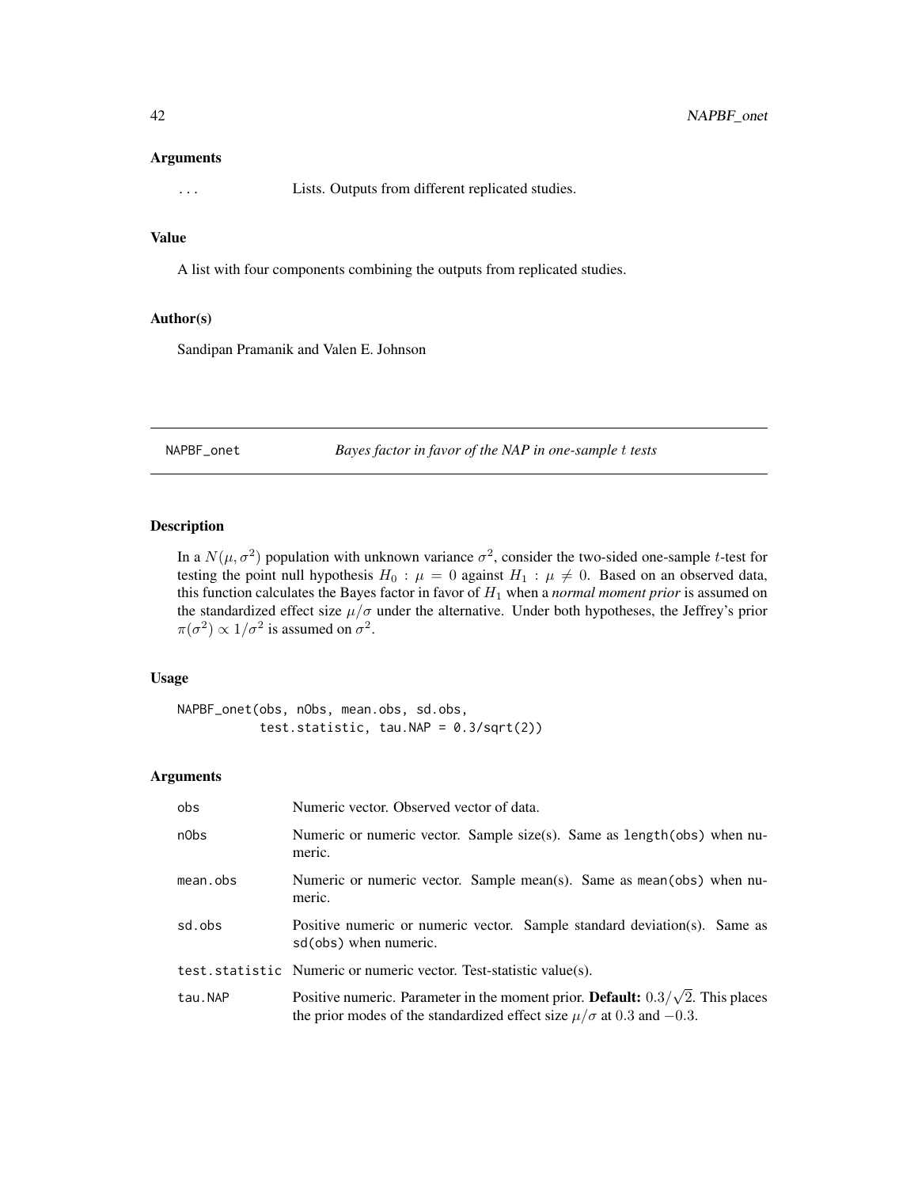### Arguments

... Lists. Outputs from different replicated studies.

### Value

A list with four components combining the outputs from replicated studies.

### Author(s)

Sandipan Pramanik and Valen E. Johnson

---

## NAPBF_onet *Bayes factor in favor of the NAP in one-sample $t$ tests*

---

### Description

In a $N(\mu, \sigma^2)$ population with unknown variance $\sigma^2$, consider the two-sided one-sample $t$-test for testing the point null hypothesis $H_0 : \mu = 0$ against $H_1 : \mu \neq 0$. Based on an observed data, this function calculates the Bayes factor in favor of $H_1$ when a *normal moment prior* is assumed on the standardized effect size $\mu/\sigma$ under the alternative. Under both hypotheses, the Jeffrey's prior $\pi(\sigma^2) \propto 1/\sigma^2$ is assumed on $\sigma^2$.

### Usage

```
NAPBF_onet(obs, nObs, mean.obs, sd.obs,
           test.statistic, tau.NAP = 0.3/sqrt(2))
```

### Arguments

| | |
|---|---|
| obs | Numeric vector. Observed vector of data. |
| nObs | Numeric or numeric vector. Sample size(s). Same as length(obs) when numeric. |
| mean.obs | Numeric or numeric vector. Sample mean(s). Same as mean(obs) when numeric. |
| sd.obs | Positive numeric or numeric vector. Sample standard deviation(s). Same as sd(obs) when numeric. |
| test.statistic | Numeric or numeric vector. Test-statistic value(s). |
| tau.NAP | Positive numeric. Parameter in the moment prior. **Default:** $0.3/\sqrt{2}$. This places the prior modes of the standardized effect size $\mu/\sigma$ at $0.3$ and $-0.3$. |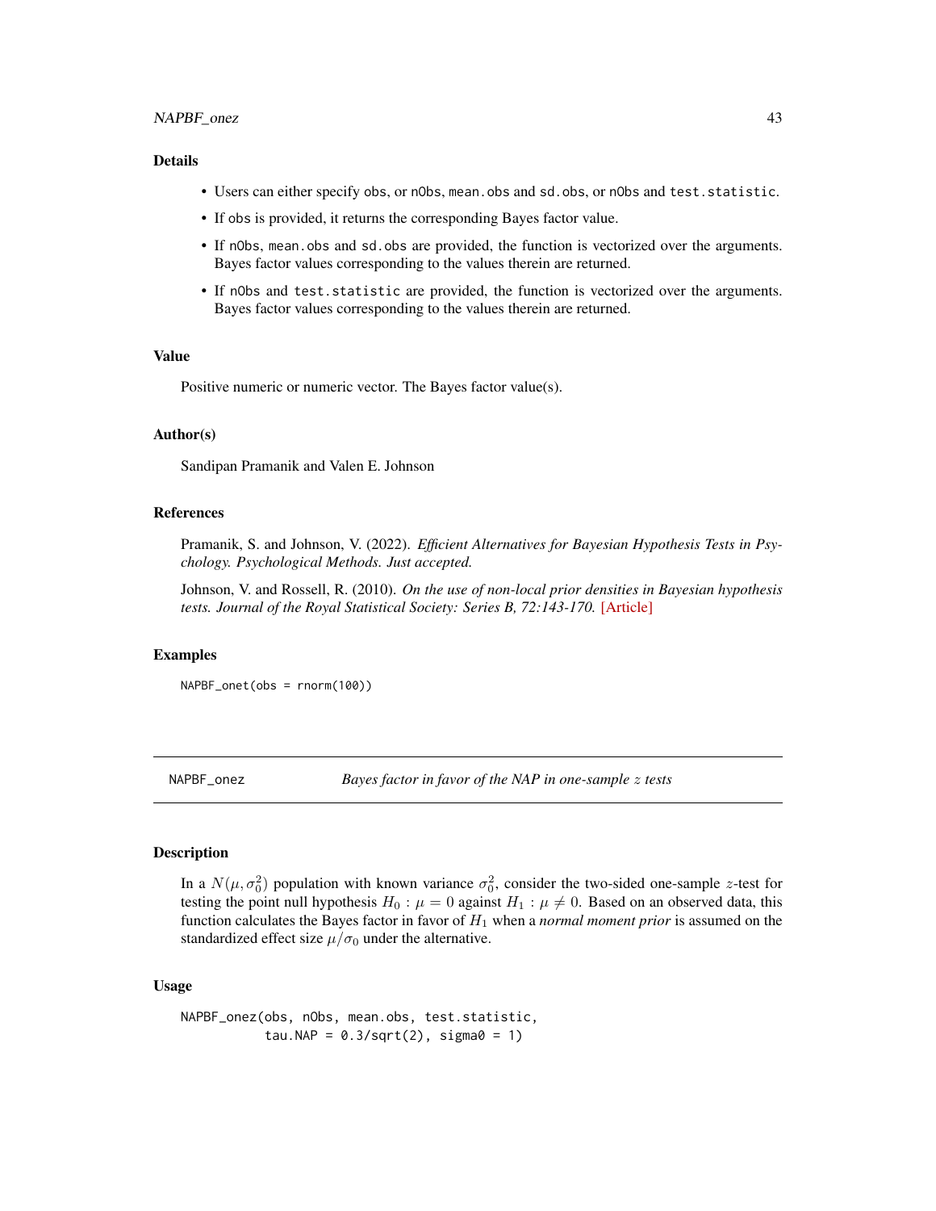### Details

- Users can either specify obs, or nObs, mean.obs and sd.obs, or nObs and test.statistic.
- If obs is provided, it returns the corresponding Bayes factor value.
- If nObs, mean.obs and sd.obs are provided, the function is vectorized over the arguments. Bayes factor values corresponding to the values therein are returned.
- If nObs and test.statistic are provided, the function is vectorized over the arguments. Bayes factor values corresponding to the values therein are returned.

### Value

Positive numeric or numeric vector. The Bayes factor value(s).

### Author(s)

Sandipan Pramanik and Valen E. Johnson

### References

Pramanik, S. and Johnson, V. (2022). *Efficient Alternatives for Bayesian Hypothesis Tests in Psychology. Psychological Methods. Just accepted.*

Johnson, V. and Rossell, R. (2010). *On the use of non-local prior densities in Bayesian hypothesis tests. Journal of the Royal Statistical Society: Series B, 72:143-170.* [Article]

### Examples

```
NAPBF_onet(obs = rnorm(100))
```

---

## NAPBF_onez — *Bayes factor in favor of the NAP in one-sample $z$ tests*

### Description

In a $N(\mu, \sigma_0^2)$ population with known variance $\sigma_0^2$, consider the two-sided one-sample $z$-test for testing the point null hypothesis $H_0 : \mu = 0$ against $H_1 : \mu \neq 0$. Based on an observed data, this function calculates the Bayes factor in favor of $H_1$ when a *normal moment prior* is assumed on the standardized effect size $\mu/\sigma_0$ under the alternative.

### Usage

```
NAPBF_onez(obs, nObs, mean.obs, test.statistic,
           tau.NAP = 0.3/sqrt(2), sigma0 = 1)
```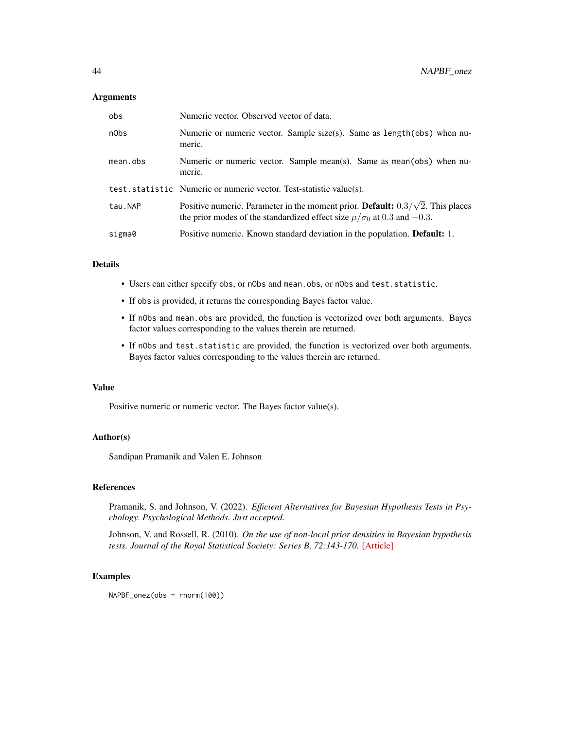### Arguments

| | |
|---|---|
| obs | Numeric vector. Observed vector of data. |
| nObs | Numeric or numeric vector. Sample size(s). Same as `length(obs)` when numeric. |
| mean.obs | Numeric or numeric vector. Sample mean(s). Same as `mean(obs)` when numeric. |
| test.statistic | Numeric or numeric vector. Test-statistic value(s). |
| tau.NAP | Positive numeric. Parameter in the moment prior. **Default:** $0.3/\sqrt{2}$. This places the prior modes of the standardized effect size $\mu/\sigma_0$ at $0.3$ and $-0.3$. |
| sigma0 | Positive numeric. Known standard deviation in the population. **Default:** 1. |

### Details

- Users can either specify `obs`, or `nObs` and `mean.obs`, or `nObs` and `test.statistic`.
- If `obs` is provided, it returns the corresponding Bayes factor value.
- If `nObs` and `mean.obs` are provided, the function is vectorized over both arguments. Bayes factor values corresponding to the values therein are returned.
- If `nObs` and `test.statistic` are provided, the function is vectorized over both arguments. Bayes factor values corresponding to the values therein are returned.

### Value

Positive numeric or numeric vector. The Bayes factor value(s).

### Author(s)

Sandipan Pramanik and Valen E. Johnson

### References

Pramanik, S. and Johnson, V. (2022). *Efficient Alternatives for Bayesian Hypothesis Tests in Psychology. Psychological Methods. Just accepted.*

Johnson, V. and Rossell, R. (2010). *On the use of non-local prior densities in Bayesian hypothesis tests. Journal of the Royal Statistical Society: Series B, 72:143-170.* [Article]

### Examples

```
NAPBF_onez(obs = rnorm(100))
```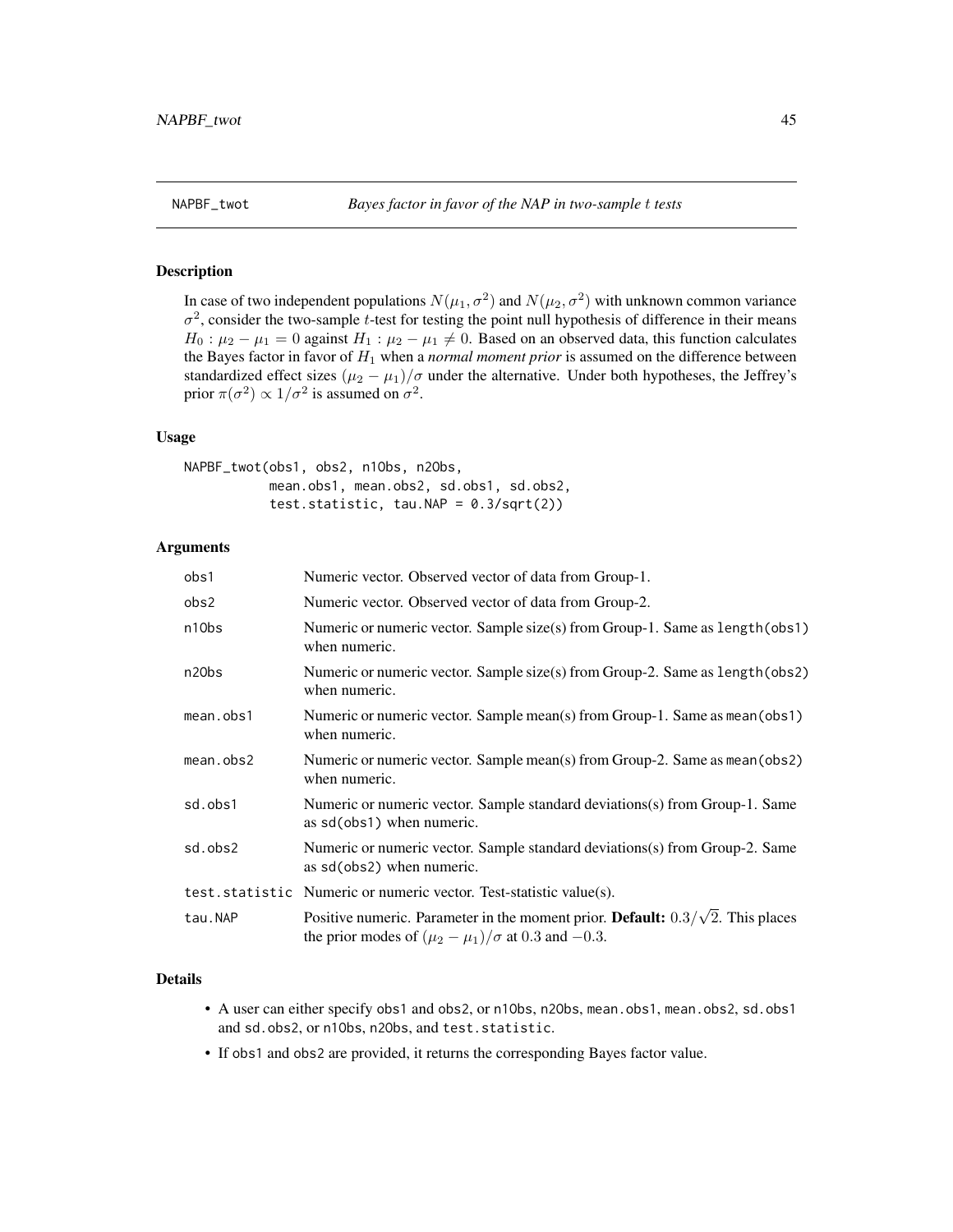## NAPBF_twot — *Bayes factor in favor of the NAP in two-sample t tests*

### Description

In case of two independent populations $N(\mu_1, \sigma^2)$ and $N(\mu_2, \sigma^2)$ with unknown common variance $\sigma^2$, consider the two-sample $t$-test for testing the point null hypothesis of difference in their means $H_0 : \mu_2 - \mu_1 = 0$ against $H_1 : \mu_2 - \mu_1 \neq 0$. Based on an observed data, this function calculates the Bayes factor in favor of $H_1$ when a *normal moment prior* is assumed on the difference between standardized effect sizes $(\mu_2 - \mu_1)/\sigma$ under the alternative. Under both hypotheses, the Jeffrey's prior $\pi(\sigma^2) \propto 1/\sigma^2$ is assumed on $\sigma^2$.

### Usage

```
NAPBF_twot(obs1, obs2, n1Obs, n2Obs,
           mean.obs1, mean.obs2, sd.obs1, sd.obs2,
           test.statistic, tau.NAP = 0.3/sqrt(2))
```

### Arguments

| | |
|---|---|
| obs1 | Numeric vector. Observed vector of data from Group-1. |
| obs2 | Numeric vector. Observed vector of data from Group-2. |
| n1Obs | Numeric or numeric vector. Sample size(s) from Group-1. Same as `length(obs1)` when numeric. |
| n2Obs | Numeric or numeric vector. Sample size(s) from Group-2. Same as `length(obs2)` when numeric. |
| mean.obs1 | Numeric or numeric vector. Sample mean(s) from Group-1. Same as `mean(obs1)` when numeric. |
| mean.obs2 | Numeric or numeric vector. Sample mean(s) from Group-2. Same as `mean(obs2)` when numeric. |
| sd.obs1 | Numeric or numeric vector. Sample standard deviations(s) from Group-1. Same as `sd(obs1)` when numeric. |
| sd.obs2 | Numeric or numeric vector. Sample standard deviations(s) from Group-2. Same as `sd(obs2)` when numeric. |
| test.statistic | Numeric or numeric vector. Test-statistic value(s). |
| tau.NAP | Positive numeric. Parameter in the moment prior. **Default:** $0.3/\sqrt{2}$. This places the prior modes of $(\mu_2 - \mu_1)/\sigma$ at $0.3$ and $-0.3$. |

### Details

- A user can either specify `obs1` and `obs2`, or `n1Obs`, `n2Obs`, `mean.obs1`, `mean.obs2`, `sd.obs1` and `sd.obs2`, or `n1Obs`, `n2Obs`, and `test.statistic`.
- If `obs1` and `obs2` are provided, it returns the corresponding Bayes factor value.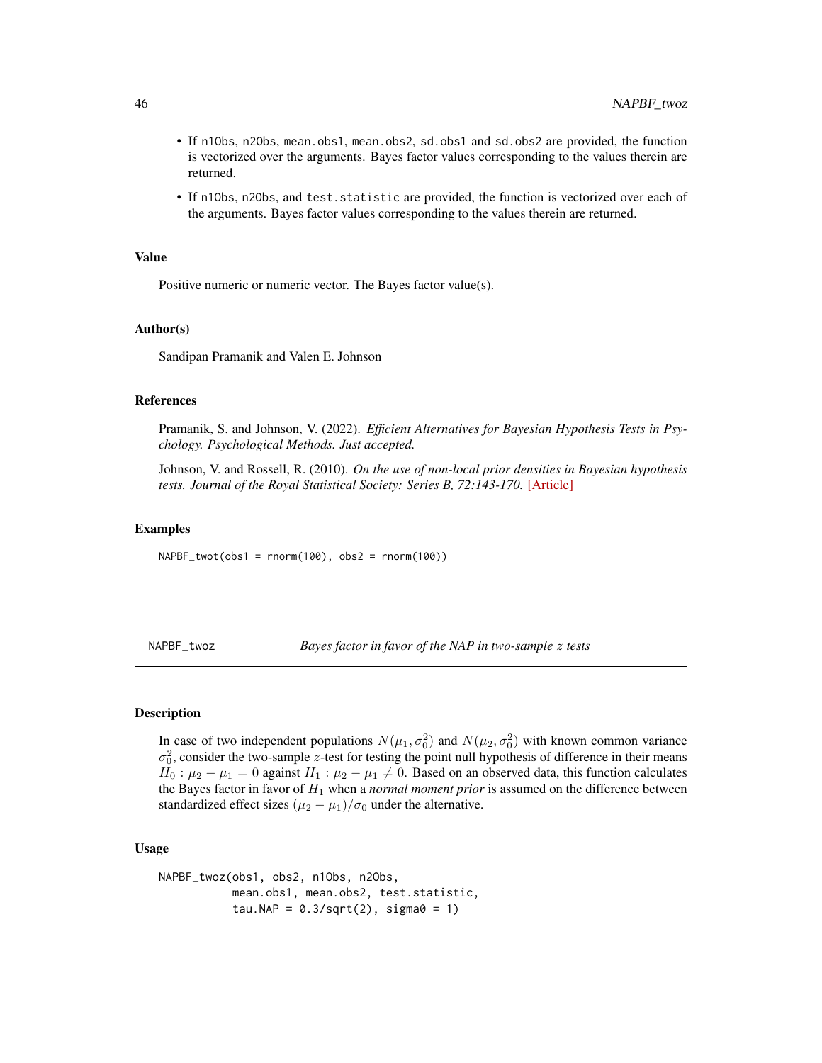- If n1Obs, n2Obs, mean.obs1, mean.obs2, sd.obs1 and sd.obs2 are provided, the function is vectorized over the arguments. Bayes factor values corresponding to the values therein are returned.
- If n1Obs, n2Obs, and test.statistic are provided, the function is vectorized over each of the arguments. Bayes factor values corresponding to the values therein are returned.

### Value

Positive numeric or numeric vector. The Bayes factor value(s).

### Author(s)

Sandipan Pramanik and Valen E. Johnson

### References

Pramanik, S. and Johnson, V. (2022). *Efficient Alternatives for Bayesian Hypothesis Tests in Psychology. Psychological Methods. Just accepted.*

Johnson, V. and Rossell, R. (2010). *On the use of non-local prior densities in Bayesian hypothesis tests. Journal of the Royal Statistical Society: Series B, 72:143-170.* [Article]

### Examples

```
NAPBF_twot(obs1 = rnorm(100), obs2 = rnorm(100))
```

## NAPBF_twoz — *Bayes factor in favor of the NAP in two-sample $z$ tests*

### Description

In case of two independent populations $N(\mu_1, \sigma_0^2)$ and $N(\mu_2, \sigma_0^2)$ with known common variance $\sigma_0^2$, consider the two-sample $z$-test for testing the point null hypothesis of difference in their means $H_0 : \mu_2 - \mu_1 = 0$ against $H_1 : \mu_2 - \mu_1 \neq 0$. Based on an observed data, this function calculates the Bayes factor in favor of $H_1$ when a *normal moment prior* is assumed on the difference between standardized effect sizes $(\mu_2 - \mu_1)/\sigma_0$ under the alternative.

### Usage

```
NAPBF_twoz(obs1, obs2, n1Obs, n2Obs,
           mean.obs1, mean.obs2, test.statistic,
           tau.NAP = 0.3/sqrt(2), sigma0 = 1)
```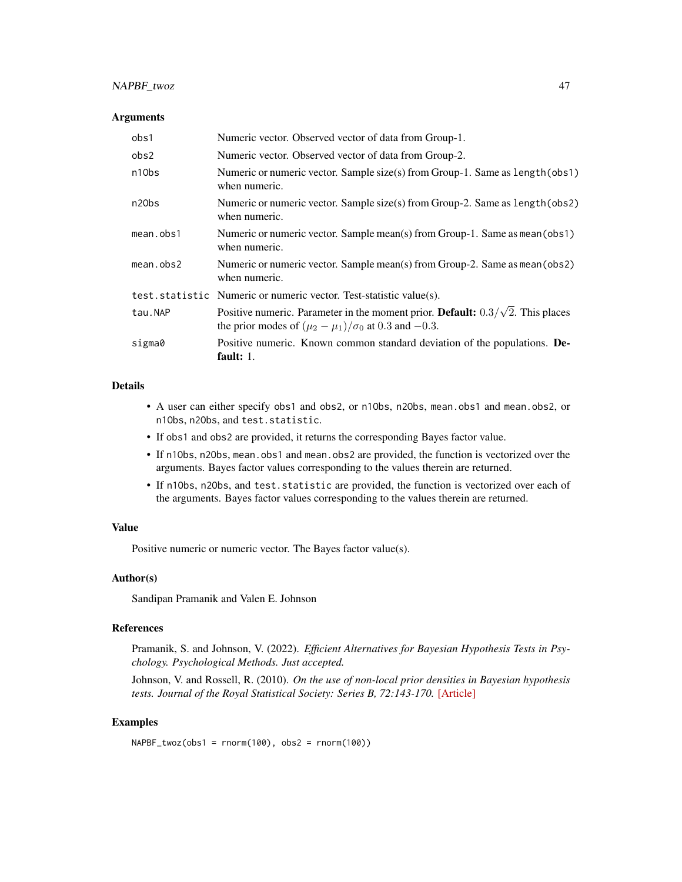### Arguments

| | |
|---|---|
| `obs1` | Numeric vector. Observed vector of data from Group-1. |
| `obs2` | Numeric vector. Observed vector of data from Group-2. |
| `n1Obs` | Numeric or numeric vector. Sample size(s) from Group-1. Same as `length(obs1)` when numeric. |
| `n2Obs` | Numeric or numeric vector. Sample size(s) from Group-2. Same as `length(obs2)` when numeric. |
| `mean.obs1` | Numeric or numeric vector. Sample mean(s) from Group-1. Same as `mean(obs1)` when numeric. |
| `mean.obs2` | Numeric or numeric vector. Sample mean(s) from Group-2. Same as `mean(obs2)` when numeric. |
| `test.statistic` | Numeric or numeric vector. Test-statistic value(s). |
| `tau.NAP` | Positive numeric. Parameter in the moment prior. **Default:** $0.3/\sqrt{2}$. This places the prior modes of $(\mu_2 - \mu_1)/\sigma_0$ at 0.3 and $-0.3$. |
| `sigma0` | Positive numeric. Known common standard deviation of the populations. **Default:** 1. |

### Details

- A user can either specify `obs1` and `obs2`, or `n1Obs`, `n2Obs`, `mean.obs1` and `mean.obs2`, or `n1Obs`, `n2Obs`, and `test.statistic`.
- If `obs1` and `obs2` are provided, it returns the corresponding Bayes factor value.
- If `n1Obs`, `n2Obs`, `mean.obs1` and `mean.obs2` are provided, the function is vectorized over the arguments. Bayes factor values corresponding to the values therein are returned.
- If `n1Obs`, `n2Obs`, and `test.statistic` are provided, the function is vectorized over each of the arguments. Bayes factor values corresponding to the values therein are returned.

### Value

Positive numeric or numeric vector. The Bayes factor value(s).

### Author(s)

Sandipan Pramanik and Valen E. Johnson

### References

Pramanik, S. and Johnson, V. (2022). *Efficient Alternatives for Bayesian Hypothesis Tests in Psychology. Psychological Methods. Just accepted.*

Johnson, V. and Rossell, R. (2010). *On the use of non-local prior densities in Bayesian hypothesis tests. Journal of the Royal Statistical Society: Series B, 72:143-170.* [Article]

### Examples

```
NAPBF_twoz(obs1 = rnorm(100), obs2 = rnorm(100))
```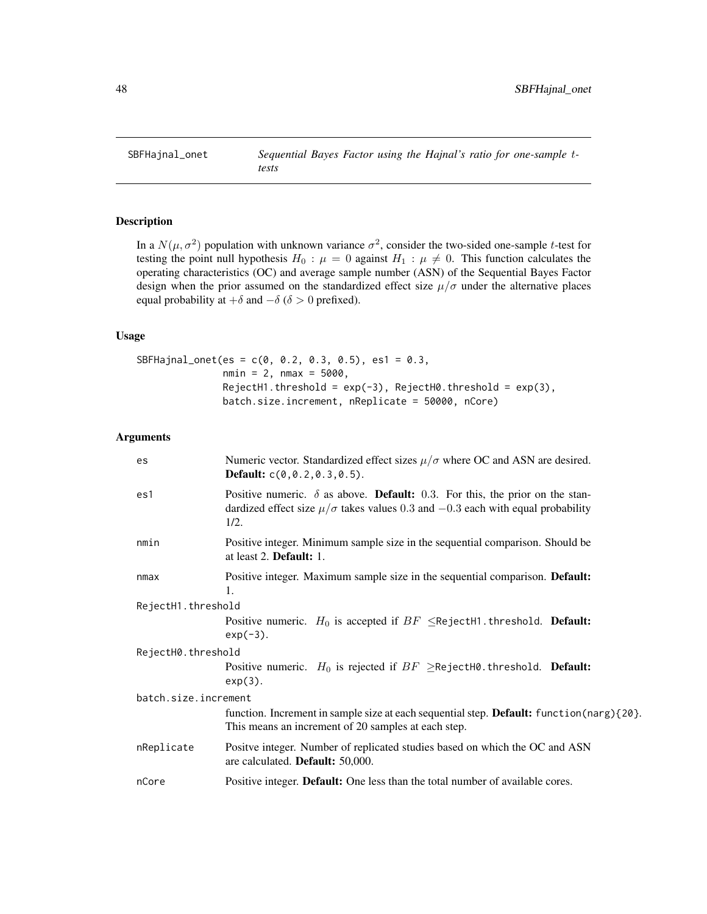# SBFHajnal_onet — *Sequential Bayes Factor using the Hajnal's ratio for one-sample t-tests*

## Description

In a $N(\mu, \sigma^2)$ population with unknown variance $\sigma^2$, consider the two-sided one-sample $t$-test for testing the point null hypothesis $H_0 : \mu = 0$ against $H_1 : \mu \neq 0$. This function calculates the operating characteristics (OC) and average sample number (ASN) of the Sequential Bayes Factor design when the prior assumed on the standardized effect size $\mu/\sigma$ under the alternative places equal probability at $+\delta$ and $-\delta$ ($\delta > 0$ prefixed).

## Usage

```
SBFHajnal_onet(es = c(0, 0.2, 0.3, 0.5), es1 = 0.3,
               nmin = 2, nmax = 5000,
               RejectH1.threshold = exp(-3), RejectH0.threshold = exp(3),
               batch.size.increment, nReplicate = 50000, nCore)
```

## Arguments

- `es` — Numeric vector. Standardized effect sizes $\mu/\sigma$ where OC and ASN are desired. **Default:** `c(0,0.2,0.3,0.5)`.
- `es1` — Positive numeric. $\delta$ as above. **Default:** 0.3. For this, the prior on the standardized effect size $\mu/\sigma$ takes values 0.3 and $-0.3$ each with equal probability 1/2.
- `nmin` — Positive integer. Minimum sample size in the sequential comparison. Should be at least 2. **Default:** 1.
- `nmax` — Positive integer. Maximum sample size in the sequential comparison. **Default:** 1.
- `RejectH1.threshold` — Positive numeric. $H_0$ is accepted if $BF \leq$`RejectH1.threshold`. **Default:** `exp(-3)`.
- `RejectH0.threshold` — Positive numeric. $H_0$ is rejected if $BF \geq$`RejectH0.threshold`. **Default:** `exp(3)`.
- `batch.size.increment` — function. Increment in sample size at each sequential step. **Default:** `function(narg){20}`. This means an increment of 20 samples at each step.
- `nReplicate` — Positve integer. Number of replicated studies based on which the OC and ASN are calculated. **Default:** 50,000.
- `nCore` — Positive integer. **Default:** One less than the total number of available cores.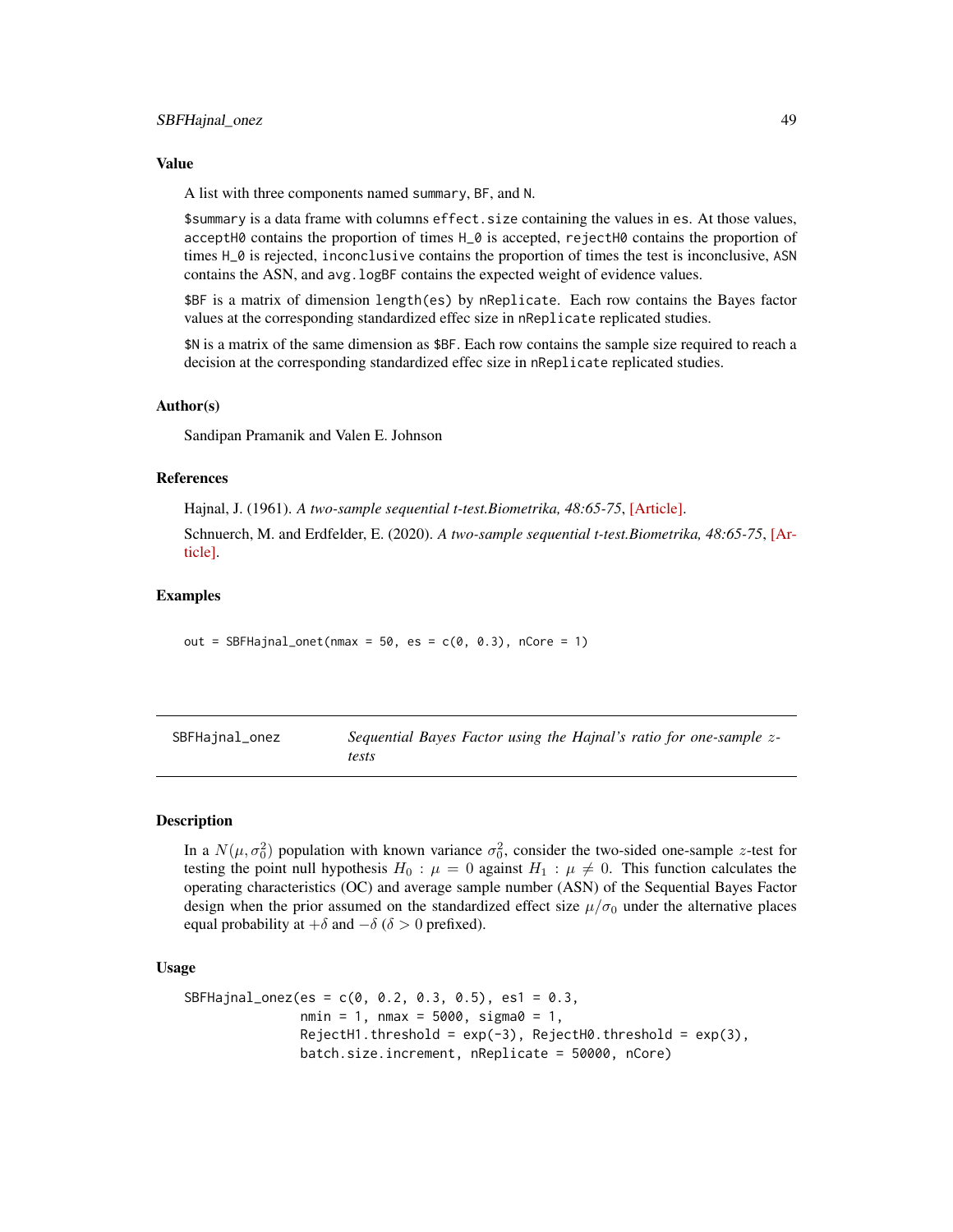### Value

A list with three components named `summary`, `BF`, and `N`.

`$summary` is a data frame with columns `effect.size` containing the values in `es`. At those values, `acceptH0` contains the proportion of times `H_0` is accepted, `rejectH0` contains the proportion of times `H_0` is rejected, `inconclusive` contains the proportion of times the test is inconclusive, `ASN` contains the ASN, and `avg.logBF` contains the expected weight of evidence values.

`$BF` is a matrix of dimension `length(es)` by `nReplicate`. Each row contains the Bayes factor values at the corresponding standardized effec size in `nReplicate` replicated studies.

`$N` is a matrix of the same dimension as `$BF`. Each row contains the sample size required to reach a decision at the corresponding standardized effec size in `nReplicate` replicated studies.

### Author(s)

Sandipan Pramanik and Valen E. Johnson

### References

Hajnal, J. (1961). *A two-sample sequential t-test.Biometrika, 48:65-75*, [Article].

Schnuerch, M. and Erdfelder, E. (2020). *A two-sample sequential t-test.Biometrika, 48:65-75*, [Article].

### Examples

```
out = SBFHajnal_onet(nmax = 50, es = c(0, 0.3), nCore = 1)
```

---

## SBFHajnal_onez — *Sequential Bayes Factor using the Hajnal's ratio for one-sample z-tests*

### Description

In a $N(\mu, \sigma_0^2)$ population with known variance $\sigma_0^2$, consider the two-sided one-sample $z$-test for testing the point null hypothesis $H_0 : \mu = 0$ against $H_1 : \mu \neq 0$. This function calculates the operating characteristics (OC) and average sample number (ASN) of the Sequential Bayes Factor design when the prior assumed on the standardized effect size $\mu/\sigma_0$ under the alternative places equal probability at $+\delta$ and $-\delta$ ($\delta > 0$ prefixed).

### Usage

```
SBFHajnal_onez(es = c(0, 0.2, 0.3, 0.5), es1 = 0.3,
               nmin = 1, nmax = 5000, sigma0 = 1,
               RejectH1.threshold = exp(-3), RejectH0.threshold = exp(3),
               batch.size.increment, nReplicate = 50000, nCore)
```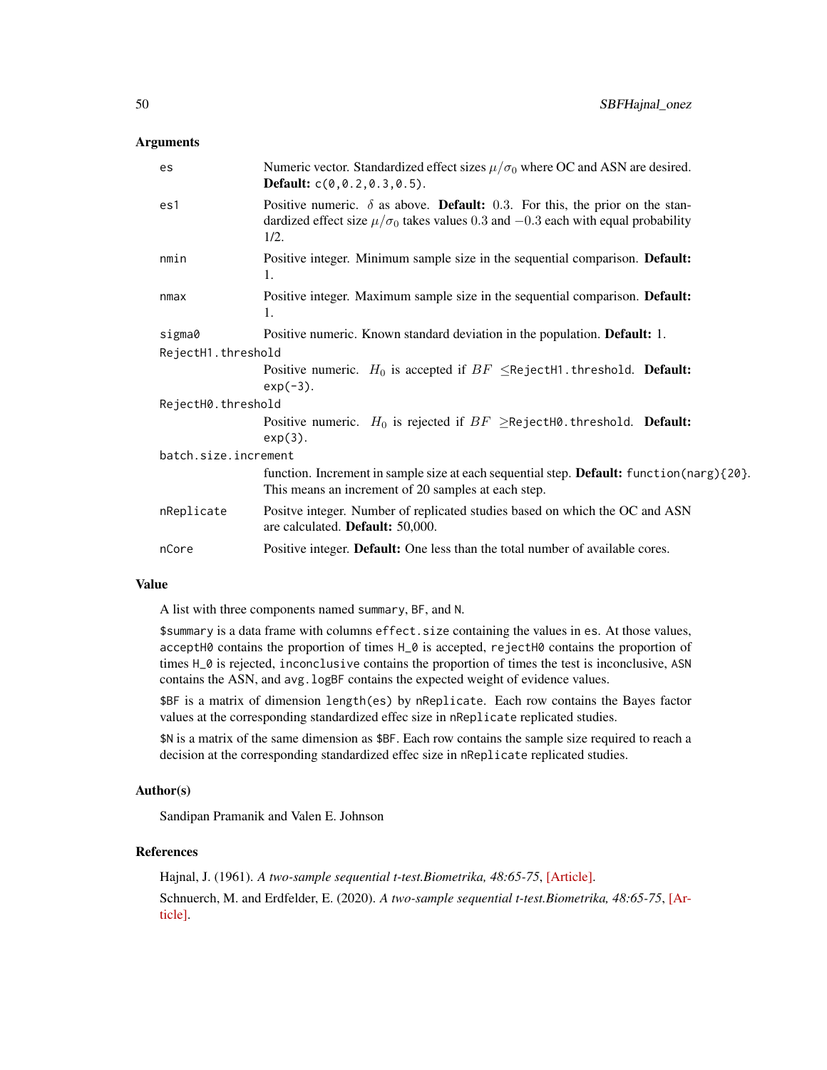### Arguments

| | |
|---|---|
| `es` | Numeric vector. Standardized effect sizes $\mu/\sigma_0$ where OC and ASN are desired. **Default:** `c(0,0.2,0.3,0.5)`. |
| `es1` | Positive numeric. $\delta$ as above. **Default:** 0.3. For this, the prior on the standardized effect size $\mu/\sigma_0$ takes values 0.3 and $-0.3$ each with equal probability 1/2. |
| `nmin` | Positive integer. Minimum sample size in the sequential comparison. **Default:** 1. |
| `nmax` | Positive integer. Maximum sample size in the sequential comparison. **Default:** 1. |
| `sigma0` | Positive numeric. Known standard deviation in the population. **Default:** 1. |
| `RejectH1.threshold` | Positive numeric. $H_0$ is accepted if $BF$ $\leq$`RejectH1.threshold`. **Default:** `exp(-3)`. |
| `RejectH0.threshold` | Positive numeric. $H_0$ is rejected if $BF$ $\geq$`RejectH0.threshold`. **Default:** `exp(3)`. |
| `batch.size.increment` | function. Increment in sample size at each sequential step. **Default:** `function(narg){20}`. This means an increment of 20 samples at each step. |
| `nReplicate` | Positve integer. Number of replicated studies based on which the OC and ASN are calculated. **Default:** 50,000. |
| `nCore` | Positive integer. **Default:** One less than the total number of available cores. |

### Value

A list with three components named `summary`, `BF`, and `N`.

`$summary` is a data frame with columns `effect.size` containing the values in `es`. At those values, `acceptH0` contains the proportion of times `H_0` is accepted, `rejectH0` contains the proportion of times `H_0` is rejected, `inconclusive` contains the proportion of times the test is inconclusive, `ASN` contains the ASN, and `avg.logBF` contains the expected weight of evidence values.

`$BF` is a matrix of dimension `length(es)` by `nReplicate`. Each row contains the Bayes factor values at the corresponding standardized effec size in `nReplicate` replicated studies.

`$N` is a matrix of the same dimension as `$BF`. Each row contains the sample size required to reach a decision at the corresponding standardized effec size in `nReplicate` replicated studies.

### Author(s)

Sandipan Pramanik and Valen E. Johnson

### References

Hajnal, J. (1961). *A two-sample sequential t-test.Biometrika, 48:65-75*, [Article].

Schnuerch, M. and Erdfelder, E. (2020). *A two-sample sequential t-test.Biometrika, 48:65-75*, [Article].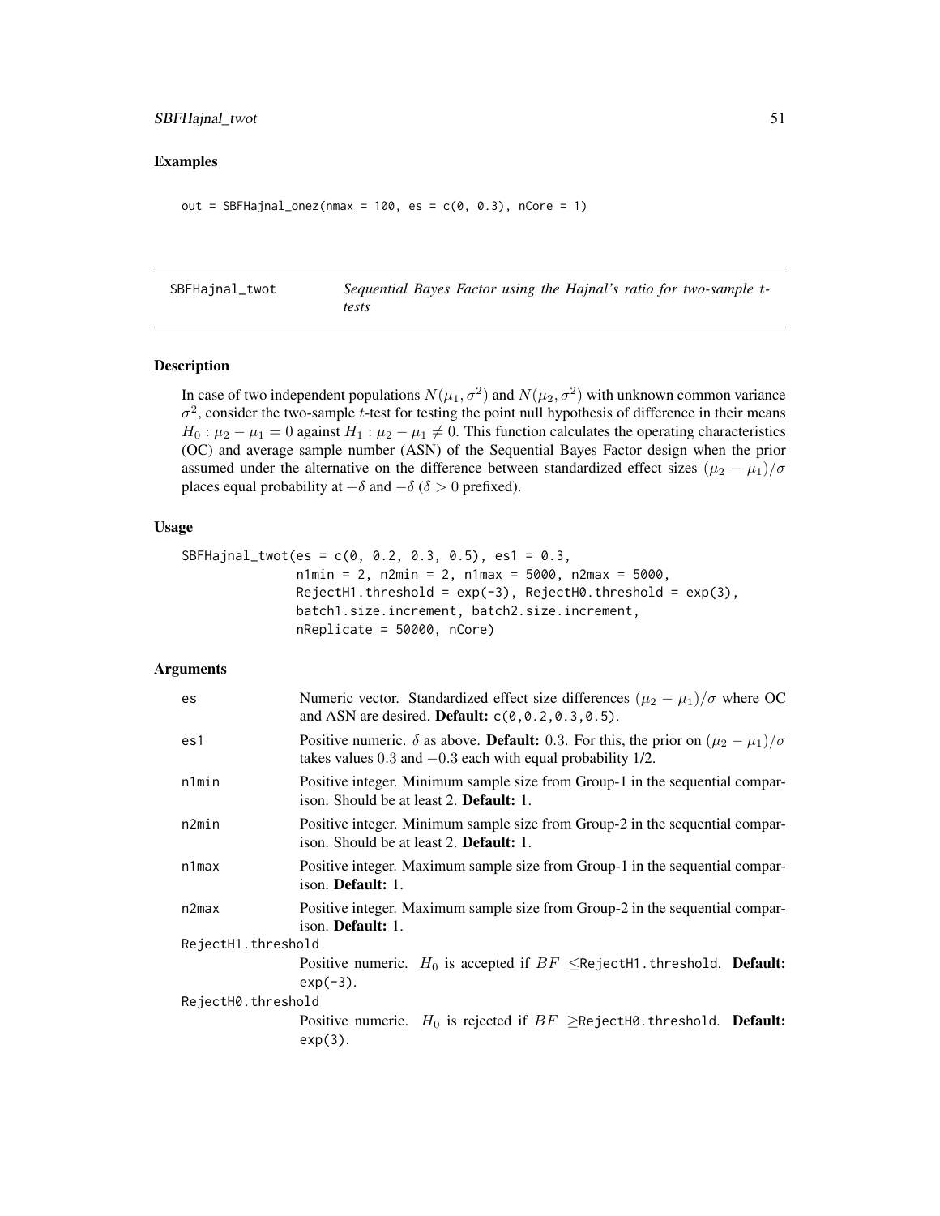## Examples

```
out = SBFHajnal_onez(nmax = 100, es = c(0, 0.3), nCore = 1)
```

---

## SBFHajnal_twot — *Sequential Bayes Factor using the Hajnal's ratio for two-sample t-tests*

---

### Description

In case of two independent populations $N(\mu_1, \sigma^2)$ and $N(\mu_2, \sigma^2)$ with unknown common variance $\sigma^2$, consider the two-sample $t$-test for testing the point null hypothesis of difference in their means $H_0 : \mu_2 - \mu_1 = 0$ against $H_1 : \mu_2 - \mu_1 \neq 0$. This function calculates the operating characteristics (OC) and average sample number (ASN) of the Sequential Bayes Factor design when the prior assumed under the alternative on the difference between standardized effect sizes $(\mu_2 - \mu_1)/\sigma$ places equal probability at $+\delta$ and $-\delta$ ($\delta > 0$ prefixed).

### Usage

```
SBFHajnal_twot(es = c(0, 0.2, 0.3, 0.5), es1 = 0.3,
               n1min = 2, n2min = 2, n1max = 5000, n2max = 5000,
               RejectH1.threshold = exp(-3), RejectH0.threshold = exp(3),
               batch1.size.increment, batch2.size.increment,
               nReplicate = 50000, nCore)
```

### Arguments

- `es` — Numeric vector. Standardized effect size differences $(\mu_2 - \mu_1)/\sigma$ where OC and ASN are desired. **Default:** `c(0,0.2,0.3,0.5)`.
- `es1` — Positive numeric. $\delta$ as above. **Default:** 0.3. For this, the prior on $(\mu_2 - \mu_1)/\sigma$ takes values $0.3$ and $-0.3$ each with equal probability 1/2.
- `n1min` — Positive integer. Minimum sample size from Group-1 in the sequential comparison. Should be at least 2. **Default:** 1.
- `n2min` — Positive integer. Minimum sample size from Group-2 in the sequential comparison. Should be at least 2. **Default:** 1.
- `n1max` — Positive integer. Maximum sample size from Group-1 in the sequential comparison. **Default:** 1.
- `n2max` — Positive integer. Maximum sample size from Group-2 in the sequential comparison. **Default:** 1.
- `RejectH1.threshold` — Positive numeric. $H_0$ is accepted if $BF \leq$`RejectH1.threshold`. **Default:** `exp(-3)`.
- `RejectH0.threshold` — Positive numeric. $H_0$ is rejected if $BF \geq$`RejectH0.threshold`. **Default:** `exp(3)`.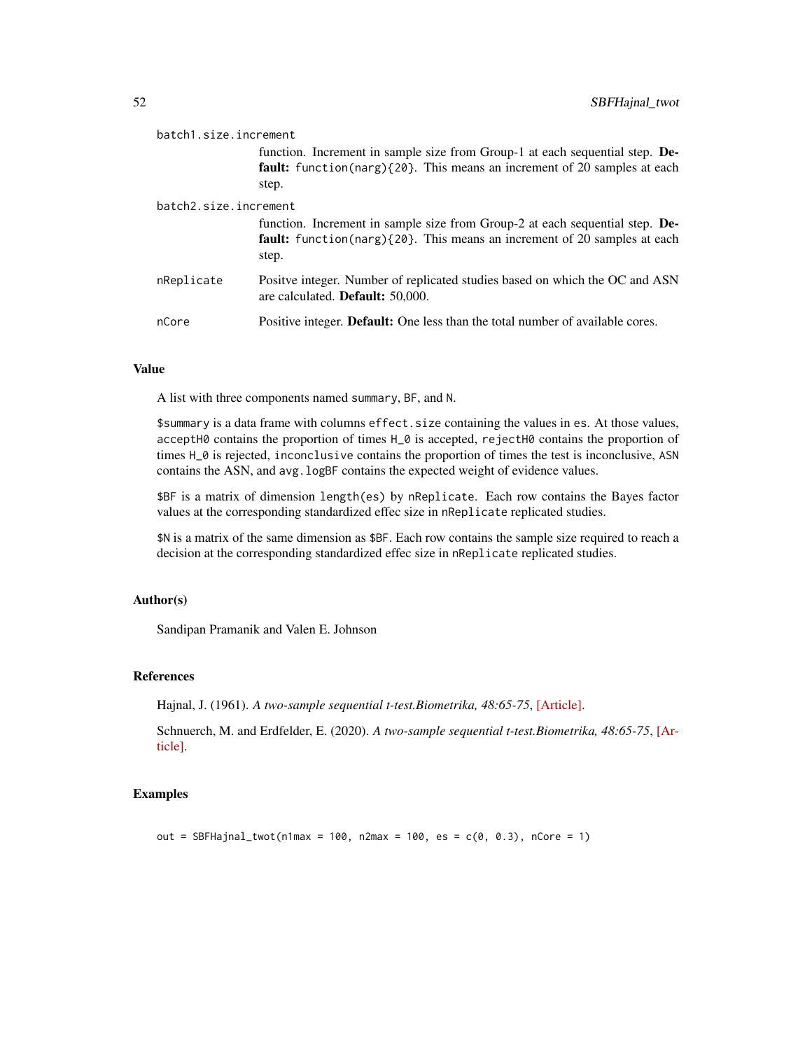batch1.size.increment
: function. Increment in sample size from Group-1 at each sequential step. **Default:** `function(narg){20}`. This means an increment of 20 samples at each step.

batch2.size.increment
: function. Increment in sample size from Group-2 at each sequential step. **Default:** `function(narg){20}`. This means an increment of 20 samples at each step.

nReplicate
: Positve integer. Number of replicated studies based on which the OC and ASN are calculated. **Default:** 50,000.

nCore
: Positive integer. **Default:** One less than the total number of available cores.

## Value

A list with three components named `summary`, `BF`, and `N`.

`$summary` is a data frame with columns `effect.size` containing the values in `es`. At those values, `acceptH0` contains the proportion of times `H_0` is accepted, `rejectH0` contains the proportion of times `H_0` is rejected, `inconclusive` contains the proportion of times the test is inconclusive, `ASN` contains the ASN, and `avg.logBF` contains the expected weight of evidence values.

`$BF` is a matrix of dimension `length(es)` by `nReplicate`. Each row contains the Bayes factor values at the corresponding standardized effec size in `nReplicate` replicated studies.

`$N` is a matrix of the same dimension as `$BF`. Each row contains the sample size required to reach a decision at the corresponding standardized effec size in `nReplicate` replicated studies.

## Author(s)

Sandipan Pramanik and Valen E. Johnson

## References

Hajnal, J. (1961). *A two-sample sequential t-test.Biometrika, 48:65-75*, [Article].

Schnuerch, M. and Erdfelder, E. (2020). *A two-sample sequential t-test.Biometrika, 48:65-75*, [Article].

## Examples

```
out = SBFHajnal_twot(n1max = 100, n2max = 100, es = c(0, 0.3), nCore = 1)
```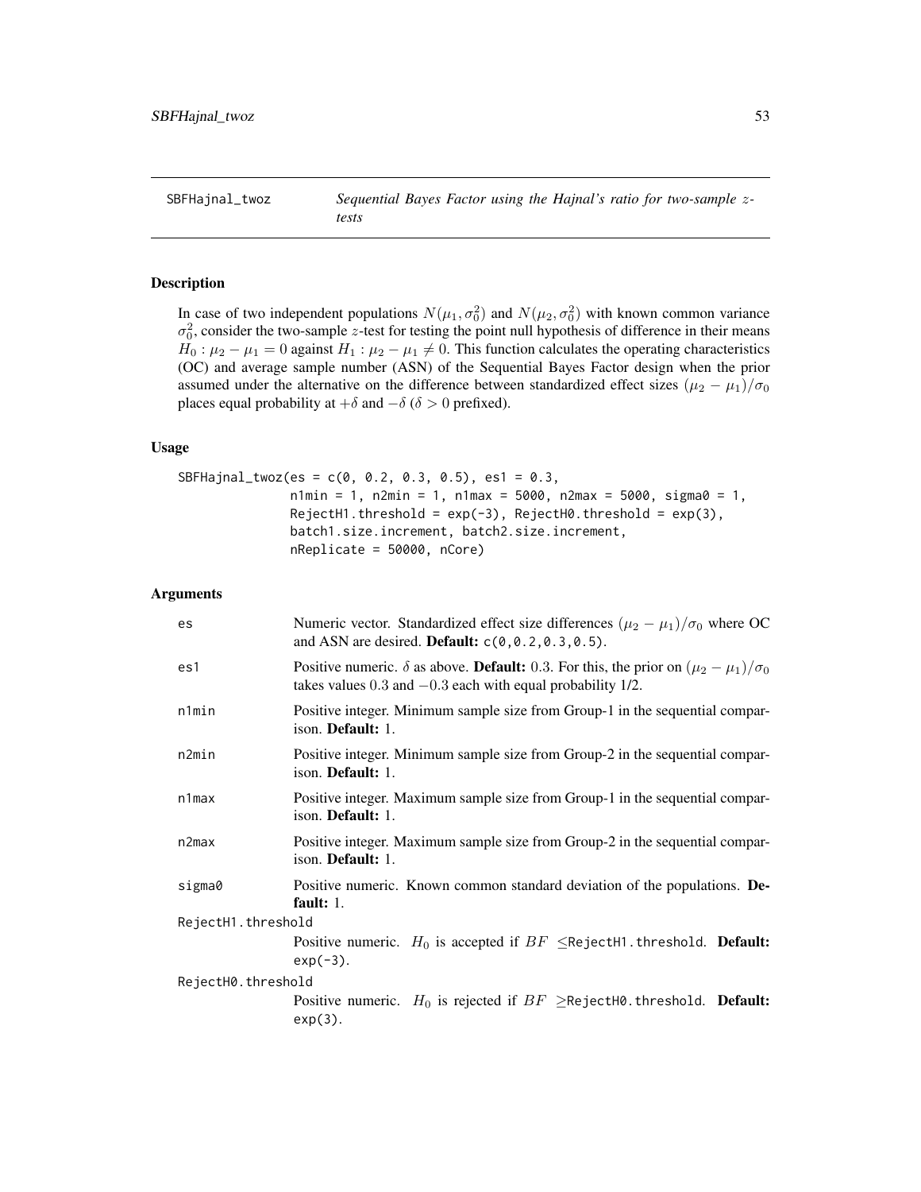# SBFHajnal_twoz

*Sequential Bayes Factor using the Hajnal's ratio for two-sample $z$-tests*

## Description

In case of two independent populations $N(\mu_1, \sigma_0^2)$ and $N(\mu_2, \sigma_0^2)$ with known common variance $\sigma_0^2$, consider the two-sample $z$-test for testing the point null hypothesis of difference in their means $H_0 : \mu_2 - \mu_1 = 0$ against $H_1 : \mu_2 - \mu_1 \neq 0$. This function calculates the operating characteristics (OC) and average sample number (ASN) of the Sequential Bayes Factor design when the prior assumed under the alternative on the difference between standardized effect sizes $(\mu_2 - \mu_1)/\sigma_0$ places equal probability at $+\delta$ and $-\delta$ ($\delta > 0$ prefixed).

## Usage

```
SBFHajnal_twoz(es = c(0, 0.2, 0.3, 0.5), es1 = 0.3,
               n1min = 1, n2min = 1, n1max = 5000, n2max = 5000, sigma0 = 1,
               RejectH1.threshold = exp(-3), RejectH0.threshold = exp(3),
               batch1.size.increment, batch2.size.increment,
               nReplicate = 50000, nCore)
```

## Arguments

| | |
|---|---|
| es | Numeric vector. Standardized effect size differences $(\mu_2 - \mu_1)/\sigma_0$ where OC and ASN are desired. **Default:** c(0,0.2,0.3,0.5). |
| es1 | Positive numeric. $\delta$ as above. **Default:** 0.3. For this, the prior on $(\mu_2 - \mu_1)/\sigma_0$ takes values 0.3 and $-0.3$ each with equal probability 1/2. |
| n1min | Positive integer. Minimum sample size from Group-1 in the sequential comparison. **Default:** 1. |
| n2min | Positive integer. Minimum sample size from Group-2 in the sequential comparison. **Default:** 1. |
| n1max | Positive integer. Maximum sample size from Group-1 in the sequential comparison. **Default:** 1. |
| n2max | Positive integer. Maximum sample size from Group-2 in the sequential comparison. **Default:** 1. |
| sigma0 | Positive numeric. Known common standard deviation of the populations. **Default:** 1. |
| RejectH1.threshold | Positive numeric. $H_0$ is accepted if $BF \leq$RejectH1.threshold. **Default:** exp(-3). |
| RejectH0.threshold | Positive numeric. $H_0$ is rejected if $BF \geq$RejectH0.threshold. **Default:** exp(3). |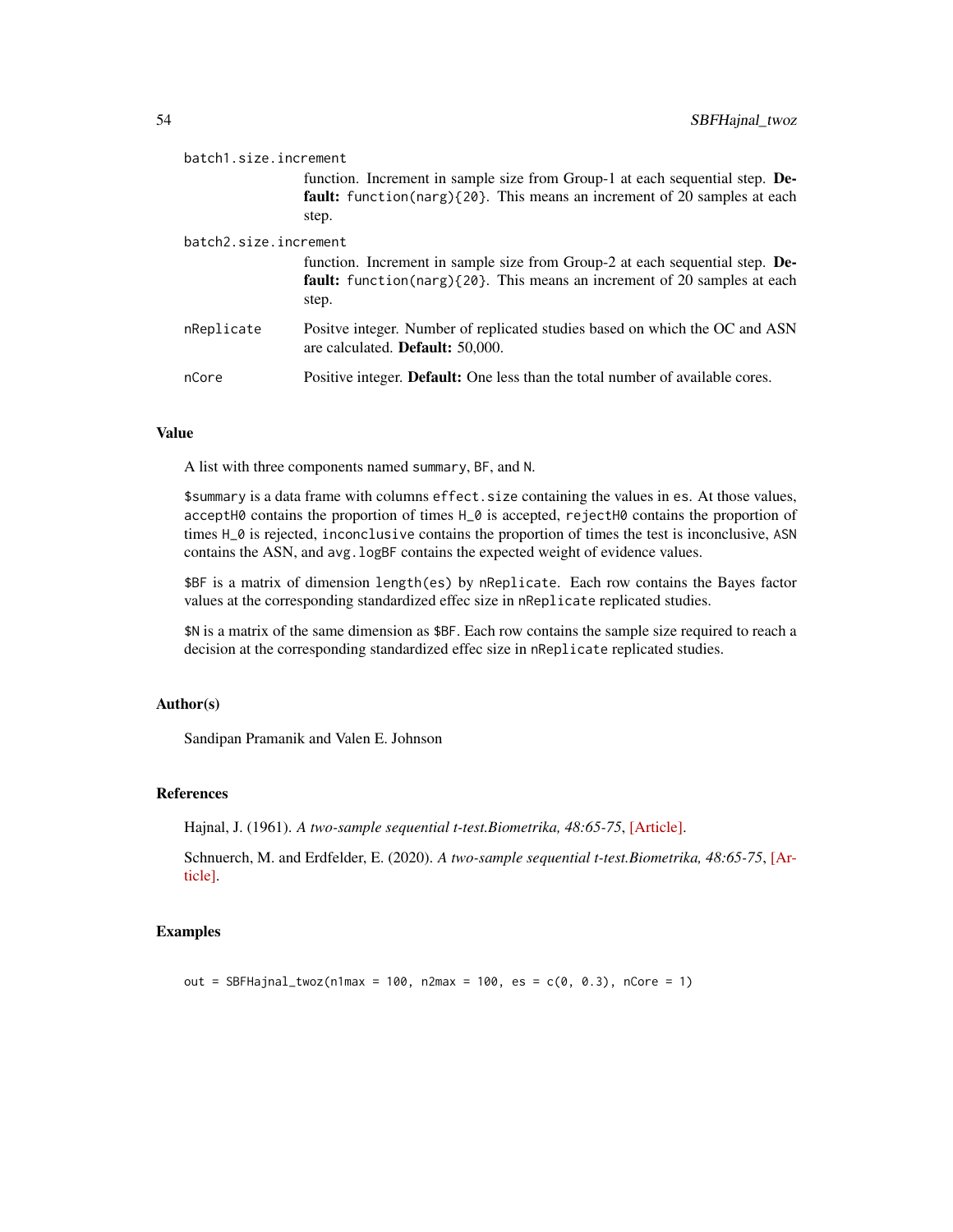batch1.size.increment
: function. Increment in sample size from Group-1 at each sequential step. **Default:** `function(narg){20}`. This means an increment of 20 samples at each step.

batch2.size.increment
: function. Increment in sample size from Group-2 at each sequential step. **Default:** `function(narg){20}`. This means an increment of 20 samples at each step.

nReplicate
: Positve integer. Number of replicated studies based on which the OC and ASN are calculated. **Default:** 50,000.

nCore
: Positive integer. **Default:** One less than the total number of available cores.

### Value

A list with three components named `summary`, `BF`, and `N`.

`$summary` is a data frame with columns `effect.size` containing the values in `es`. At those values, `acceptH0` contains the proportion of times `H_0` is accepted, `rejectH0` contains the proportion of times `H_0` is rejected, `inconclusive` contains the proportion of times the test is inconclusive, `ASN` contains the ASN, and `avg.logBF` contains the expected weight of evidence values.

`$BF` is a matrix of dimension `length(es)` by `nReplicate`. Each row contains the Bayes factor values at the corresponding standardized effec size in `nReplicate` replicated studies.

`$N` is a matrix of the same dimension as `$BF`. Each row contains the sample size required to reach a decision at the corresponding standardized effec size in `nReplicate` replicated studies.

### Author(s)

Sandipan Pramanik and Valen E. Johnson

### References

Hajnal, J. (1961). *A two-sample sequential t-test.Biometrika, 48:65-75*, [Article].

Schnuerch, M. and Erdfelder, E. (2020). *A two-sample sequential t-test.Biometrika, 48:65-75*, [Article].

### Examples

```
out = SBFHajnal_twoz(n1max = 100, n2max = 100, es = c(0, 0.3), nCore = 1)
```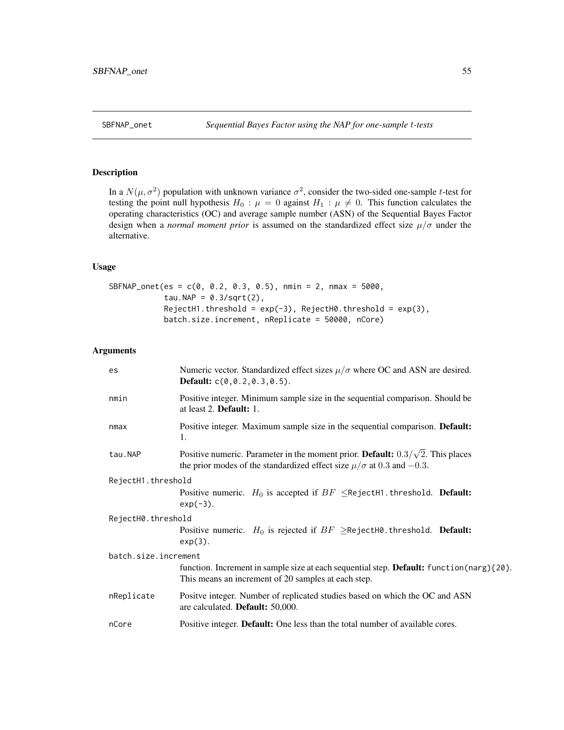SBFNAP_onet *Sequential Bayes Factor using the NAP for one-sample t-tests*

## Description

In a $N(\mu, \sigma^2)$ population with unknown variance $\sigma^2$, consider the two-sided one-sample $t$-test for testing the point null hypothesis $H_0 : \mu = 0$ against $H_1 : \mu \neq 0$. This function calculates the operating characteristics (OC) and average sample number (ASN) of the Sequential Bayes Factor design when a *normal moment prior* is assumed on the standardized effect size $\mu/\sigma$ under the alternative.

## Usage

```
SBFNAP_onet(es = c(0, 0.2, 0.3, 0.5), nmin = 2, nmax = 5000,
            tau.NAP = 0.3/sqrt(2),
            RejectH1.threshold = exp(-3), RejectH0.threshold = exp(3),
            batch.size.increment, nReplicate = 50000, nCore)
```

## Arguments

| | |
|---|---|
| es | Numeric vector. Standardized effect sizes $\mu/\sigma$ where OC and ASN are desired. **Default:** `c(0,0.2,0.3,0.5)`. |
| nmin | Positive integer. Minimum sample size in the sequential comparison. Should be at least 2. **Default:** 1. |
| nmax | Positive integer. Maximum sample size in the sequential comparison. **Default:** 1. |
| tau.NAP | Positive numeric. Parameter in the moment prior. **Default:** $0.3/\sqrt{2}$. This places the prior modes of the standardized effect size $\mu/\sigma$ at $0.3$ and $-0.3$. |
| RejectH1.threshold | Positive numeric. $H_0$ is accepted if $BF \leq$RejectH1.threshold. **Default:** `exp(-3)`. |
| RejectH0.threshold | Positive numeric. $H_0$ is rejected if $BF \geq$RejectH0.threshold. **Default:** `exp(3)`. |
| batch.size.increment | function. Increment in sample size at each sequential step. **Default:** `function(narg){20}`. This means an increment of 20 samples at each step. |
| nReplicate | Positve integer. Number of replicated studies based on which the OC and ASN are calculated. **Default:** 50,000. |
| nCore | Positive integer. **Default:** One less than the total number of available cores. |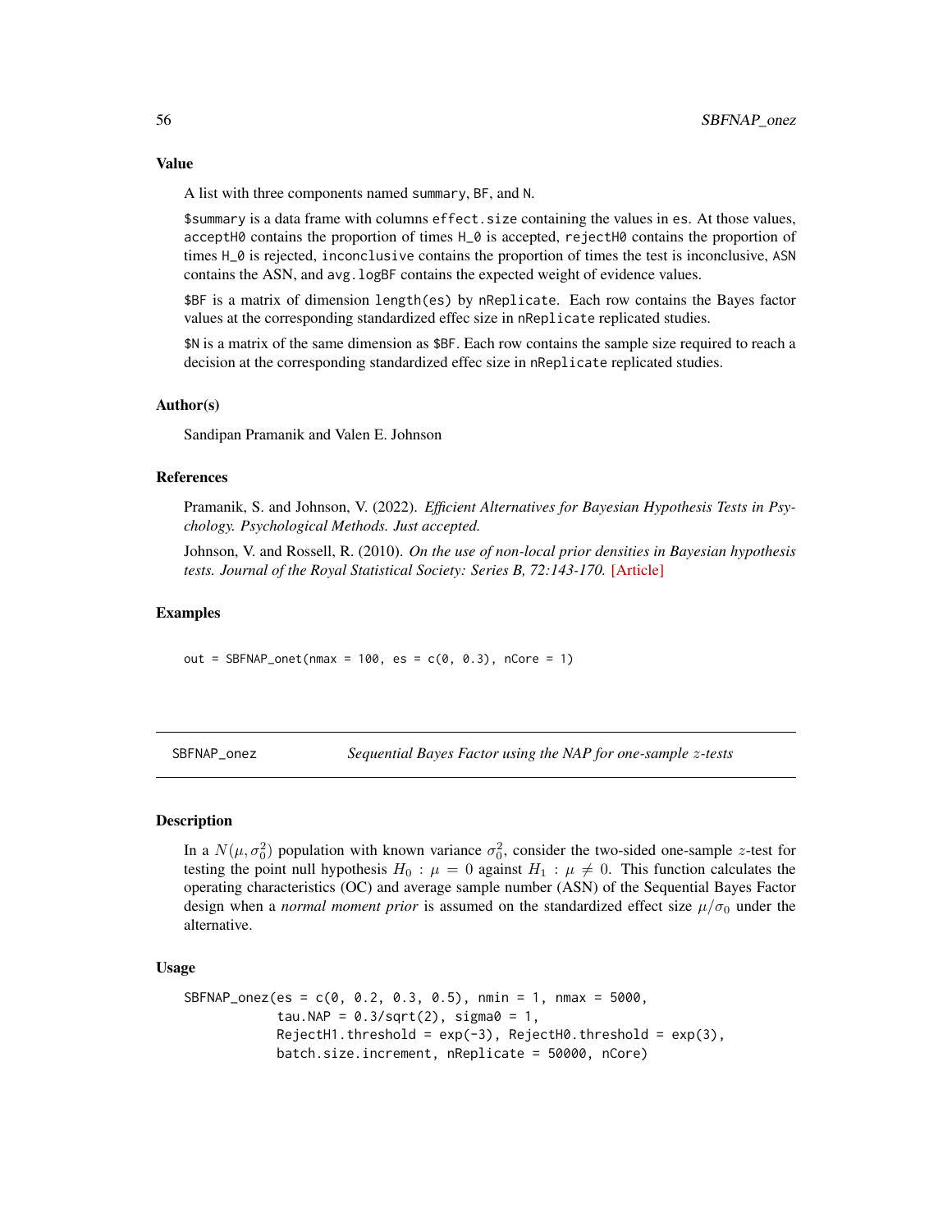### Value

A list with three components named summary, BF, and N.

$summary is a data frame with columns effect.size containing the values in es. At those values, acceptH0 contains the proportion of times H_0 is accepted, rejectH0 contains the proportion of times H_0 is rejected, inconclusive contains the proportion of times the test is inconclusive, ASN contains the ASN, and avg.logBF contains the expected weight of evidence values.

$BF is a matrix of dimension length(es) by nReplicate. Each row contains the Bayes factor values at the corresponding standardized effec size in nReplicate replicated studies.

$N is a matrix of the same dimension as $BF. Each row contains the sample size required to reach a decision at the corresponding standardized effec size in nReplicate replicated studies.

### Author(s)

Sandipan Pramanik and Valen E. Johnson

### References

Pramanik, S. and Johnson, V. (2022). *Efficient Alternatives for Bayesian Hypothesis Tests in Psychology. Psychological Methods. Just accepted.*

Johnson, V. and Rossell, R. (2010). *On the use of non-local prior densities in Bayesian hypothesis tests. Journal of the Royal Statistical Society: Series B, 72:143-170.* [Article]

### Examples

```
out = SBFNAP_onet(nmax = 100, es = c(0, 0.3), nCore = 1)
```

---

## SBFNAP_onez — *Sequential Bayes Factor using the NAP for one-sample $z$-tests*

### Description

In a $N(\mu, \sigma_0^2)$ population with known variance $\sigma_0^2$, consider the two-sided one-sample $z$-test for testing the point null hypothesis $H_0 : \mu = 0$ against $H_1 : \mu \neq 0$. This function calculates the operating characteristics (OC) and average sample number (ASN) of the Sequential Bayes Factor design when a *normal moment prior* is assumed on the standardized effect size $\mu/\sigma_0$ under the alternative.

### Usage

```
SBFNAP_onez(es = c(0, 0.2, 0.3, 0.5), nmin = 1, nmax = 5000,
            tau.NAP = 0.3/sqrt(2), sigma0 = 1,
            RejectH1.threshold = exp(-3), RejectH0.threshold = exp(3),
            batch.size.increment, nReplicate = 50000, nCore)
```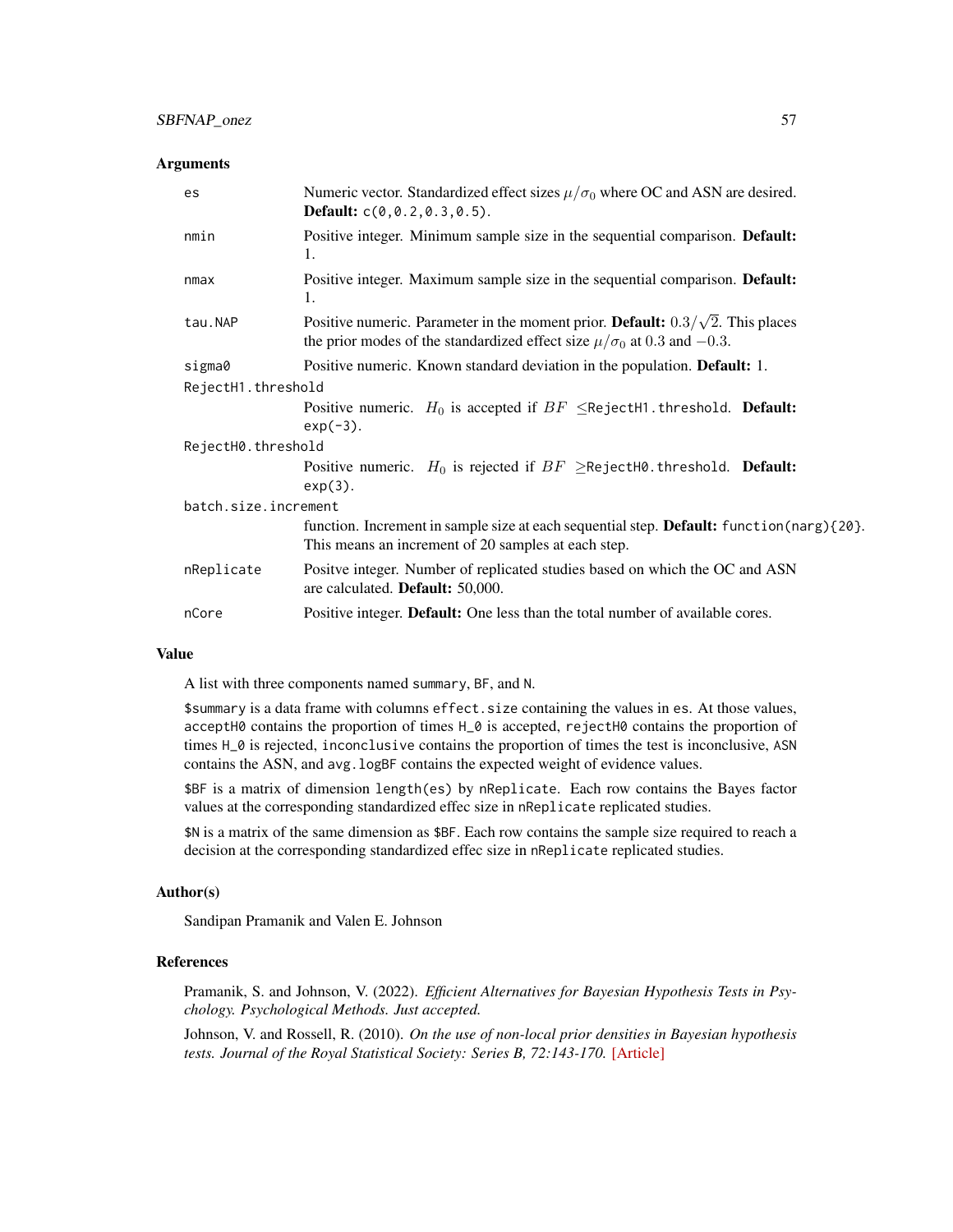### Arguments

| | |
|---|---|
| `es` | Numeric vector. Standardized effect sizes $\mu/\sigma_0$ where OC and ASN are desired. **Default:** `c(0,0.2,0.3,0.5)`. |
| `nmin` | Positive integer. Minimum sample size in the sequential comparison. **Default:** 1. |
| `nmax` | Positive integer. Maximum sample size in the sequential comparison. **Default:** 1. |
| `tau.NAP` | Positive numeric. Parameter in the moment prior. **Default:** $0.3/\sqrt{2}$. This places the prior modes of the standardized effect size $\mu/\sigma_0$ at $0.3$ and $-0.3$. |
| `sigma0` | Positive numeric. Known standard deviation in the population. **Default:** 1. |
| `RejectH1.threshold` | Positive numeric. $H_0$ is accepted if $BF$ $\leq$`RejectH1.threshold`. **Default:** `exp(-3)`. |
| `RejectH0.threshold` | Positive numeric. $H_0$ is rejected if $BF$ $\geq$`RejectH0.threshold`. **Default:** `exp(3)`. |
| `batch.size.increment` | function. Increment in sample size at each sequential step. **Default:** `function(narg){20}`. This means an increment of 20 samples at each step. |
| `nReplicate` | Positve integer. Number of replicated studies based on which the OC and ASN are calculated. **Default:** 50,000. |
| `nCore` | Positive integer. **Default:** One less than the total number of available cores. |

### Value

A list with three components named `summary`, `BF`, and `N`.

`$summary` is a data frame with columns `effect.size` containing the values in `es`. At those values, `acceptH0` contains the proportion of times `H_0` is accepted, `rejectH0` contains the proportion of times `H_0` is rejected, `inconclusive` contains the proportion of times the test is inconclusive, `ASN` contains the ASN, and `avg.logBF` contains the expected weight of evidence values.

`$BF` is a matrix of dimension `length(es)` by `nReplicate`. Each row contains the Bayes factor values at the corresponding standardized effec size in `nReplicate` replicated studies.

`$N` is a matrix of the same dimension as `$BF`. Each row contains the sample size required to reach a decision at the corresponding standardized effec size in `nReplicate` replicated studies.

### Author(s)

Sandipan Pramanik and Valen E. Johnson

### References

Pramanik, S. and Johnson, V. (2022). *Efficient Alternatives for Bayesian Hypothesis Tests in Psychology. Psychological Methods. Just accepted.*

Johnson, V. and Rossell, R. (2010). *On the use of non-local prior densities in Bayesian hypothesis tests. Journal of the Royal Statistical Society: Series B, 72:143-170.* [Article]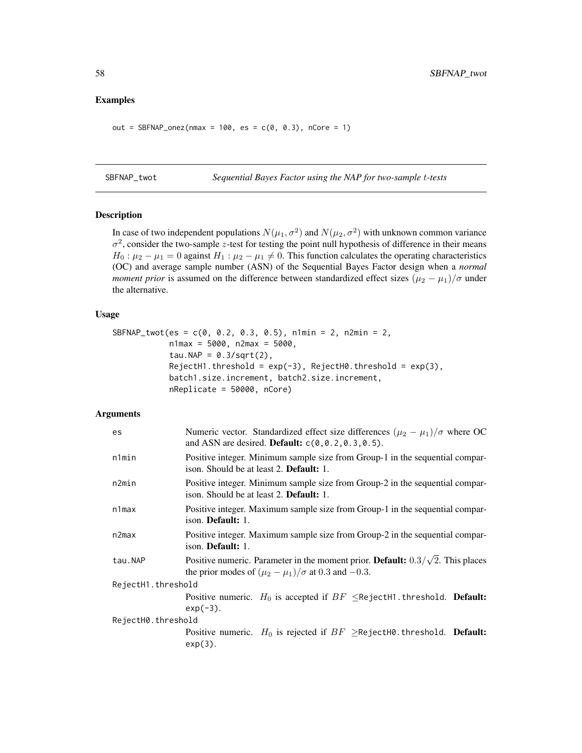## Examples

```
out = SBFNAP_onez(nmax = 100, es = c(0, 0.3), nCore = 1)
```

---

# SBFNAP_twot — *Sequential Bayes Factor using the NAP for two-sample $t$-tests*

## Description

In case of two independent populations $N(\mu_1, \sigma^2)$ and $N(\mu_2, \sigma^2)$ with unknown common variance $\sigma^2$, consider the two-sample $z$-test for testing the point null hypothesis of difference in their means $H_0 : \mu_2 - \mu_1 = 0$ against $H_1 : \mu_2 - \mu_1 \neq 0$. This function calculates the operating characteristics (OC) and average sample number (ASN) of the Sequential Bayes Factor design when a *normal moment prior* is assumed on the difference between standardized effect sizes $(\mu_2 - \mu_1)/\sigma$ under the alternative.

## Usage

```
SBFNAP_twot(es = c(0, 0.2, 0.3, 0.5), n1min = 2, n2min = 2,
            n1max = 5000, n2max = 5000,
            tau.NAP = 0.3/sqrt(2),
            RejectH1.threshold = exp(-3), RejectH0.threshold = exp(3),
            batch1.size.increment, batch2.size.increment,
            nReplicate = 50000, nCore)
```

## Arguments

| | |
|---|---|
| `es` | Numeric vector. Standardized effect size differences $(\mu_2 - \mu_1)/\sigma$ where OC and ASN are desired. **Default:** `c(0,0.2,0.3,0.5)`. |
| `n1min` | Positive integer. Minimum sample size from Group-1 in the sequential comparison. Should be at least 2. **Default:** 1. |
| `n2min` | Positive integer. Minimum sample size from Group-2 in the sequential comparison. Should be at least 2. **Default:** 1. |
| `n1max` | Positive integer. Maximum sample size from Group-1 in the sequential comparison. **Default:** 1. |
| `n2max` | Positive integer. Maximum sample size from Group-2 in the sequential comparison. **Default:** 1. |
| `tau.NAP` | Positive numeric. Parameter in the moment prior. **Default:** $0.3/\sqrt{2}$. This places the prior modes of $(\mu_2 - \mu_1)/\sigma$ at 0.3 and $-0.3$. |
| `RejectH1.threshold` | Positive numeric. $H_0$ is accepted if $BF \leq$`RejectH1.threshold`. **Default:** `exp(-3)`. |
| `RejectH0.threshold` | Positive numeric. $H_0$ is rejected if $BF \geq$`RejectH0.threshold`. **Default:** `exp(3)`. |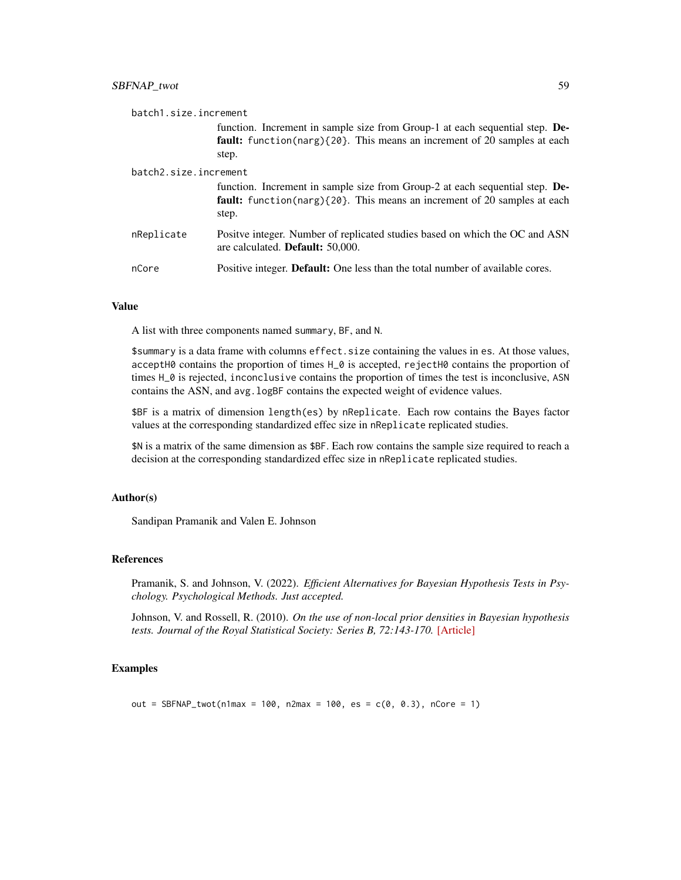batch1.size.increment
: function. Increment in sample size from Group-1 at each sequential step. **Default:** `function(narg){20}`. This means an increment of 20 samples at each step.

batch2.size.increment
: function. Increment in sample size from Group-2 at each sequential step. **Default:** `function(narg){20}`. This means an increment of 20 samples at each step.

nReplicate
: Positve integer. Number of replicated studies based on which the OC and ASN are calculated. **Default:** 50,000.

nCore
: Positive integer. **Default:** One less than the total number of available cores.

### Value

A list with three components named `summary`, `BF`, and `N`.

`$summary` is a data frame with columns `effect.size` containing the values in `es`. At those values, `acceptH0` contains the proportion of times `H_0` is accepted, `rejectH0` contains the proportion of times `H_0` is rejected, `inconclusive` contains the proportion of times the test is inconclusive, `ASN` contains the ASN, and `avg.logBF` contains the expected weight of evidence values.

`$BF` is a matrix of dimension `length(es)` by `nReplicate`. Each row contains the Bayes factor values at the corresponding standardized effec size in `nReplicate` replicated studies.

`$N` is a matrix of the same dimension as `$BF`. Each row contains the sample size required to reach a decision at the corresponding standardized effec size in `nReplicate` replicated studies.

### Author(s)

Sandipan Pramanik and Valen E. Johnson

### References

Pramanik, S. and Johnson, V. (2022). *Efficient Alternatives for Bayesian Hypothesis Tests in Psychology. Psychological Methods. Just accepted.*

Johnson, V. and Rossell, R. (2010). *On the use of non-local prior densities in Bayesian hypothesis tests. Journal of the Royal Statistical Society: Series B, 72:143-170.* [Article]

### Examples

```
out = SBFNAP_twot(n1max = 100, n2max = 100, es = c(0, 0.3), nCore = 1)
```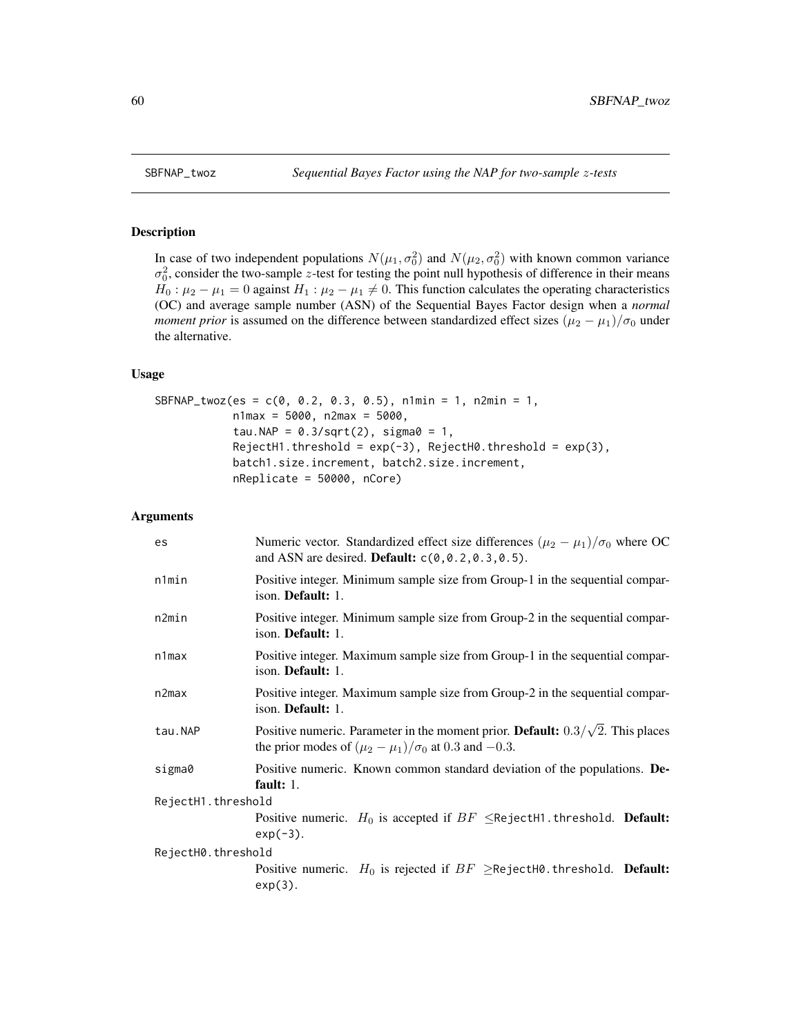SBFNAP_twoz *Sequential Bayes Factor using the NAP for two-sample $z$-tests*

## Description

In case of two independent populations $N(\mu_1, \sigma_0^2)$ and $N(\mu_2, \sigma_0^2)$ with known common variance $\sigma_0^2$, consider the two-sample $z$-test for testing the point null hypothesis of difference in their means $H_0 : \mu_2 - \mu_1 = 0$ against $H_1 : \mu_2 - \mu_1 \neq 0$. This function calculates the operating characteristics (OC) and average sample number (ASN) of the Sequential Bayes Factor design when a *normal moment prior* is assumed on the difference between standardized effect sizes $(\mu_2 - \mu_1)/\sigma_0$ under the alternative.

## Usage

```
SBFNAP_twoz(es = c(0, 0.2, 0.3, 0.5), n1min = 1, n2min = 1,
            n1max = 5000, n2max = 5000,
            tau.NAP = 0.3/sqrt(2), sigma0 = 1,
            RejectH1.threshold = exp(-3), RejectH0.threshold = exp(3),
            batch1.size.increment, batch2.size.increment,
            nReplicate = 50000, nCore)
```

## Arguments

- `es` Numeric vector. Standardized effect size differences $(\mu_2 - \mu_1)/\sigma_0$ where OC and ASN are desired. **Default:** `c(0,0.2,0.3,0.5)`.
- `n1min` Positive integer. Minimum sample size from Group-1 in the sequential comparison. **Default:** 1.
- `n2min` Positive integer. Minimum sample size from Group-2 in the sequential comparison. **Default:** 1.
- `n1max` Positive integer. Maximum sample size from Group-1 in the sequential comparison. **Default:** 1.
- `n2max` Positive integer. Maximum sample size from Group-2 in the sequential comparison. **Default:** 1.
- `tau.NAP` Positive numeric. Parameter in the moment prior. **Default:** $0.3/\sqrt{2}$. This places the prior modes of $(\mu_2 - \mu_1)/\sigma_0$ at 0.3 and $-0.3$.
- `sigma0` Positive numeric. Known common standard deviation of the populations. **Default:** 1.
- `RejectH1.threshold` Positive numeric. $H_0$ is accepted if $BF \leq$`RejectH1.threshold`. **Default:** `exp(-3)`.
- `RejectH0.threshold` Positive numeric. $H_0$ is rejected if $BF \geq$`RejectH0.threshold`. **Default:** `exp(3)`.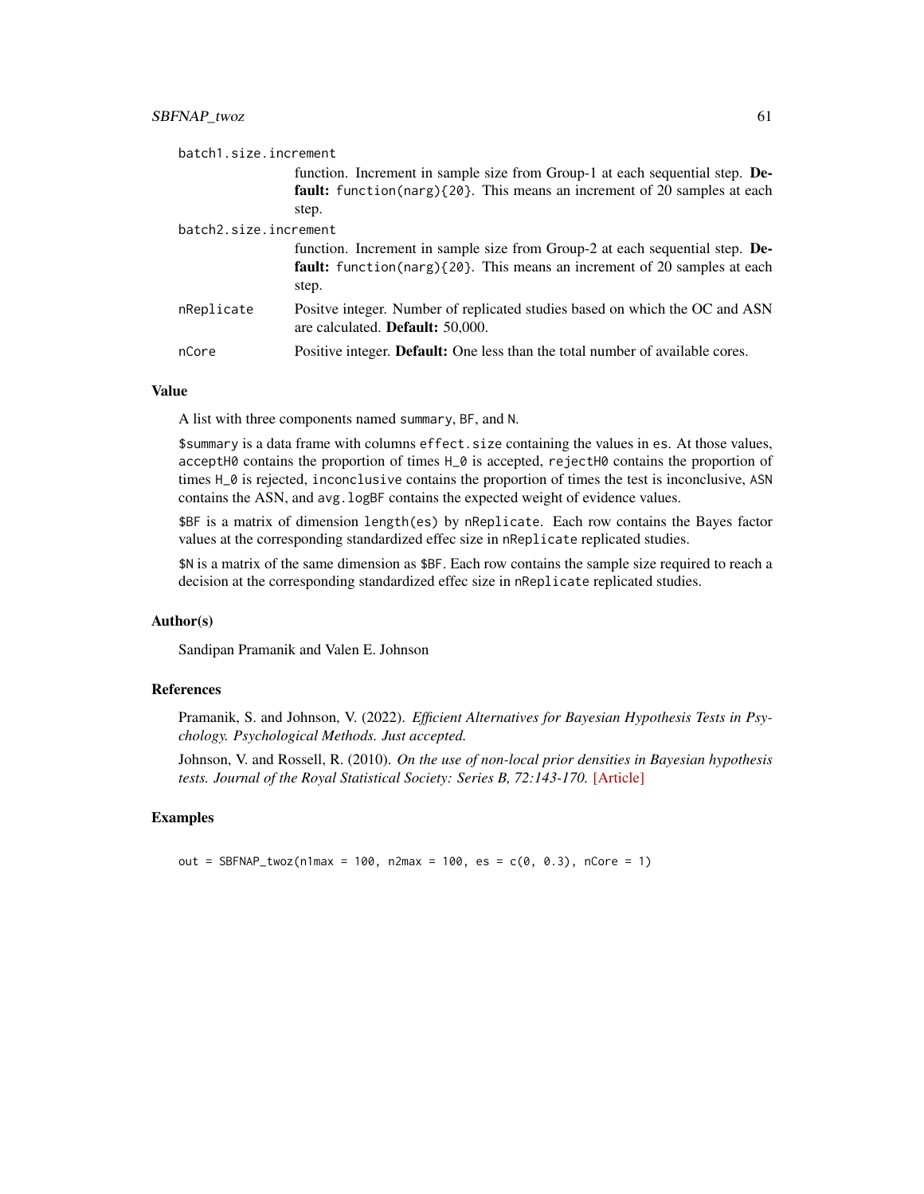batch1.size.increment
: function. Increment in sample size from Group-1 at each sequential step. **Default:** `function(narg){20}`. This means an increment of 20 samples at each step.

batch2.size.increment
: function. Increment in sample size from Group-2 at each sequential step. **Default:** `function(narg){20}`. This means an increment of 20 samples at each step.

nReplicate
: Positve integer. Number of replicated studies based on which the OC and ASN are calculated. **Default:** 50,000.

nCore
: Positive integer. **Default:** One less than the total number of available cores.

## Value

A list with three components named `summary`, `BF`, and `N`.

`$summary` is a data frame with columns `effect.size` containing the values in `es`. At those values, `acceptH0` contains the proportion of times `H_0` is accepted, `rejectH0` contains the proportion of times `H_0` is rejected, `inconclusive` contains the proportion of times the test is inconclusive, `ASN` contains the ASN, and `avg.logBF` contains the expected weight of evidence values.

`$BF` is a matrix of dimension `length(es)` by `nReplicate`. Each row contains the Bayes factor values at the corresponding standardized effec size in `nReplicate` replicated studies.

`$N` is a matrix of the same dimension as `$BF`. Each row contains the sample size required to reach a decision at the corresponding standardized effec size in `nReplicate` replicated studies.

## Author(s)

Sandipan Pramanik and Valen E. Johnson

## References

Pramanik, S. and Johnson, V. (2022). *Efficient Alternatives for Bayesian Hypothesis Tests in Psychology. Psychological Methods. Just accepted.*

Johnson, V. and Rossell, R. (2010). *On the use of non-local prior densities in Bayesian hypothesis tests. Journal of the Royal Statistical Society: Series B, 72:143-170.* [Article]

## Examples

```
out = SBFNAP_twoz(n1max = 100, n2max = 100, es = c(0, 0.3), nCore = 1)
```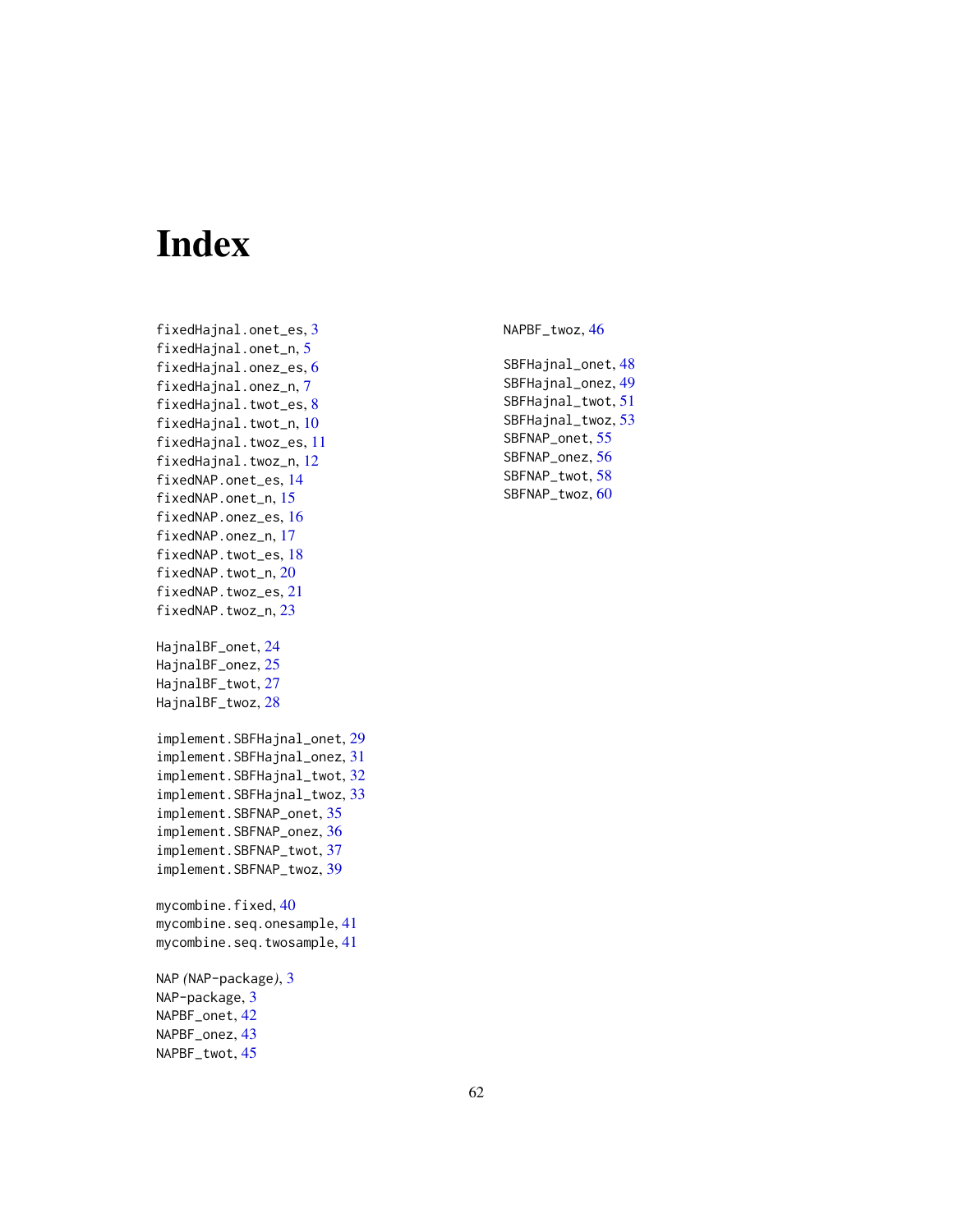# Index

fixedHajnal.onet_es, 3
fixedHajnal.onet_n, 5
fixedHajnal.onez_es, 6
fixedHajnal.onez_n, 7
fixedHajnal.twot_es, 8
fixedHajnal.twot_n, 10
fixedHajnal.twoz_es, 11
fixedHajnal.twoz_n, 12
fixedNAP.onet_es, 14
fixedNAP.onet_n, 15
fixedNAP.onez_es, 16
fixedNAP.onez_n, 17
fixedNAP.twot_es, 18
fixedNAP.twot_n, 20
fixedNAP.twoz_es, 21
fixedNAP.twoz_n, 23

HajnalBF_onet, 24
HajnalBF_onez, 25
HajnalBF_twot, 27
HajnalBF_twoz, 28

implement.SBFHajnal_onet, 29
implement.SBFHajnal_onez, 31
implement.SBFHajnal_twot, 32
implement.SBFHajnal_twoz, 33
implement.SBFNAP_onet, 35
implement.SBFNAP_onez, 36
implement.SBFNAP_twot, 37
implement.SBFNAP_twoz, 39

mycombine.fixed, 40
mycombine.seq.onesample, 41
mycombine.seq.twosample, 41

NAP *(NAP-package)*, 3
NAP-package, 3
NAPBF_onet, 42
NAPBF_onez, 43
NAPBF_twot, 45
NAPBF_twoz, 46

SBFHajnal_onet, 48
SBFHajnal_onez, 49
SBFHajnal_twot, 51
SBFHajnal_twoz, 53
SBFNAP_onet, 55
SBFNAP_onez, 56
SBFNAP_twot, 58
SBFNAP_twoz, 60